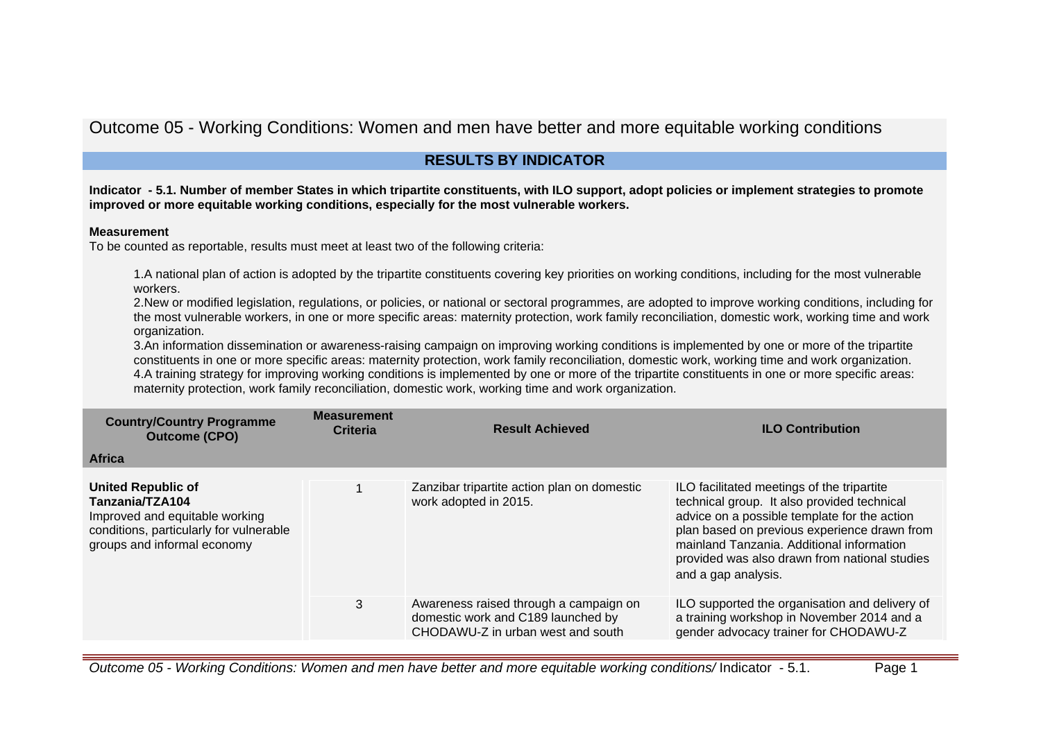# Outcome 05 - Working Conditions: Women and men have better and more equitable working conditions

## RESULTS BY INDICATOR

**Indicator - 5.1. Number of member States in which tripartite constituents, with ILO support, adopt policies or implement strategies to promote improved or more equitable working conditions, especially for the most vulnerable workers.**

**Measurement**

To be counted as reportable, results must meet at least two of the following criteria:

1. A national plan of action is adopted by the tripartite constituents covering key priorities on working conditions, including for the most vulnerable workers.
2. New or modified legislation, regulations, or policies, or national or sectoral programmes, are adopted to improve working conditions, including for the most vulnerable workers, in one or more specific areas: maternity protection, work family reconciliation, domestic work, working time and work organization.
3. An information dissemination or awareness-raising campaign on improving working conditions is implemented by one or more of the tripartite constituents in one or more specific areas: maternity protection, work family reconciliation, domestic work, working time and work organization.
4. A training strategy for improving working conditions is implemented by one or more of the tripartite constituents in one or more specific areas: maternity protection, work family reconciliation, domestic work, working time and work organization.

| Country/Country Programme Outcome (CPO) | Measurement Criteria | Result Achieved | ILO Contribution |
|---|---|---|---|
| **Africa** | | | |
| **United Republic of Tanzania/TZA104** Improved and equitable working conditions, particularly for vulnerable groups and informal economy | 1 | Zanzibar tripartite action plan on domestic work adopted in 2015. | ILO facilitated meetings of the tripartite technical group. It also provided technical advice on a possible template for the action plan based on previous experience drawn from mainland Tanzania. Additional information provided was also drawn from national studies and a gap analysis. |
| | 3 | Awareness raised through a campaign on domestic work and C189 launched by CHODAWU-Z in urban west and south | ILO supported the organisation and delivery of a training workshop in November 2014 and a gender advocacy trainer for CHODAWU-Z |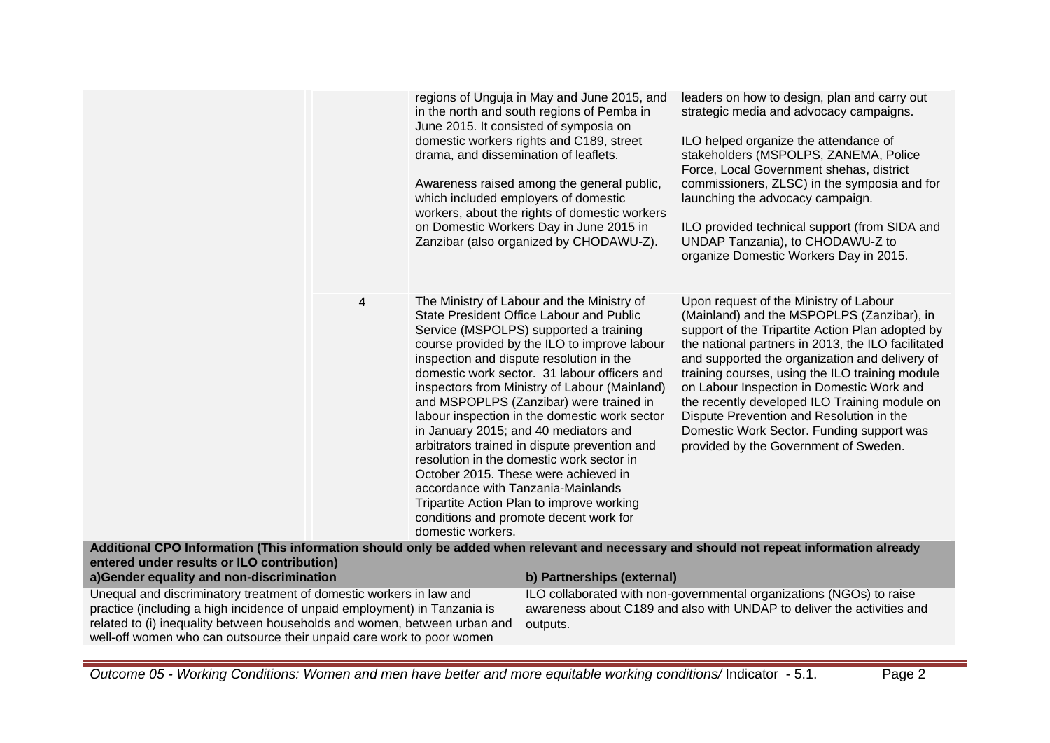| | | | |
|---|---|---|---|
| | | regions of Unguja in May and June 2015, and in the north and south regions of Pemba in June 2015. It consisted of symposia on domestic workers rights and C189, street drama, and dissemination of leaflets.<br><br>Awareness raised among the general public, which included employers of domestic workers, about the rights of domestic workers on Domestic Workers Day in June 2015 in Zanzibar (also organized by CHODAWU-Z). | leaders on how to design, plan and carry out strategic media and advocacy campaigns.<br><br>ILO helped organize the attendance of stakeholders (MSPOLPS, ZANEMA, Police Force, Local Government shehas, district commissioners, ZLSC) in the symposia and for launching the advocacy campaign.<br><br>ILO provided technical support (from SIDA and UNDAP Tanzania), to CHODAWU-Z to organize Domestic Workers Day in 2015. |
| | 4 | The Ministry of Labour and the Ministry of State President Office Labour and Public Service (MSPOLPS) supported a training course provided by the ILO to improve labour inspection and dispute resolution in the domestic work sector. 31 labour officers and inspectors from Ministry of Labour (Mainland) and MSPOPLPS (Zanzibar) were trained in labour inspection in the domestic work sector in January 2015; and 40 mediators and arbitrators trained in dispute prevention and resolution in the domestic work sector in October 2015. These were achieved in accordance with Tanzania-Mainlands Tripartite Action Plan to improve working conditions and promote decent work for domestic workers. | Upon request of the Ministry of Labour (Mainland) and the MSPOPLPS (Zanzibar), in support of the Tripartite Action Plan adopted by the national partners in 2013, the ILO facilitated and supported the organization and delivery of training courses, using the ILO training module on Labour Inspection in Domestic Work and the recently developed ILO Training module on Dispute Prevention and Resolution in the Domestic Work Sector. Funding support was provided by the Government of Sweden. |

**Additional CPO Information (This information should only be added when relevant and necessary and should not repeat information already entered under results or ILO contribution)**

| a)Gender equality and non-discrimination | b) Partnerships (external) |
|---|---|
| Unequal and discriminatory treatment of domestic workers in law and practice (including a high incidence of unpaid employment) in Tanzania is related to (i) inequality between households and women, between urban and well-off women who can outsource their unpaid care work to poor women | ILO collaborated with non-governmental organizations (NGOs) to raise awareness about C189 and also with UNDAP to deliver the activities and outputs. |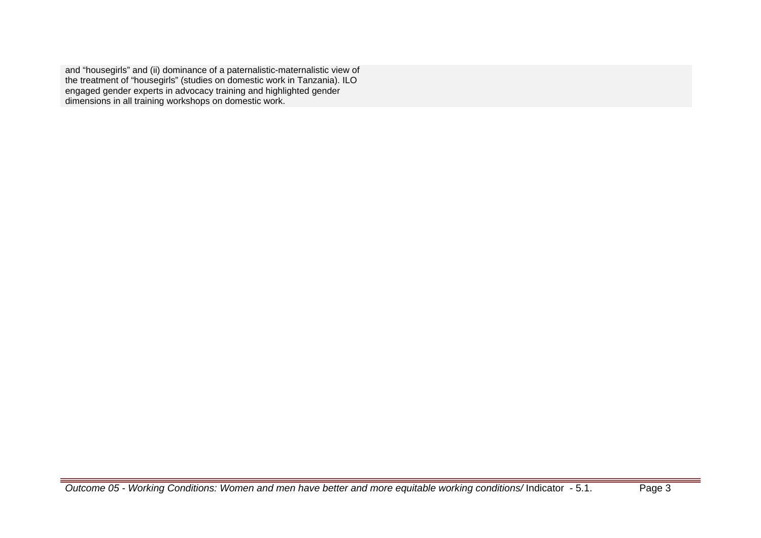and “housegirls” and (ii) dominance of a paternalistic-maternalistic view of the treatment of “housegirls” (studies on domestic work in Tanzania). ILO engaged gender experts in advocacy training and highlighted gender dimensions in all training workshops on domestic work.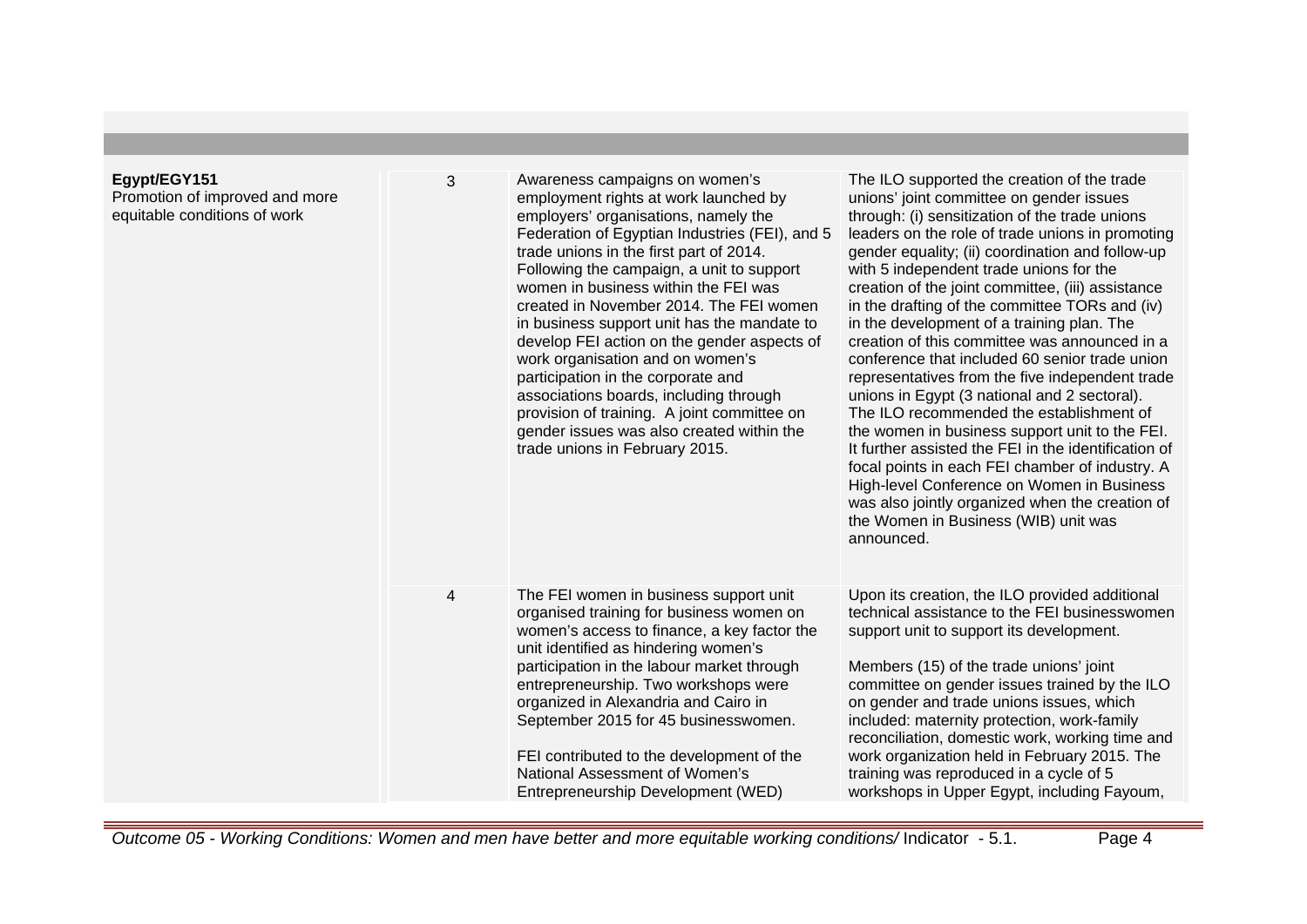| | | | |
|---|---|---|---|
| **Egypt/EGY151**<br>Promotion of improved and more equitable conditions of work | 3 | Awareness campaigns on women's employment rights at work launched by employers' organisations, namely the Federation of Egyptian Industries (FEI), and 5 trade unions in the first part of 2014. Following the campaign, a unit to support women in business within the FEI was created in November 2014. The FEI women in business support unit has the mandate to develop FEI action on the gender aspects of work organisation and on women's participation in the corporate and associations boards, including through provision of training. A joint committee on gender issues was also created within the trade unions in February 2015. | The ILO supported the creation of the trade unions' joint committee on gender issues through: (i) sensitization of the trade unions leaders on the role of trade unions in promoting gender equality; (ii) coordination and follow-up with 5 independent trade unions for the creation of the joint committee, (iii) assistance in the drafting of the committee TORs and (iv) in the development of a training plan. The creation of this committee was announced in a conference that included 60 senior trade union representatives from the five independent trade unions in Egypt (3 national and 2 sectoral). The ILO recommended the establishment of the women in business support unit to the FEI. It further assisted the FEI in the identification of focal points in each FEI chamber of industry. A High-level Conference on Women in Business was also jointly organized when the creation of the Women in Business (WIB) unit was announced. |
| | 4 | The FEI women in business support unit organised training for business women on women's access to finance, a key factor the unit identified as hindering women's participation in the labour market through entrepreneurship. Two workshops were organized in Alexandria and Cairo in September 2015 for 45 businesswomen.<br><br>FEI contributed to the development of the National Assessment of Women's Entrepreneurship Development (WED) | Upon its creation, the ILO provided additional technical assistance to the FEI businesswomen support unit to support its development.<br><br>Members (15) of the trade unions' joint committee on gender issues trained by the ILO on gender and trade unions issues, which included: maternity protection, work-family reconciliation, domestic work, working time and work organization held in February 2015. The training was reproduced in a cycle of 5 workshops in Upper Egypt, including Fayoum, |

*Outcome 05 - Working Conditions: Women and men have better and more equitable working conditions/* Indicator - 5.1.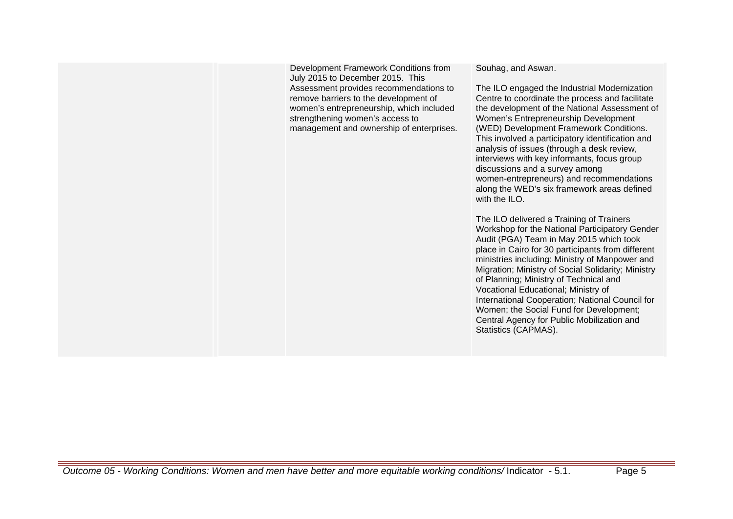| | | | |
|---|---|---|---|
| | | Development Framework Conditions from July 2015 to December 2015. This Assessment provides recommendations to remove barriers to the development of women's entrepreneurship, which included strengthening women's access to management and ownership of enterprises. | Souhag, and Aswan.<br><br>The ILO engaged the Industrial Modernization Centre to coordinate the process and facilitate the development of the National Assessment of Women's Entrepreneurship Development (WED) Development Framework Conditions. This involved a participatory identification and analysis of issues (through a desk review, interviews with key informants, focus group discussions and a survey among women-entrepreneurs) and recommendations along the WED's six framework areas defined with the ILO.<br><br>The ILO delivered a Training of Trainers Workshop for the National Participatory Gender Audit (PGA) Team in May 2015 which took place in Cairo for 30 participants from different ministries including: Ministry of Manpower and Migration; Ministry of Social Solidarity; Ministry of Planning; Ministry of Technical and Vocational Educational; Ministry of International Cooperation; National Council for Women; the Social Fund for Development; Central Agency for Public Mobilization and Statistics (CAPMAS). |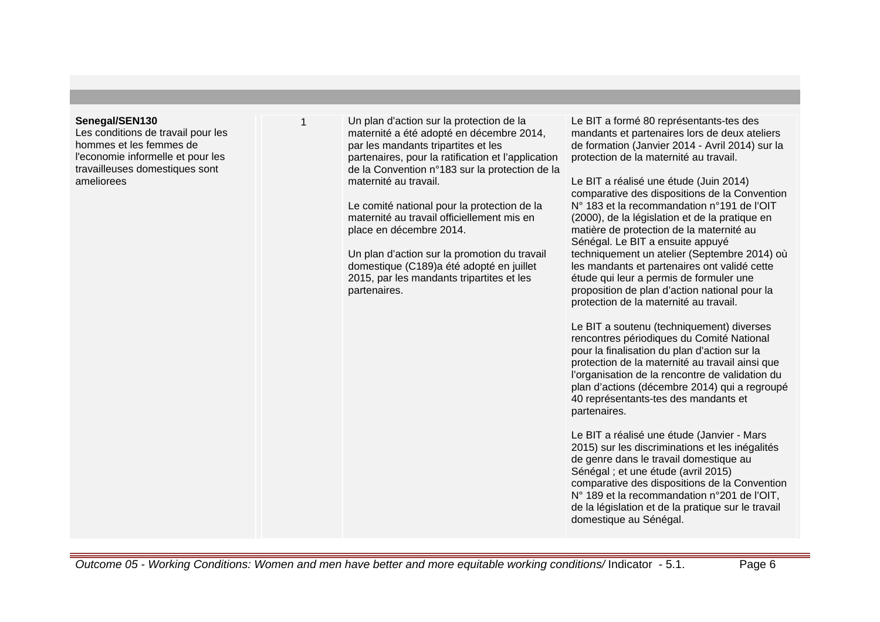| | | | |
|---|---|---|---|
| **Senegal/SEN130**<br>Les conditions de travail pour les hommes et les femmes de l'economie informelle et pour les travailleuses domestiques sont ameliorees | 1 | Un plan d'action sur la protection de la maternité a été adopté en décembre 2014, par les mandants tripartites et les partenaires, pour la ratification et l'application de la Convention n°183 sur la protection de la maternité au travail.<br><br>Le comité national pour la protection de la maternité au travail officiellement mis en place en décembre 2014.<br><br>Un plan d'action sur la promotion du travail domestique (C189)a été adopté en juillet 2015, par les mandants tripartites et les partenaires. | Le BIT a formé 80 représentants-tes des mandants et partenaires lors de deux ateliers de formation (Janvier 2014 - Avril 2014) sur la protection de la maternité au travail.<br><br>Le BIT a réalisé une étude (Juin 2014) comparative des dispositions de la Convention N° 183 et la recommandation n°191 de l'OIT (2000), de la législation et de la pratique en matière de protection de la maternité au Sénégal. Le BIT a ensuite appuyé techniquement un atelier (Septembre 2014) où les mandants et partenaires ont validé cette étude qui leur a permis de formuler une proposition de plan d'action national pour la protection de la maternité au travail.<br><br>Le BIT a soutenu (techniquement) diverses rencontres périodiques du Comité National pour la finalisation du plan d'action sur la protection de la maternité au travail ainsi que l'organisation de la rencontre de validation du plan d'actions (décembre 2014) qui a regroupé 40 représentants-tes des mandants et partenaires.<br><br>Le BIT a réalisé une étude (Janvier - Mars 2015) sur les discriminations et les inégalités de genre dans le travail domestique au Sénégal ; et une étude (avril 2015) comparative des dispositions de la Convention N° 189 et la recommandation n°201 de l'OIT, de la législation et de la pratique sur le travail domestique au Sénégal. |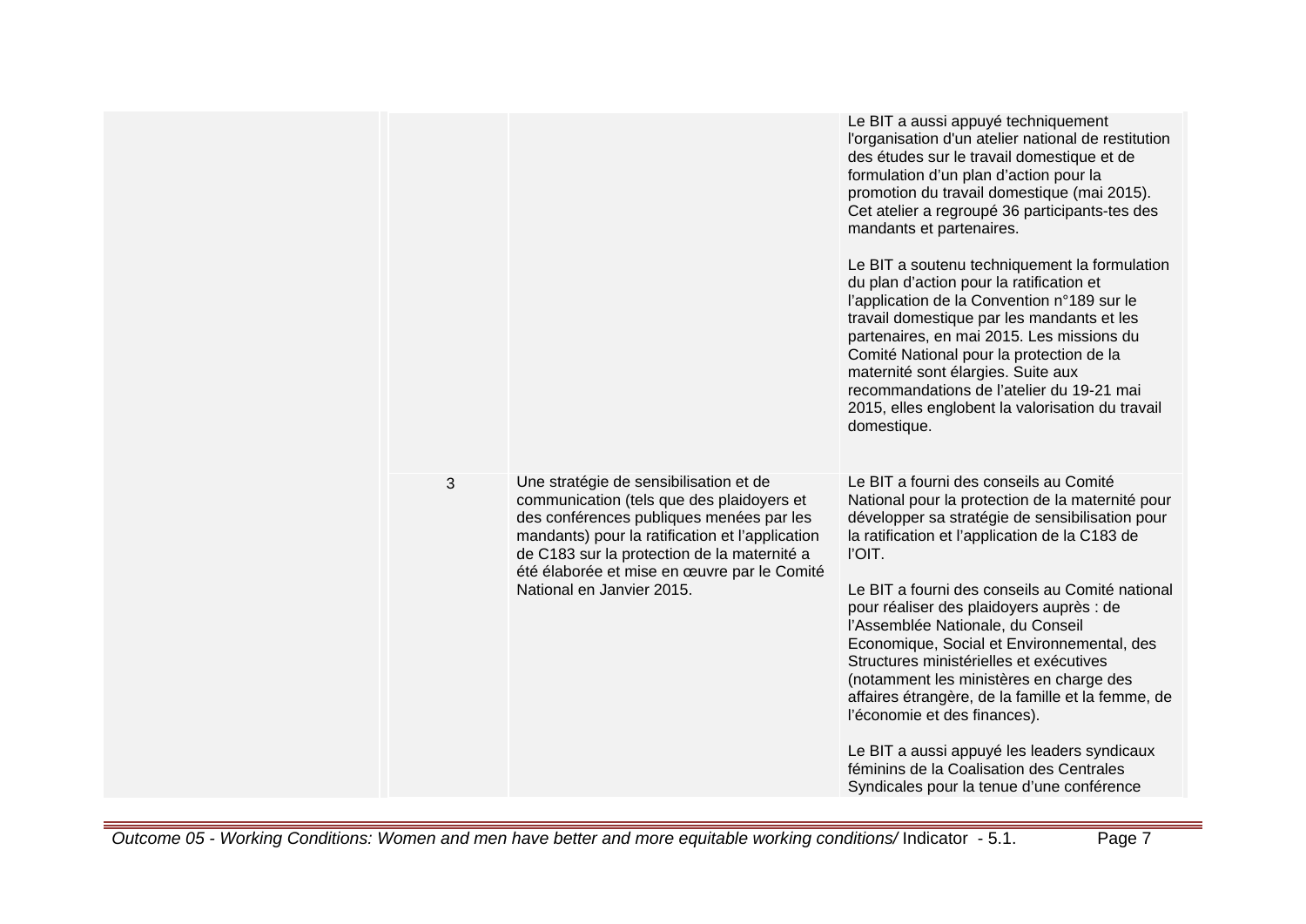| | | | |
|---|---|---|---|
| | | | Le BIT a aussi appuyé techniquement l'organisation d'un atelier national de restitution des études sur le travail domestique et de formulation d'un plan d'action pour la promotion du travail domestique (mai 2015). Cet atelier a regroupé 36 participants-tes des mandants et partenaires.<br><br>Le BIT a soutenu techniquement la formulation du plan d'action pour la ratification et l'application de la Convention n°189 sur le travail domestique par les mandants et les partenaires, en mai 2015. Les missions du Comité National pour la protection de la maternité sont élargies. Suite aux recommandations de l'atelier du 19-21 mai 2015, elles englobent la valorisation du travail domestique. |
| | 3 | Une stratégie de sensibilisation et de communication (tels que des plaidoyers et des conférences publiques menées par les mandants) pour la ratification et l'application de C183 sur la protection de la maternité a été élaborée et mise en œuvre par le Comité National en Janvier 2015. | Le BIT a fourni des conseils au Comité National pour la protection de la maternité pour développer sa stratégie de sensibilisation pour la ratification et l'application de la C183 de l'OIT.<br><br>Le BIT a fourni des conseils au Comité national pour réaliser des plaidoyers auprès : de l'Assemblée Nationale, du Conseil Economique, Social et Environnemental, des Structures ministérielles et exécutives (notamment les ministères en charge des affaires étrangère, de la famille et la femme, de l'économie et des finances).<br><br>Le BIT a aussi appuyé les leaders syndicaux féminins de la Coalisation des Centrales Syndicales pour la tenue d'une conférence |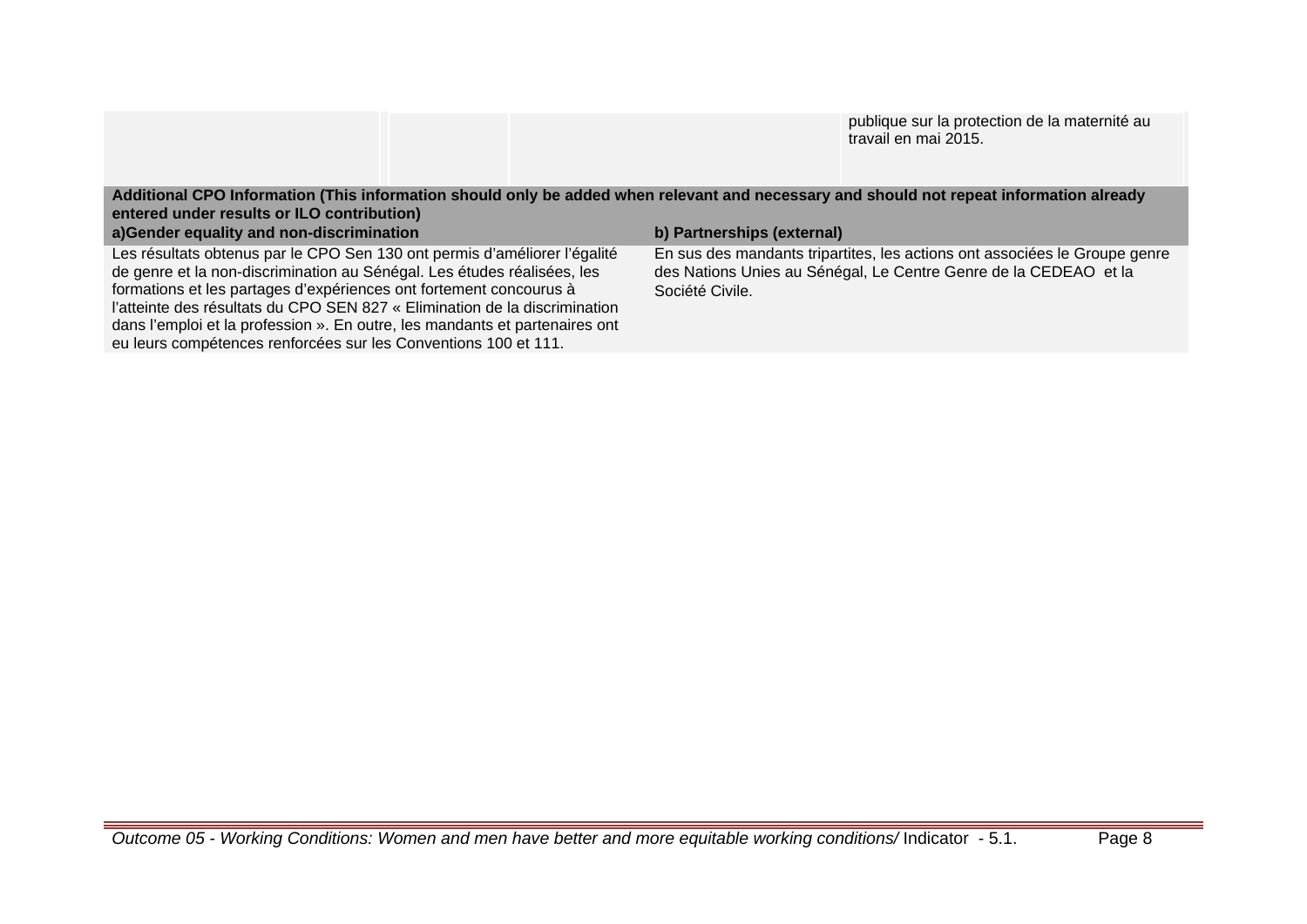| | | | |
|---|---|---|---|
| | | | publique sur la protection de la maternité au travail en mai 2015. |

| Additional CPO Information (This information should only be added when relevant and necessary and should not repeat information already entered under results or ILO contribution) | |
|---|---|
| **a)Gender equality and non-discrimination** | **b) Partnerships (external)** |
| Les résultats obtenus par le CPO Sen 130 ont permis d'améliorer l'égalité de genre et la non-discrimination au Sénégal. Les études réalisées, les formations et les partages d'expériences ont fortement concourus à l'atteinte des résultats du CPO SEN 827 « Elimination de la discrimination dans l'emploi et la profession ». En outre, les mandants et partenaires ont eu leurs compétences renforcées sur les Conventions 100 et 111. | En sus des mandants tripartites, les actions ont associées le Groupe genre des Nations Unies au Sénégal, Le Centre Genre de la CEDEAO et la Société Civile. |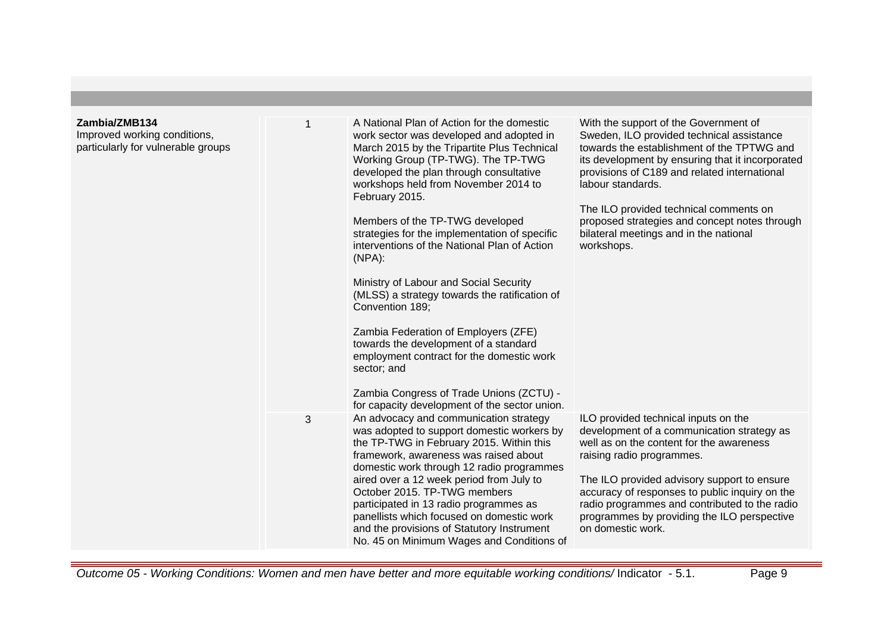| | | | |
|---|---|---|---|
| **Zambia/ZMB134**<br>Improved working conditions, particularly for vulnerable groups | 1 | A National Plan of Action for the domestic work sector was developed and adopted in March 2015 by the Tripartite Plus Technical Working Group (TP-TWG). The TP-TWG developed the plan through consultative workshops held from November 2014 to February 2015.<br><br>Members of the TP-TWG developed strategies for the implementation of specific interventions of the National Plan of Action (NPA):<br><br>Ministry of Labour and Social Security (MLSS) a strategy towards the ratification of Convention 189;<br><br>Zambia Federation of Employers (ZFE) towards the development of a standard employment contract for the domestic work sector; and<br><br>Zambia Congress of Trade Unions (ZCTU) - for capacity development of the sector union. | With the support of the Government of Sweden, ILO provided technical assistance towards the establishment of the TPTWG and its development by ensuring that it incorporated provisions of C189 and related international labour standards.<br><br>The ILO provided technical comments on proposed strategies and concept notes through bilateral meetings and in the national workshops. |
| | 3 | An advocacy and communication strategy was adopted to support domestic workers by the TP-TWG in February 2015. Within this framework, awareness was raised about domestic work through 12 radio programmes aired over a 12 week period from July to October 2015. TP-TWG members participated in 13 radio programmes as panellists which focused on domestic work and the provisions of Statutory Instrument No. 45 on Minimum Wages and Conditions of | ILO provided technical inputs on the development of a communication strategy as well as on the content for the awareness raising radio programmes.<br><br>The ILO provided advisory support to ensure accuracy of responses to public inquiry on the radio programmes and contributed to the radio programmes by providing the ILO perspective on domestic work. |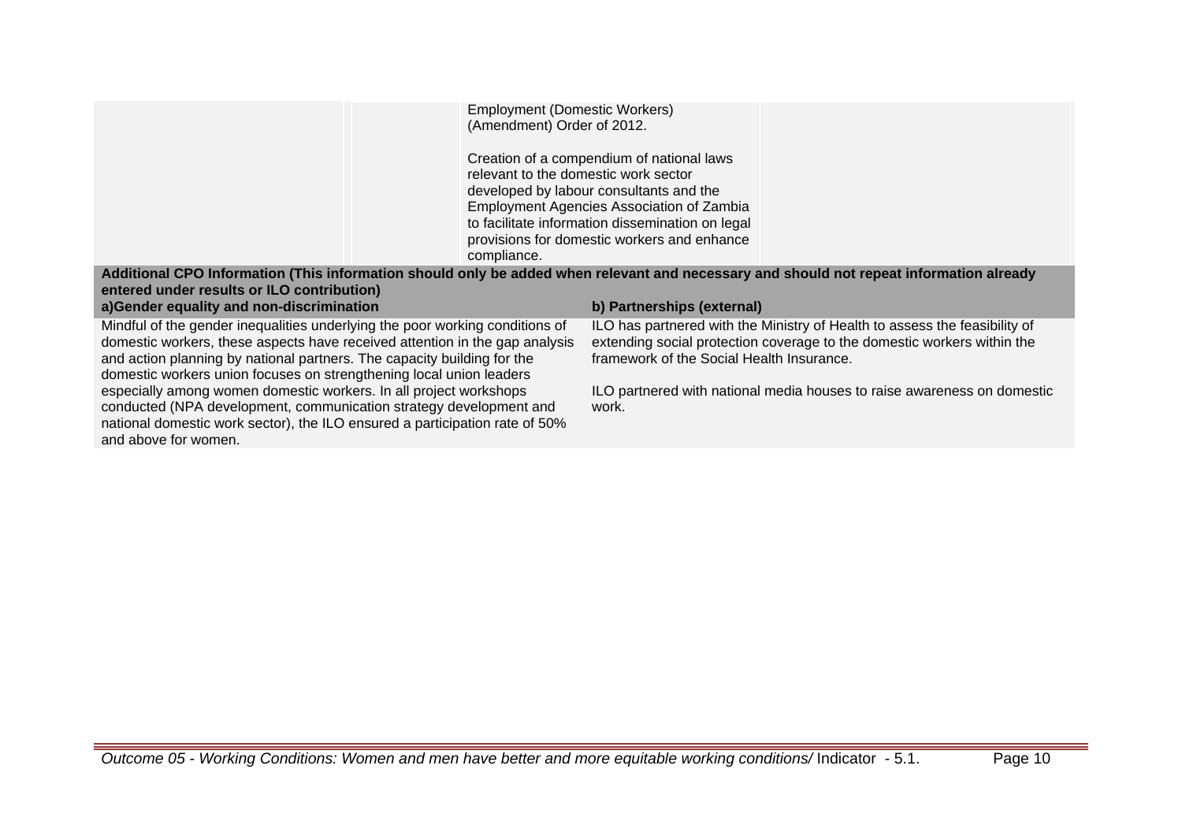| | | | |
|---|---|---|---|
| | | Employment (Domestic Workers) (Amendment) Order of 2012.<br><br>Creation of a compendium of national laws relevant to the domestic work sector developed by labour consultants and the Employment Agencies Association of Zambia to facilitate information dissemination on legal provisions for domestic workers and enhance compliance. | |

**Additional CPO Information (This information should only be added when relevant and necessary and should not repeat information already entered under results or ILO contribution)**

| a)Gender equality and non-discrimination | b) Partnerships (external) |
|---|---|
| Mindful of the gender inequalities underlying the poor working conditions of domestic workers, these aspects have received attention in the gap analysis and action planning by national partners. The capacity building for the domestic workers union focuses on strengthening local union leaders especially among women domestic workers. In all project workshops conducted (NPA development, communication strategy development and national domestic work sector), the ILO ensured a participation rate of 50% and above for women. | ILO has partnered with the Ministry of Health to assess the feasibility of extending social protection coverage to the domestic workers within the framework of the Social Health Insurance.<br><br>ILO partnered with national media houses to raise awareness on domestic work. |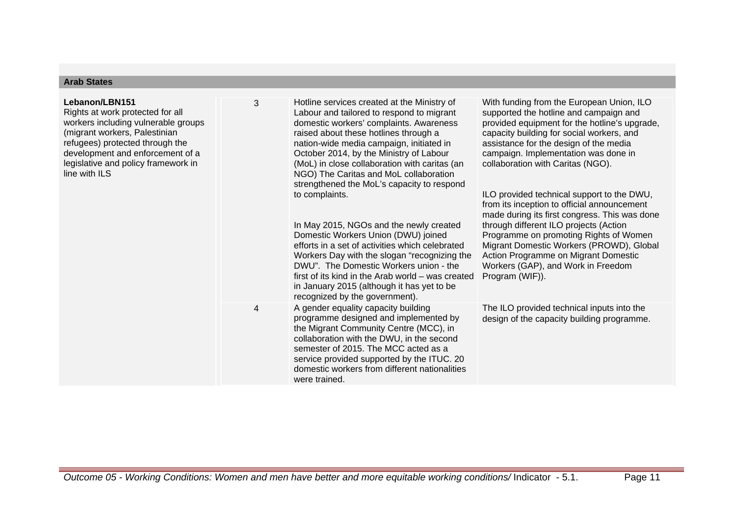| Arab States | | | |
|---|---|---|---|
| **Lebanon/LBN151**<br>Rights at work protected for all workers including vulnerable groups (migrant workers, Palestinian refugees) protected through the development and enforcement of a legislative and policy framework in line with ILS | 3 | Hotline services created at the Ministry of Labour and tailored to respond to migrant domestic workers' complaints. Awareness raised about these hotlines through a nation-wide media campaign, initiated in October 2014, by the Ministry of Labour (MoL) in close collaboration with caritas (an NGO) The Caritas and MoL collaboration strengthened the MoL's capacity to respond to complaints.<br><br>In May 2015, NGOs and the newly created Domestic Workers Union (DWU) joined efforts in a set of activities which celebrated Workers Day with the slogan "recognizing the DWU". The Domestic Workers union - the first of its kind in the Arab world – was created in January 2015 (although it has yet to be recognized by the government). | With funding from the European Union, ILO supported the hotline and campaign and provided equipment for the hotline's upgrade, capacity building for social workers, and assistance for the design of the media campaign. Implementation was done in collaboration with Caritas (NGO).<br><br>ILO provided technical support to the DWU, from its inception to official announcement made during its first congress. This was done through different ILO projects (Action Programme on promoting Rights of Women Migrant Domestic Workers (PROWD), Global Action Programme on Migrant Domestic Workers (GAP), and Work in Freedom Program (WIF)). |
| | 4 | A gender equality capacity building programme designed and implemented by the Migrant Community Centre (MCC), in collaboration with the DWU, in the second semester of 2015. The MCC acted as a service provided supported by the ITUC. 20 domestic workers from different nationalities were trained. | The ILO provided technical inputs into the design of the capacity building programme. |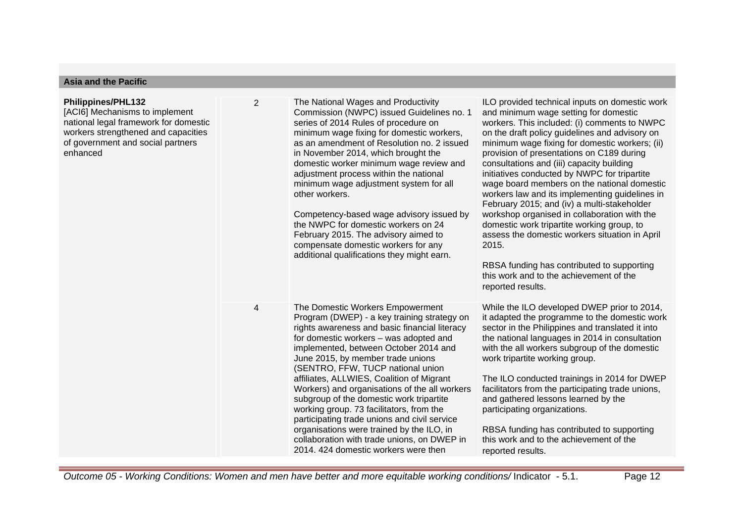## Asia and the Pacific

| | | | |
|---|---|---|---|
| **Philippines/PHL132**<br>[ACI6] Mechanisms to implement national legal framework for domestic workers strengthened and capacities of government and social partners enhanced | 2 | The National Wages and Productivity Commission (NWPC) issued Guidelines no. 1 series of 2014 Rules of procedure on minimum wage fixing for domestic workers, as an amendment of Resolution no. 2 issued in November 2014, which brought the domestic worker minimum wage review and adjustment process within the national minimum wage adjustment system for all other workers.<br><br>Competency-based wage advisory issued by the NWPC for domestic workers on 24 February 2015. The advisory aimed to compensate domestic workers for any additional qualifications they might earn. | ILO provided technical inputs on domestic work and minimum wage setting for domestic workers. This included: (i) comments to NWPC on the draft policy guidelines and advisory on minimum wage fixing for domestic workers; (ii) provision of presentations on C189 during consultations and (iii) capacity building initiatives conducted by NWPC for tripartite wage board members on the national domestic workers law and its implementing guidelines in February 2015; and (iv) a multi-stakeholder workshop organised in collaboration with the domestic work tripartite working group, to assess the domestic workers situation in April 2015.<br><br>RBSA funding has contributed to supporting this work and to the achievement of the reported results. |
| | 4 | The Domestic Workers Empowerment Program (DWEP) - a key training strategy on rights awareness and basic financial literacy for domestic workers – was adopted and implemented, between October 2014 and June 2015, by member trade unions (SENTRO, FFW, TUCP national union affiliates, ALLWIES, Coalition of Migrant Workers) and organisations of the all workers subgroup of the domestic work tripartite working group. 73 facilitators, from the participating trade unions and civil service organisations were trained by the ILO, in collaboration with trade unions, on DWEP in 2014. 424 domestic workers were then | While the ILO developed DWEP prior to 2014, it adapted the programme to the domestic work sector in the Philippines and translated it into the national languages in 2014 in consultation with the all workers subgroup of the domestic work tripartite working group.<br><br>The ILO conducted trainings in 2014 for DWEP facilitators from the participating trade unions, and gathered lessons learned by the participating organizations.<br><br>RBSA funding has contributed to supporting this work and to the achievement of the reported results. |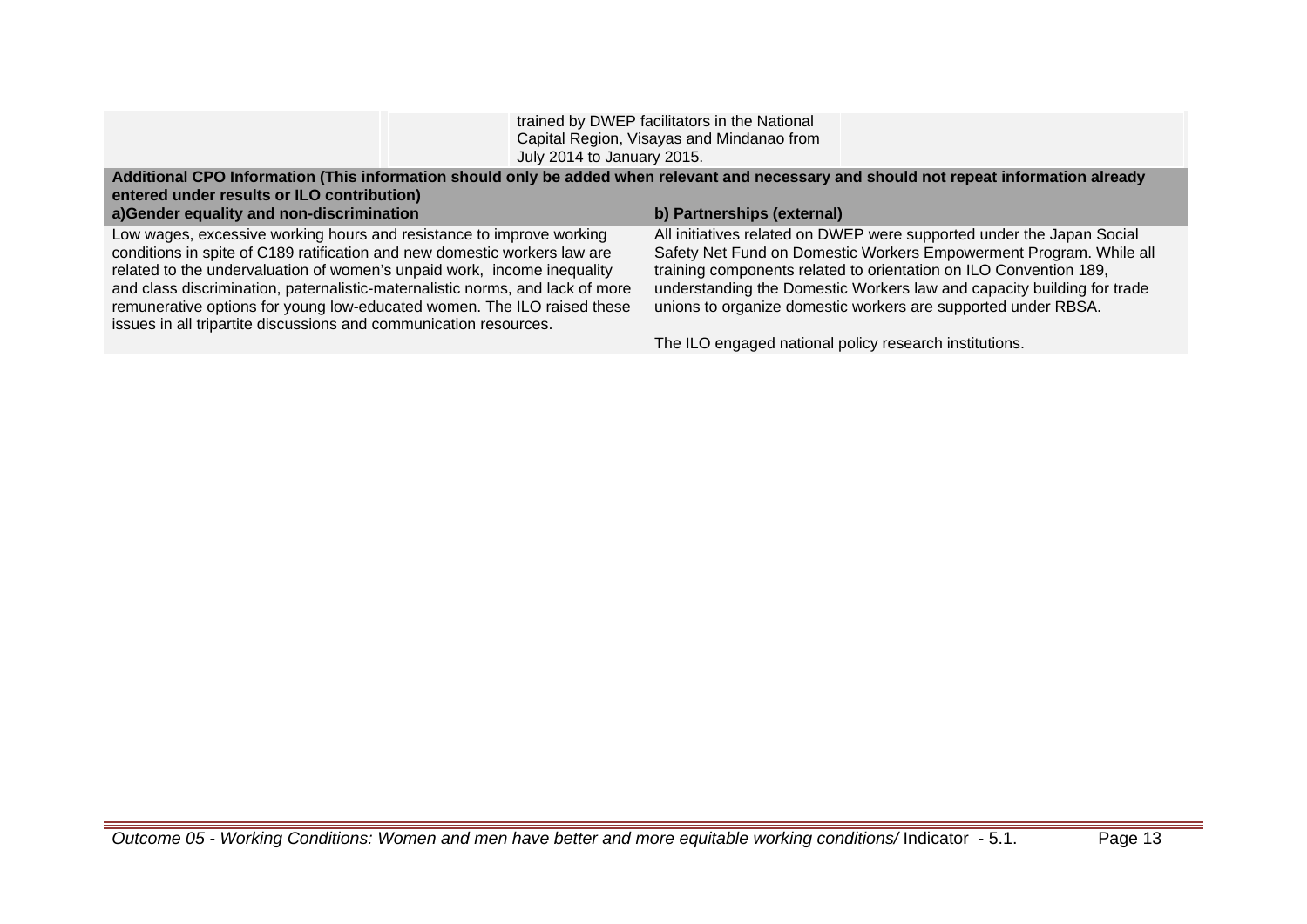| | | trained by DWEP facilitators in the National Capital Region, Visayas and Mindanao from July 2014 to January 2015. | |
|---|---|---|---|

**Additional CPO Information (This information should only be added when relevant and necessary and should not repeat information already entered under results or ILO contribution)**

| a)Gender equality and non-discrimination | b) Partnerships (external) |
|---|---|
| Low wages, excessive working hours and resistance to improve working conditions in spite of C189 ratification and new domestic workers law are related to the undervaluation of women's unpaid work, income inequality and class discrimination, paternalistic-maternalistic norms, and lack of more remunerative options for young low-educated women. The ILO raised these issues in all tripartite discussions and communication resources. | All initiatives related on DWEP were supported under the Japan Social Safety Net Fund on Domestic Workers Empowerment Program. While all training components related to orientation on ILO Convention 189, understanding the Domestic Workers law and capacity building for trade unions to organize domestic workers are supported under RBSA.<br><br>The ILO engaged national policy research institutions. |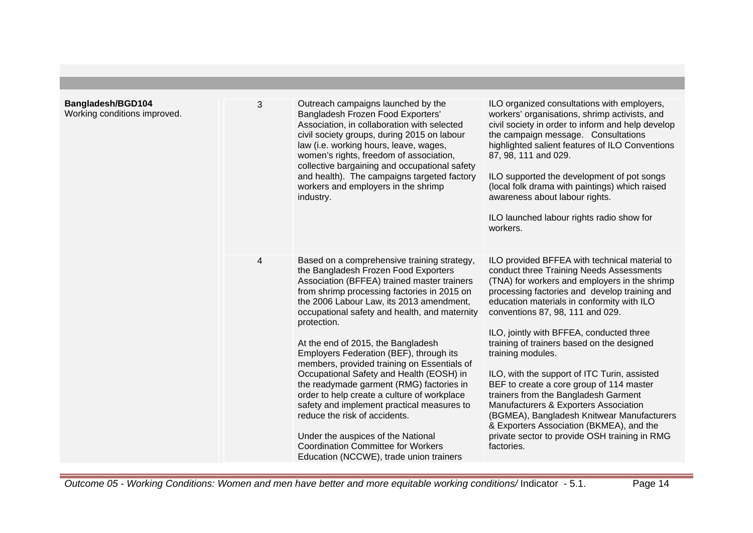| | | | |
|---|---|---|---|
| **Bangladesh/BGD104**<br>Working conditions improved. | 3 | Outreach campaigns launched by the Bangladesh Frozen Food Exporters' Association, in collaboration with selected civil society groups, during 2015 on labour law (i.e. working hours, leave, wages, women's rights, freedom of association, collective bargaining and occupational safety and health). The campaigns targeted factory workers and employers in the shrimp industry. | ILO organized consultations with employers, workers' organisations, shrimp activists, and civil society in order to inform and help develop the campaign message. Consultations highlighted salient features of ILO Conventions 87, 98, 111 and 029.<br><br>ILO supported the development of pot songs (local folk drama with paintings) which raised awareness about labour rights.<br><br>ILO launched labour rights radio show for workers. |
| | 4 | Based on a comprehensive training strategy, the Bangladesh Frozen Food Exporters Association (BFFEA) trained master trainers from shrimp processing factories in 2015 on the 2006 Labour Law, its 2013 amendment, occupational safety and health, and maternity protection.<br><br>At the end of 2015, the Bangladesh Employers Federation (BEF), through its members, provided training on Essentials of Occupational Safety and Health (EOSH) in the readymade garment (RMG) factories in order to help create a culture of workplace safety and implement practical measures to reduce the risk of accidents.<br><br>Under the auspices of the National Coordination Committee for Workers Education (NCCWE), trade union trainers | ILO provided BFFEA with technical material to conduct three Training Needs Assessments (TNA) for workers and employers in the shrimp processing factories and develop training and education materials in conformity with ILO conventions 87, 98, 111 and 029.<br><br>ILO, jointly with BFFEA, conducted three training of trainers based on the designed training modules.<br><br>ILO, with the support of ITC Turin, assisted BEF to create a core group of 114 master trainers from the Bangladesh Garment Manufacturers & Exporters Association (BGMEA), Bangladesh Knitwear Manufacturers & Exporters Association (BKMEA), and the private sector to provide OSH training in RMG factories. |

*Outcome 05 - Working Conditions: Women and men have better and more equitable working conditions/* Indicator - 5.1.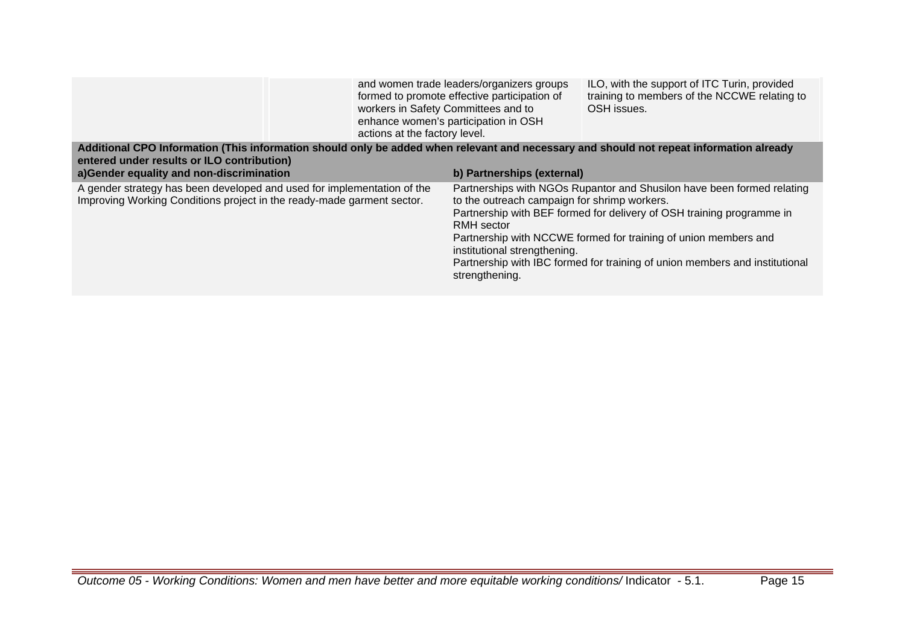| | | | |
|---|---|---|---|
| | | and women trade leaders/organizers groups formed to promote effective participation of workers in Safety Committees and to enhance women's participation in OSH actions at the factory level. | ILO, with the support of ITC Turin, provided training to members of the NCCWE relating to OSH issues. |

**Additional CPO Information (This information should only be added when relevant and necessary and should not repeat information already entered under results or ILO contribution)**

| a)Gender equality and non-discrimination | b) Partnerships (external) |
|---|---|
| A gender strategy has been developed and used for implementation of the Improving Working Conditions project in the ready-made garment sector. | Partnerships with NGOs Rupantor and Shusilon have been formed relating to the outreach campaign for shrimp workers.<br>Partnership with BEF formed for delivery of OSH training programme in RMH sector<br>Partnership with NCCWE formed for training of union members and institutional strengthening.<br>Partnership with IBC formed for training of union members and institutional strengthening. |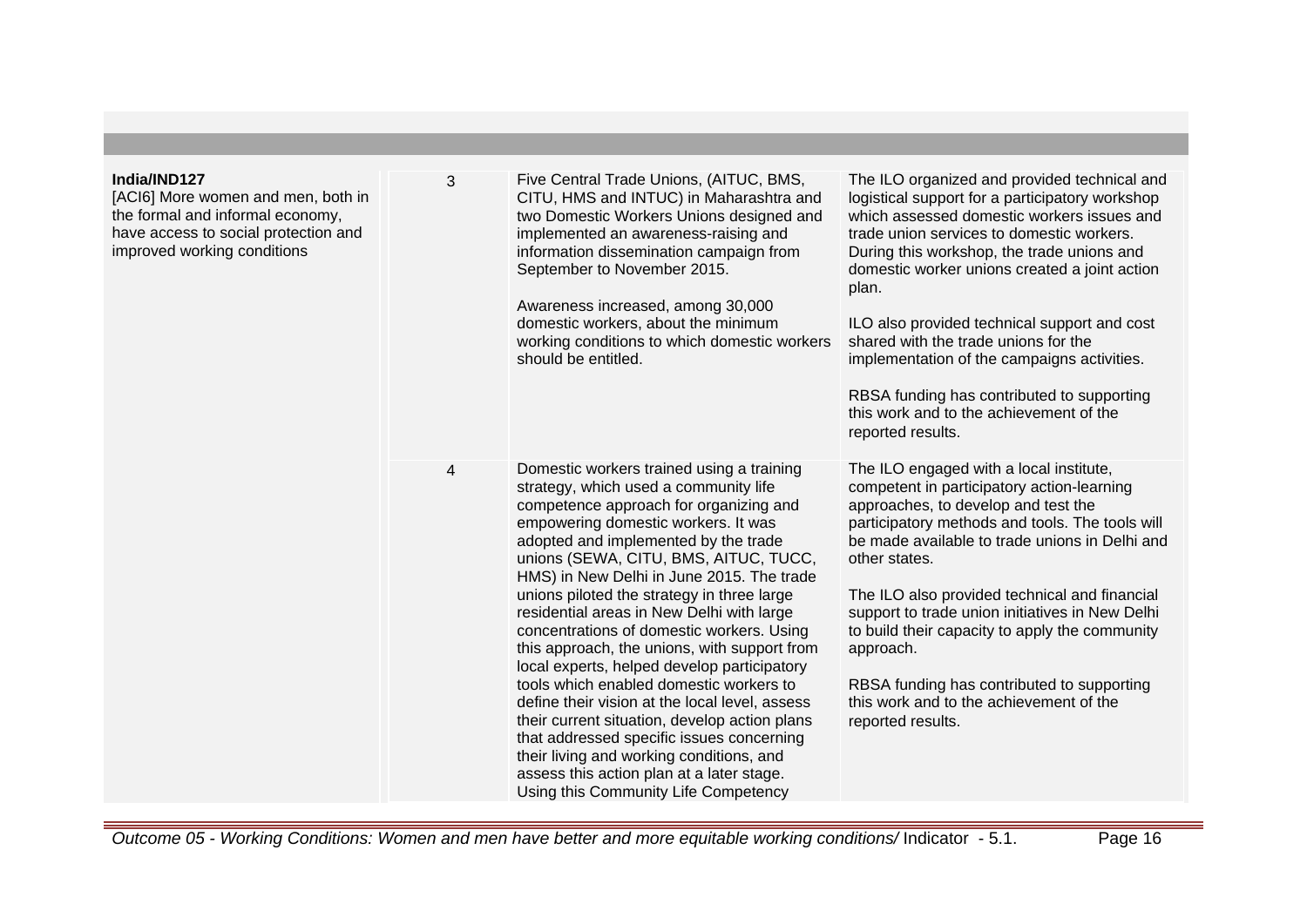| | | | |
|---|---|---|---|
| **India/IND127**<br>[ACI6] More women and men, both in the formal and informal economy, have access to social protection and improved working conditions | 3 | Five Central Trade Unions, (AITUC, BMS, CITU, HMS and INTUC) in Maharashtra and two Domestic Workers Unions designed and implemented an awareness-raising and information dissemination campaign from September to November 2015.<br><br>Awareness increased, among 30,000 domestic workers, about the minimum working conditions to which domestic workers should be entitled. | The ILO organized and provided technical and logistical support for a participatory workshop which assessed domestic workers issues and trade union services to domestic workers. During this workshop, the trade unions and domestic worker unions created a joint action plan.<br><br>ILO also provided technical support and cost shared with the trade unions for the implementation of the campaigns activities.<br><br>RBSA funding has contributed to supporting this work and to the achievement of the reported results. |
| | 4 | Domestic workers trained using a training strategy, which used a community life competence approach for organizing and empowering domestic workers. It was adopted and implemented by the trade unions (SEWA, CITU, BMS, AITUC, TUCC, HMS) in New Delhi in June 2015. The trade unions piloted the strategy in three large residential areas in New Delhi with large concentrations of domestic workers. Using this approach, the unions, with support from local experts, helped develop participatory tools which enabled domestic workers to define their vision at the local level, assess their current situation, develop action plans that addressed specific issues concerning their living and working conditions, and assess this action plan at a later stage. Using this Community Life Competency | The ILO engaged with a local institute, competent in participatory action-learning approaches, to develop and test the participatory methods and tools. The tools will be made available to trade unions in Delhi and other states.<br><br>The ILO also provided technical and financial support to trade union initiatives in New Delhi to build their capacity to apply the community approach.<br><br>RBSA funding has contributed to supporting this work and to the achievement of the reported results. |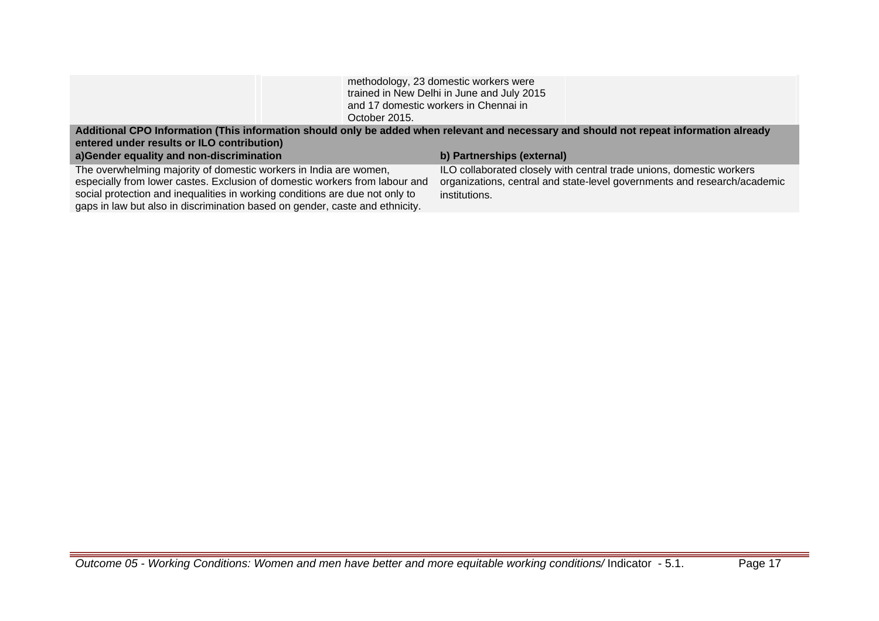| | | methodology, 23 domestic workers were trained in New Delhi in June and July 2015 and 17 domestic workers in Chennai in October 2015. | |
|---|---|---|---|

**Additional CPO Information (This information should only be added when relevant and necessary and should not repeat information already entered under results or ILO contribution)**

| a)Gender equality and non-discrimination | b) Partnerships (external) |
|---|---|
| The overwhelming majority of domestic workers in India are women, especially from lower castes. Exclusion of domestic workers from labour and social protection and inequalities in working conditions are due not only to gaps in law but also in discrimination based on gender, caste and ethnicity. | ILO collaborated closely with central trade unions, domestic workers organizations, central and state-level governments and research/academic institutions. |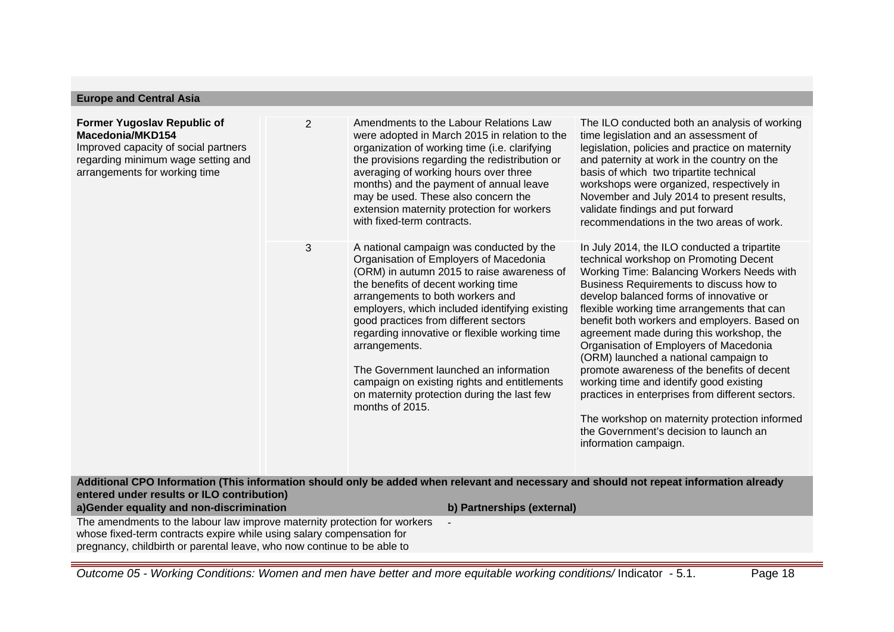## Europe and Central Asia

| | | | |
|---|---|---|---|
| **Former Yugoslav Republic of Macedonia/MKD154**<br>Improved capacity of social partners regarding minimum wage setting and arrangements for working time | 2 | Amendments to the Labour Relations Law were adopted in March 2015 in relation to the organization of working time (i.e. clarifying the provisions regarding the redistribution or averaging of working hours over three months) and the payment of annual leave may be used. These also concern the extension maternity protection for workers with fixed-term contracts. | The ILO conducted both an analysis of working time legislation and an assessment of legislation, policies and practice on maternity and paternity at work in the country on the basis of which two tripartite technical workshops were organized, respectively in November and July 2014 to present results, validate findings and put forward recommendations in the two areas of work. |
| | 3 | A national campaign was conducted by the Organisation of Employers of Macedonia (ORM) in autumn 2015 to raise awareness of the benefits of decent working time arrangements to both workers and employers, which included identifying existing good practices from different sectors regarding innovative or flexible working time arrangements.<br><br>The Government launched an information campaign on existing rights and entitlements on maternity protection during the last few months of 2015. | In July 2014, the ILO conducted a tripartite technical workshop on Promoting Decent Working Time: Balancing Workers Needs with Business Requirements to discuss how to develop balanced forms of innovative or flexible working time arrangements that can benefit both workers and employers. Based on agreement made during this workshop, the Organisation of Employers of Macedonia (ORM) launched a national campaign to promote awareness of the benefits of decent working time and identify good existing practices in enterprises from different sectors.<br><br>The workshop on maternity protection informed the Government's decision to launch an information campaign. |

**Additional CPO Information (This information should only be added when relevant and necessary and should not repeat information already entered under results or ILO contribution)**

| a)Gender equality and non-discrimination | b) Partnerships (external) |
|---|---|
| The amendments to the labour law improve maternity protection for workers whose fixed-term contracts expire while using salary compensation for pregnancy, childbirth or parental leave, who now continue to be able to | - |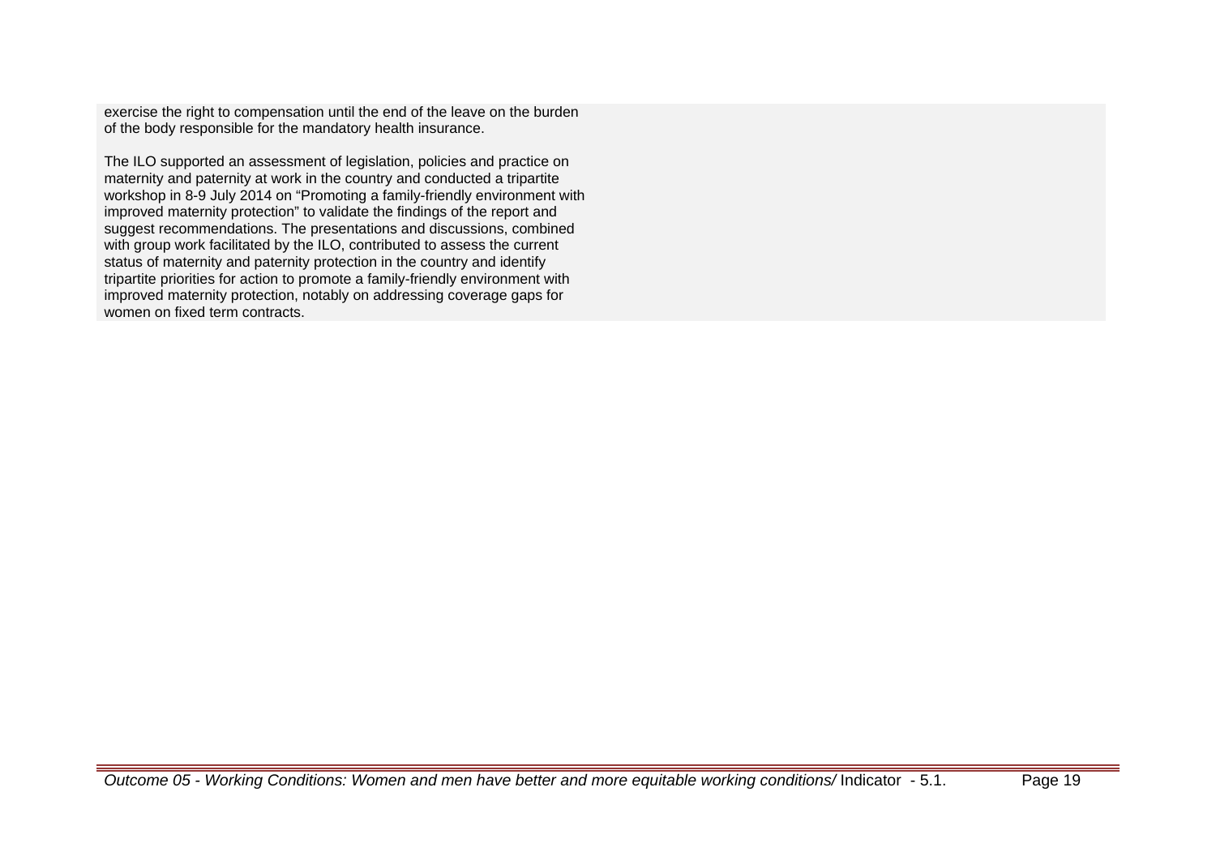exercise the right to compensation until the end of the leave on the burden of the body responsible for the mandatory health insurance.

The ILO supported an assessment of legislation, policies and practice on maternity and paternity at work in the country and conducted a tripartite workshop in 8-9 July 2014 on “Promoting a family-friendly environment with improved maternity protection” to validate the findings of the report and suggest recommendations. The presentations and discussions, combined with group work facilitated by the ILO, contributed to assess the current status of maternity and paternity protection in the country and identify tripartite priorities for action to promote a family-friendly environment with improved maternity protection, notably on addressing coverage gaps for women on fixed term contracts.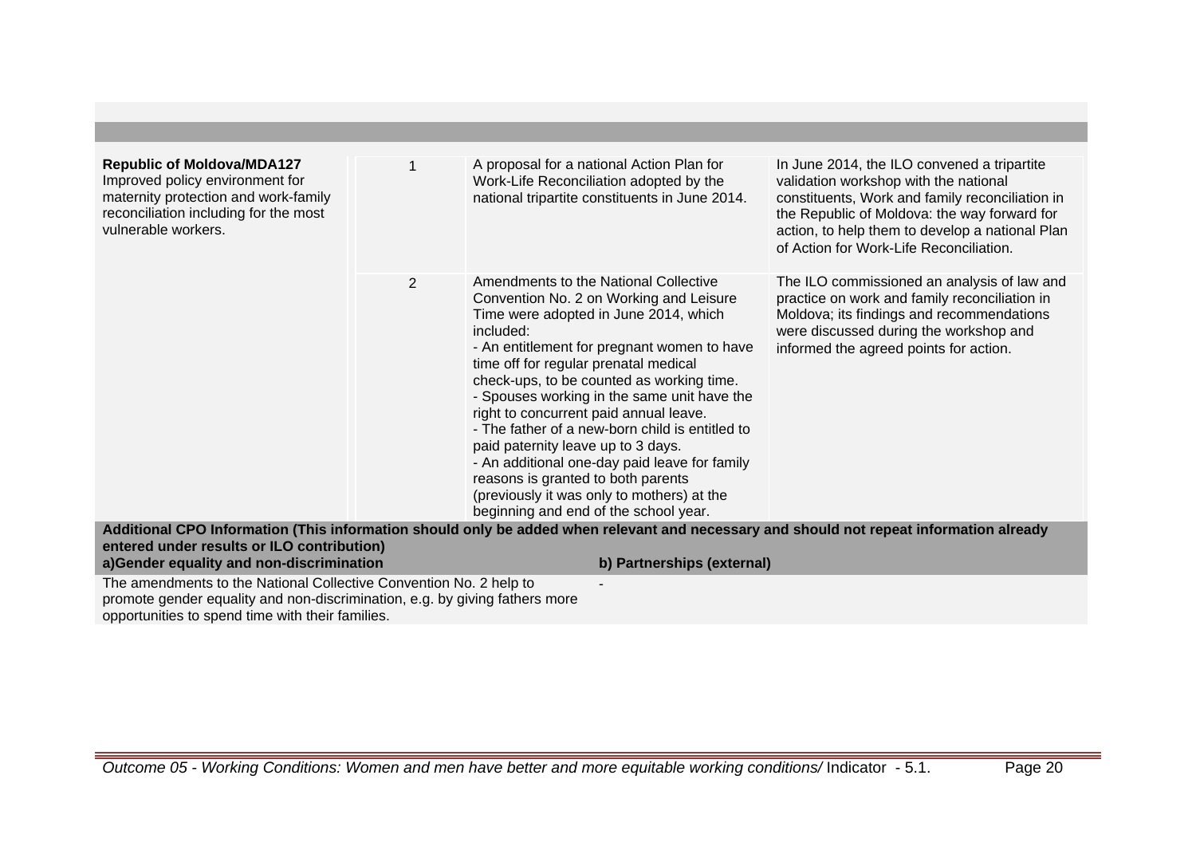| | | | |
|---|---|---|---|
| **Republic of Moldova/MDA127**<br>Improved policy environment for maternity protection and work-family reconciliation including for the most vulnerable workers. | 1 | A proposal for a national Action Plan for Work-Life Reconciliation adopted by the national tripartite constituents in June 2014. | In June 2014, the ILO convened a tripartite validation workshop with the national constituents, Work and family reconciliation in the Republic of Moldova: the way forward for action, to help them to develop a national Plan of Action for Work-Life Reconciliation. |
| | 2 | Amendments to the National Collective Convention No. 2 on Working and Leisure Time were adopted in June 2014, which included:<br>- An entitlement for pregnant women to have time off for regular prenatal medical check-ups, to be counted as working time.<br>- Spouses working in the same unit have the right to concurrent paid annual leave.<br>- The father of a new-born child is entitled to paid paternity leave up to 3 days.<br>- An additional one-day paid leave for family reasons is granted to both parents (previously it was only to mothers) at the beginning and end of the school year. | The ILO commissioned an analysis of law and practice on work and family reconciliation in Moldova; its findings and recommendations were discussed during the workshop and informed the agreed points for action. |

**Additional CPO Information (This information should only be added when relevant and necessary and should not repeat information already entered under results or ILO contribution)**

| a)Gender equality and non-discrimination | b) Partnerships (external) |
|---|---|
| The amendments to the National Collective Convention No. 2 help to promote gender equality and non-discrimination, e.g. by giving fathers more opportunities to spend time with their families. | - |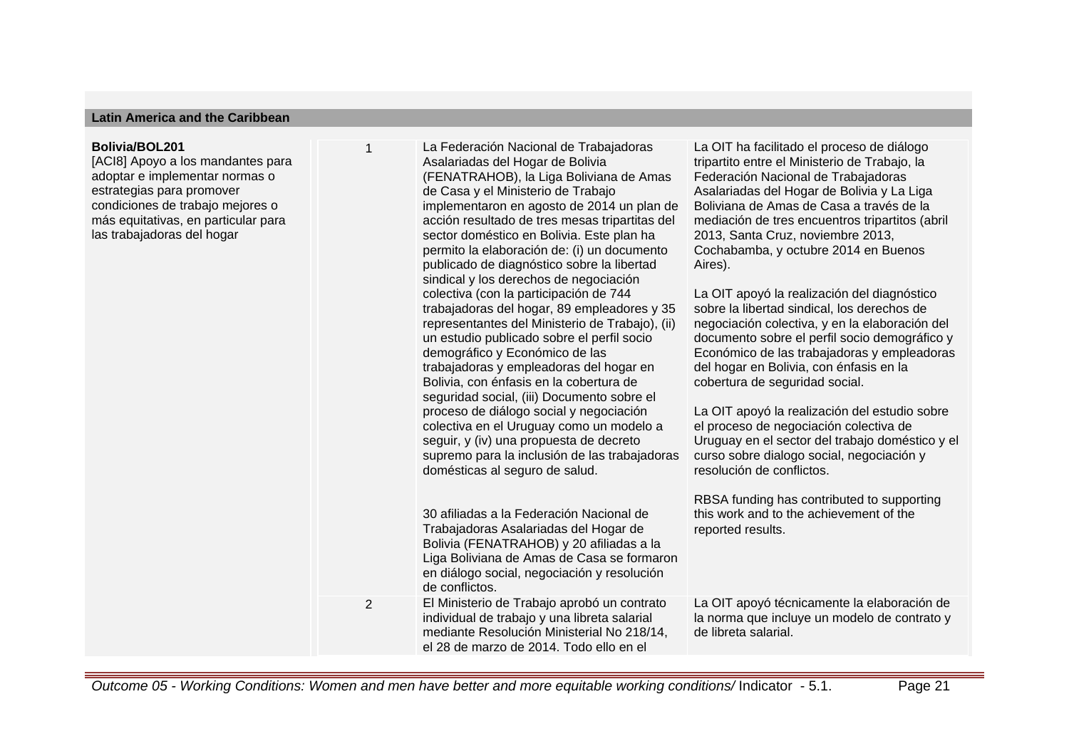## Latin America and the Caribbean

| | | | |
|---|---|---|---|
| **Bolivia/BOL201**<br>[ACI8] Apoyo a los mandantes para adoptar e implementar normas o estrategias para promover condiciones de trabajo mejores o más equitativas, en particular para las trabajadoras del hogar | 1 | La Federación Nacional de Trabajadoras Asalariadas del Hogar de Bolivia (FENATRAHOB), la Liga Boliviana de Amas de Casa y el Ministerio de Trabajo implementaron en agosto de 2014 un plan de acción resultado de tres mesas tripartitas del sector doméstico en Bolivia. Este plan ha permito la elaboración de: (i) un documento publicado de diagnóstico sobre la libertad sindical y los derechos de negociación colectiva (con la participación de 744 trabajadoras del hogar, 89 empleadores y 35 representantes del Ministerio de Trabajo), (ii) un estudio publicado sobre el perfil socio demográfico y Económico de las trabajadoras y empleadoras del hogar en Bolivia, con énfasis en la cobertura de seguridad social, (iii) Documento sobre el proceso de diálogo social y negociación colectiva en el Uruguay como un modelo a seguir, y (iv) una propuesta de decreto supremo para la inclusión de las trabajadoras domésticas al seguro de salud.<br><br>30 afiliadas a la Federación Nacional de Trabajadoras Asalariadas del Hogar de Bolivia (FENATRAHOB) y 20 afiliadas a la Liga Boliviana de Amas de Casa se formaron en diálogo social, negociación y resolución de conflictos. | La OIT ha facilitado el proceso de diálogo tripartito entre el Ministerio de Trabajo, la Federación Nacional de Trabajadoras Asalariadas del Hogar de Bolivia y La Liga Boliviana de Amas de Casa a través de la mediación de tres encuentros tripartitos (abril 2013, Santa Cruz, noviembre 2013, Cochabamba, y octubre 2014 en Buenos Aires).<br><br>La OIT apoyó la realización del diagnóstico sobre la libertad sindical, los derechos de negociación colectiva, y en la elaboración del documento sobre el perfil socio demográfico y Económico de las trabajadoras y empleadoras del hogar en Bolivia, con énfasis en la cobertura de seguridad social.<br><br>La OIT apoyó la realización del estudio sobre el proceso de negociación colectiva de Uruguay en el sector del trabajo doméstico y el curso sobre dialogo social, negociación y resolución de conflictos.<br><br>RBSA funding has contributed to supporting this work and to the achievement of the reported results. |
| | 2 | El Ministerio de Trabajo aprobó un contrato individual de trabajo y una libreta salarial mediante Resolución Ministerial No 218/14, el 28 de marzo de 2014. Todo ello en el | La OIT apoyó técnicamente la elaboración de la norma que incluye un modelo de contrato y de libreta salarial. |

*Outcome 05 - Working Conditions: Women and men have better and more equitable working conditions/* Indicator - 5.1.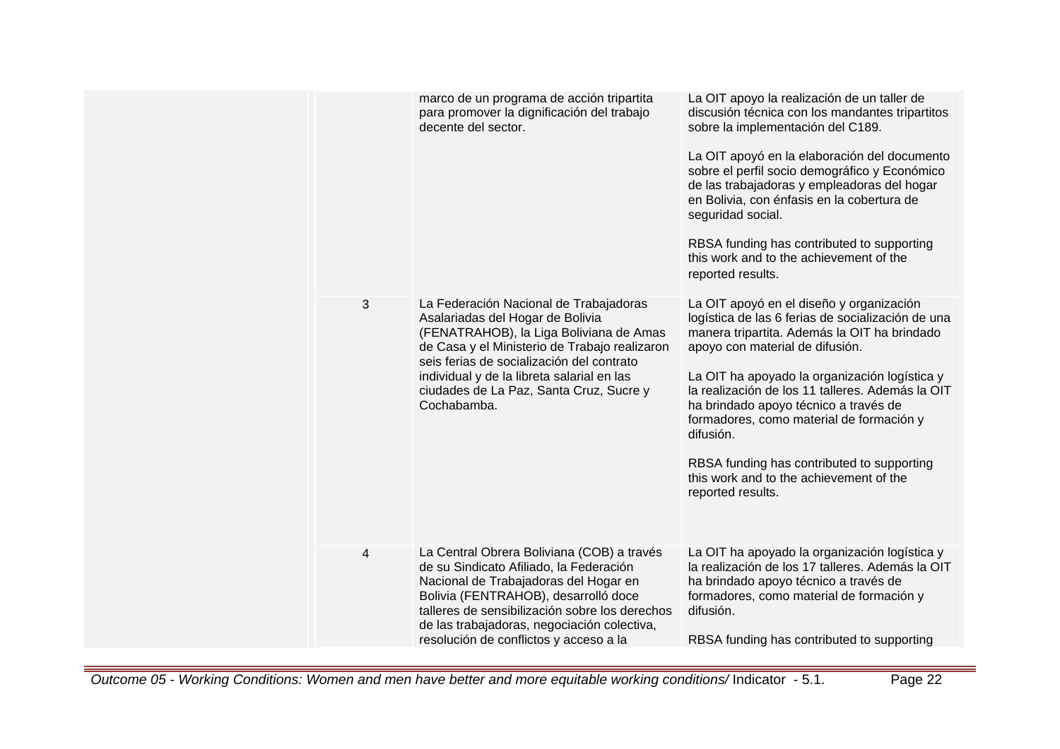| | | | |
|---|---|---|---|
| | | marco de un programa de acción tripartita para promover la dignificación del trabajo decente del sector. | La OIT apoyo la realización de un taller de discusión técnica con los mandantes tripartitos sobre la implementación del C189.<br><br>La OIT apoyó en la elaboración del documento sobre el perfil socio demográfico y Económico de las trabajadoras y empleadoras del hogar en Bolivia, con énfasis en la cobertura de seguridad social.<br><br>RBSA funding has contributed to supporting this work and to the achievement of the reported results. |
| | 3 | La Federación Nacional de Trabajadoras Asalariadas del Hogar de Bolivia (FENATRAHOB), la Liga Boliviana de Amas de Casa y el Ministerio de Trabajo realizaron seis ferias de socialización del contrato individual y de la libreta salarial en las ciudades de La Paz, Santa Cruz, Sucre y Cochabamba. | La OIT apoyó en el diseño y organización logística de las 6 ferias de socialización de una manera tripartita. Además la OIT ha brindado apoyo con material de difusión.<br><br>La OIT ha apoyado la organización logística y la realización de los 11 talleres. Además la OIT ha brindado apoyo técnico a través de formadores, como material de formación y difusión.<br><br>RBSA funding has contributed to supporting this work and to the achievement of the reported results. |
| | 4 | La Central Obrera Boliviana (COB) a través de su Sindicato Afiliado, la Federación Nacional de Trabajadoras del Hogar en Bolivia (FENTRAHOB), desarrolló doce talleres de sensibilización sobre los derechos de las trabajadoras, negociación colectiva, resolución de conflictos y acceso a la | La OIT ha apoyado la organización logística y la realización de los 17 talleres. Además la OIT ha brindado apoyo técnico a través de formadores, como material de formación y difusión.<br><br>RBSA funding has contributed to supporting |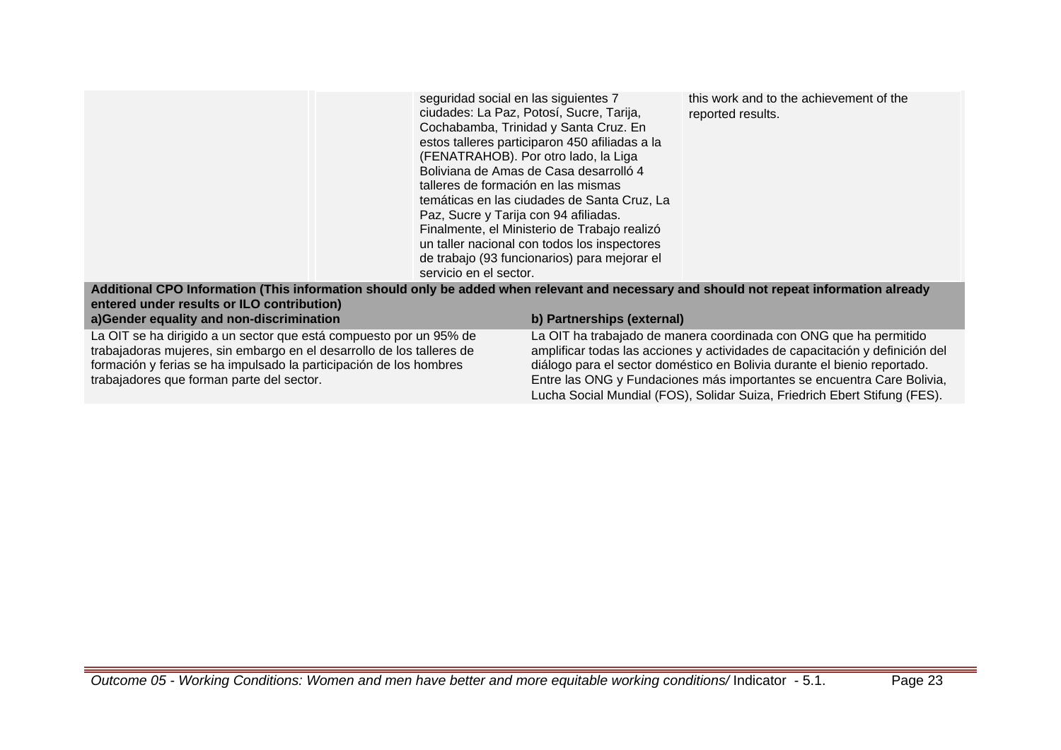| | | | |
|---|---|---|---|
| | | seguridad social en las siguientes 7 ciudades: La Paz, Potosí, Sucre, Tarija, Cochabamba, Trinidad y Santa Cruz. En estos talleres participaron 450 afiliadas a la (FENATRAHOB). Por otro lado, la Liga Boliviana de Amas de Casa desarrolló 4 talleres de formación en las mismas temáticas en las ciudades de Santa Cruz, La Paz, Sucre y Tarija con 94 afiliadas. Finalmente, el Ministerio de Trabajo realizó un taller nacional con todos los inspectores de trabajo (93 funcionarios) para mejorar el servicio en el sector. | this work and to the achievement of the reported results. |

**Additional CPO Information (This information should only be added when relevant and necessary and should not repeat information already entered under results or ILO contribution)**

| a)Gender equality and non-discrimination | b) Partnerships (external) |
|---|---|
| La OIT se ha dirigido a un sector que está compuesto por un 95% de trabajadoras mujeres, sin embargo en el desarrollo de los talleres de formación y ferias se ha impulsado la participación de los hombres trabajadores que forman parte del sector. | La OIT ha trabajado de manera coordinada con ONG que ha permitido amplificar todas las acciones y actividades de capacitación y definición del diálogo para el sector doméstico en Bolivia durante el bienio reportado. Entre las ONG y Fundaciones más importantes se encuentra Care Bolivia, Lucha Social Mundial (FOS), Solidar Suiza, Friedrich Ebert Stifung (FES). |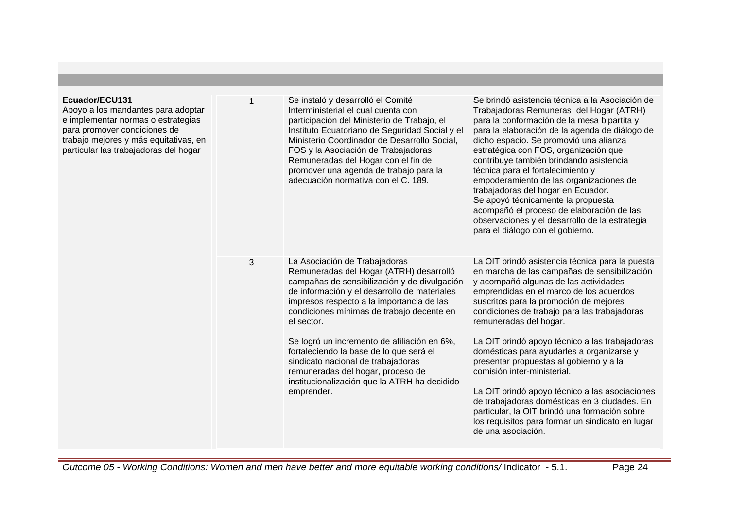| | | | |
|---|---|---|---|
| **Ecuador/ECU131**<br>Apoyo a los mandantes para adoptar e implementar normas o estrategias para promover condiciones de trabajo mejores y más equitativas, en particular las trabajadoras del hogar | 1 | Se instaló y desarrolló el Comité Interministerial el cual cuenta con participación del Ministerio de Trabajo, el Instituto Ecuatoriano de Seguridad Social y el Ministerio Coordinador de Desarrollo Social, FOS y la Asociación de Trabajadoras Remuneradas del Hogar con el fin de promover una agenda de trabajo para la adecuación normativa con el C. 189. | Se brindó asistencia técnica a la Asociación de Trabajadoras Remuneras del Hogar (ATRH) para la conformación de la mesa bipartita y para la elaboración de la agenda de diálogo de dicho espacio. Se promovió una alianza estratégica con FOS, organización que contribuye también brindando asistencia técnica para el fortalecimiento y empoderamiento de las organizaciones de trabajadoras del hogar en Ecuador.<br>Se apoyó técnicamente la propuesta acompañó el proceso de elaboración de las observaciones y el desarrollo de la estrategia para el diálogo con el gobierno. |
| | 3 | La Asociación de Trabajadoras Remuneradas del Hogar (ATRH) desarrolló campañas de sensibilización y de divulgación de información y el desarrollo de materiales impresos respecto a la importancia de las condiciones mínimas de trabajo decente en el sector.<br><br>Se logró un incremento de afiliación en 6%, fortaleciendo la base de lo que será el sindicato nacional de trabajadoras remuneradas del hogar, proceso de institucionalización que la ATRH ha decidido emprender. | La OIT brindó asistencia técnica para la puesta en marcha de las campañas de sensibilización y acompañó algunas de las actividades emprendidas en el marco de los acuerdos suscritos para la promoción de mejores condiciones de trabajo para las trabajadoras remuneradas del hogar.<br><br>La OIT brindó apoyo técnico a las trabajadoras domésticas para ayudarles a organizarse y presentar propuestas al gobierno y a la comisión inter-ministerial.<br><br>La OIT brindó apoyo técnico a las asociaciones de trabajadoras domésticas en 3 ciudades. En particular, la OIT brindó una formación sobre los requisitos para formar un sindicato en lugar de una asociación. |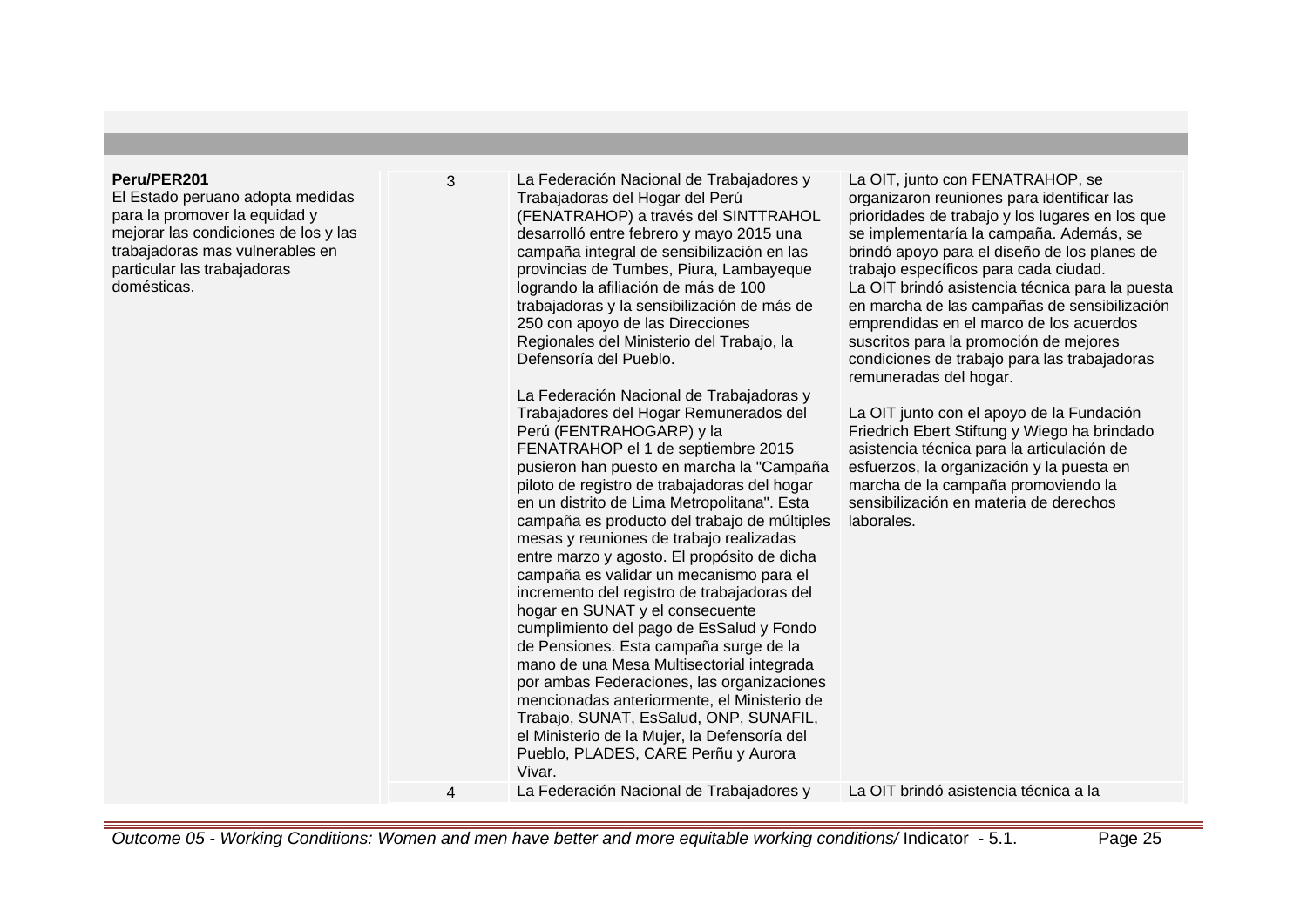| | | | |
|---|---|---|---|
| **Peru/PER201**<br>El Estado peruano adopta medidas para la promover la equidad y mejorar las condiciones de los y las trabajadoras mas vulnerables en particular las trabajadoras domésticas. | 3 | La Federación Nacional de Trabajadores y Trabajadoras del Hogar del Perú (FENATRAHOP) a través del SINTTRAHOL desarrolló entre febrero y mayo 2015 una campaña integral de sensibilización en las provincias de Tumbes, Piura, Lambayeque logrando la afiliación de más de 100 trabajadoras y la sensibilización de más de 250 con apoyo de las Direcciones Regionales del Ministerio del Trabajo, la Defensoría del Pueblo.<br><br>La Federación Nacional de Trabajadoras y Trabajadores del Hogar Remunerados del Perú (FENTRAHOGARP) y la FENATRAHOP el 1 de septiembre 2015 pusieron han puesto en marcha la "Campaña piloto de registro de trabajadoras del hogar en un distrito de Lima Metropolitana". Esta campaña es producto del trabajo de múltiples mesas y reuniones de trabajo realizadas entre marzo y agosto. El propósito de dicha campaña es validar un mecanismo para el incremento del registro de trabajadoras del hogar en SUNAT y el consecuente cumplimiento del pago de EsSalud y Fondo de Pensiones. Esta campaña surge de la mano de una Mesa Multisectorial integrada por ambas Federaciones, las organizaciones mencionadas anteriormente, el Ministerio de Trabajo, SUNAT, EsSalud, ONP, SUNAFIL, el Ministerio de la Mujer, la Defensoría del Pueblo, PLADES, CARE Perñu y Aurora Vivar. | La OIT, junto con FENATRAHOP, se organizaron reuniones para identificar las prioridades de trabajo y los lugares en los que se implementaría la campaña. Además, se brindó apoyo para el diseño de los planes de trabajo específicos para cada ciudad.<br>La OIT brindó asistencia técnica para la puesta en marcha de las campañas de sensibilización emprendidas en el marco de los acuerdos suscritos para la promoción de mejores condiciones de trabajo para las trabajadoras remuneradas del hogar.<br><br>La OIT junto con el apoyo de la Fundación Friedrich Ebert Stiftung y Wiego ha brindado asistencia técnica para la articulación de esfuerzos, la organización y la puesta en marcha de la campaña promoviendo la sensibilización en materia de derechos laborales. |
| | 4 | La Federación Nacional de Trabajadores y | La OIT brindó asistencia técnica a la |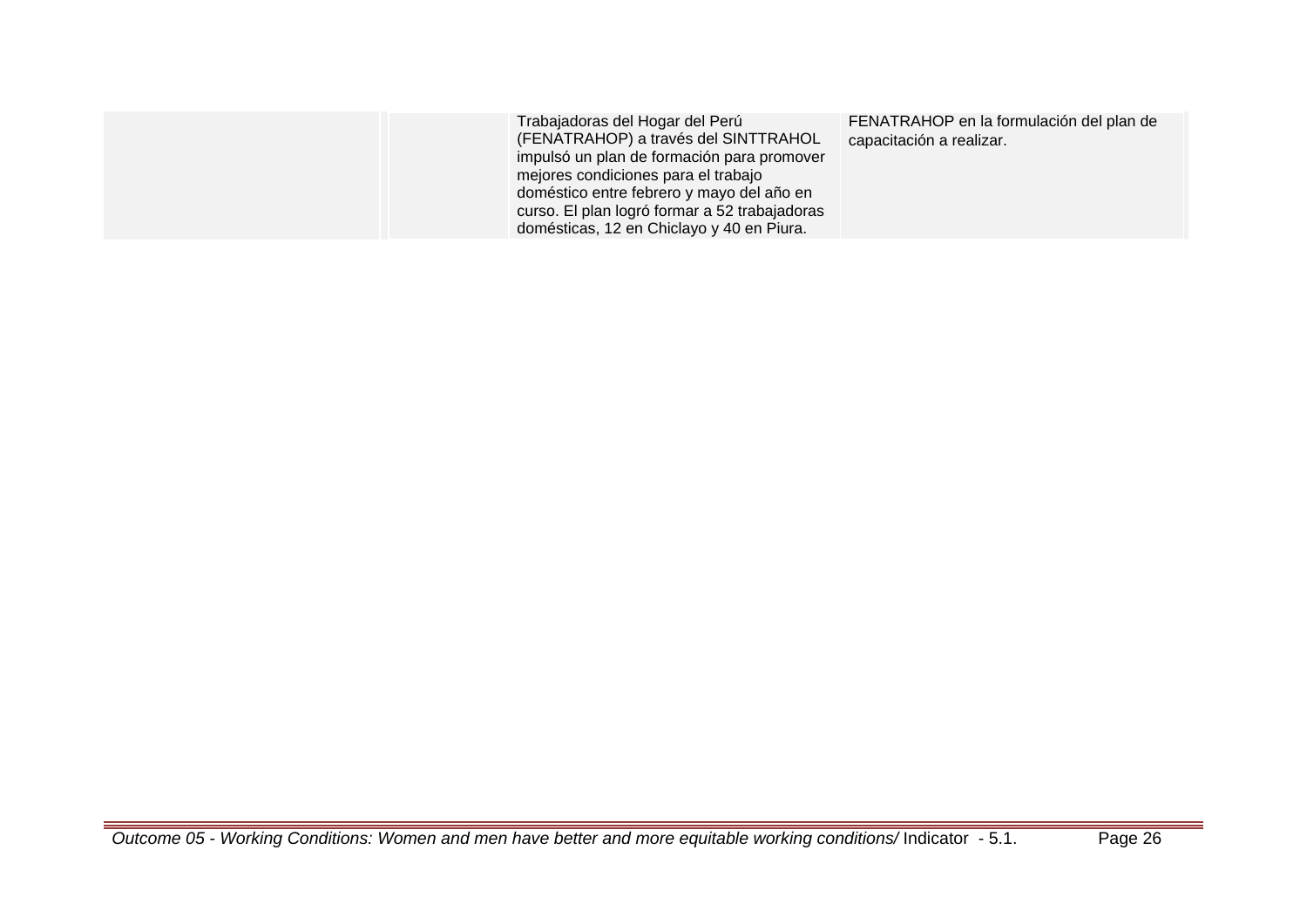| | | | |
|---|---|---|---|
| | | Trabajadoras del Hogar del Perú (FENATRAHOP) a través del SINTTRAHOL impulsó un plan de formación para promover mejores condiciones para el trabajo doméstico entre febrero y mayo del año en curso. El plan logró formar a 52 trabajadoras domésticas, 12 en Chiclayo y 40 en Piura. | FENATRAHOP en la formulación del plan de capacitación a realizar. |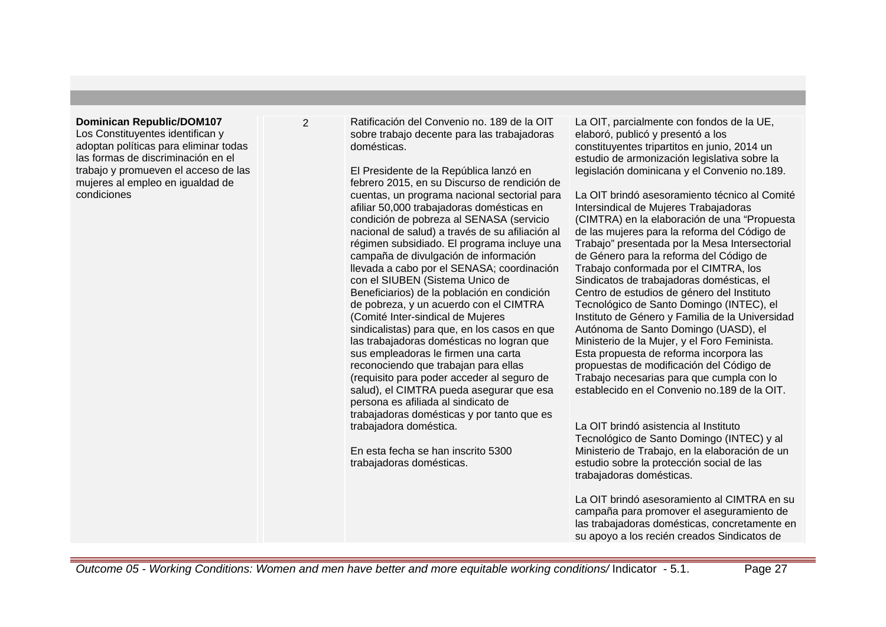| | | | |
|---|---|---|---|
| **Dominican Republic/DOM107**<br>Los Constituyentes identifican y adoptan políticas para eliminar todas las formas de discriminación en el trabajo y promueven el acceso de las mujeres al empleo en igualdad de condiciones | 2 | Ratificación del Convenio no. 189 de la OIT sobre trabajo decente para las trabajadoras domésticas.<br><br>El Presidente de la República lanzó en febrero 2015, en su Discurso de rendición de cuentas, un programa nacional sectorial para afiliar 50,000 trabajadoras domésticas en condición de pobreza al SENASA (servicio nacional de salud) a través de su afiliación al régimen subsidiado. El programa incluye una campaña de divulgación de información llevada a cabo por el SENASA; coordinación con el SIUBEN (Sistema Unico de Beneficiarios) de la población en condición de pobreza, y un acuerdo con el CIMTRA (Comité Inter-sindical de Mujeres sindicalistas) para que, en los casos en que las trabajadoras domésticas no logran que sus empleadoras le firmen una carta reconociendo que trabajan para ellas (requisito para poder acceder al seguro de salud), el CIMTRA pueda asegurar que esa persona es afiliada al sindicato de trabajadoras domésticas y por tanto que es trabajadora doméstica.<br><br>En esta fecha se han inscrito 5300 trabajadoras domésticas. | La OIT, parcialmente con fondos de la UE, elaboró, publicó y presentó a los constituyentes tripartitos en junio, 2014 un estudio de armonización legislativa sobre la legislación dominicana y el Convenio no.189.<br><br>La OIT brindó asesoramiento técnico al Comité Intersindical de Mujeres Trabajadoras (CIMTRA) en la elaboración de una "Propuesta de las mujeres para la reforma del Código de Trabajo" presentada por la Mesa Intersectorial de Género para la reforma del Código de Trabajo conformada por el CIMTRA, los Sindicatos de trabajadoras domésticas, el Centro de estudios de género del Instituto Tecnológico de Santo Domingo (INTEC), el Instituto de Género y Familia de la Universidad Autónoma de Santo Domingo (UASD), el Ministerio de la Mujer, y el Foro Feminista. Esta propuesta de reforma incorpora las propuestas de modificación del Código de Trabajo necesarias para que cumpla con lo establecido en el Convenio no.189 de la OIT.<br><br>La OIT brindó asistencia al Instituto Tecnológico de Santo Domingo (INTEC) y al Ministerio de Trabajo, en la elaboración de un estudio sobre la protección social de las trabajadoras domésticas.<br><br>La OIT brindó asesoramiento al CIMTRA en su campaña para promover el aseguramiento de las trabajadoras domésticas, concretamente en su apoyo a los recién creados Sindicatos de |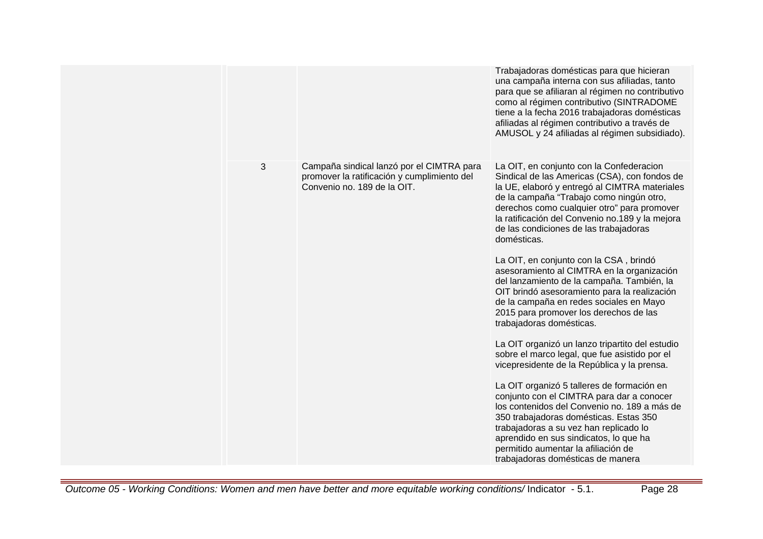| | | | |
|---|---|---|---|
| | | | Trabajadoras domésticas para que hicieran una campaña interna con sus afiliadas, tanto para que se afiliaran al régimen no contributivo como al régimen contributivo (SINTRADOME tiene a la fecha 2016 trabajadoras domésticas afiliadas al régimen contributivo a través de AMUSOL y 24 afiliadas al régimen subsidiado). |
| | 3 | Campaña sindical lanzó por el CIMTRA para promover la ratificación y cumplimiento del Convenio no. 189 de la OIT. | La OIT, en conjunto con la Confederacion Sindical de las Americas (CSA), con fondos de la UE, elaboró y entregó al CIMTRA materiales de la campaña “Trabajo como ningún otro, derechos como cualquier otro” para promover la ratificación del Convenio no.189 y la mejora de las condiciones de las trabajadoras domésticas.<br><br>La OIT, en conjunto con la CSA , brindó asesoramiento al CIMTRA en la organización del lanzamiento de la campaña. También, la OIT brindó asesoramiento para la realización de la campaña en redes sociales en Mayo 2015 para promover los derechos de las trabajadoras domésticas.<br><br>La OIT organizó un lanzo tripartito del estudio sobre el marco legal, que fue asistido por el vicepresidente de la República y la prensa.<br><br>La OIT organizó 5 talleres de formación en conjunto con el CIMTRA para dar a conocer los contenidos del Convenio no. 189 a más de 350 trabajadoras domésticas. Estas 350 trabajadoras a su vez han replicado lo aprendido en sus sindicatos, lo que ha permitido aumentar la afiliación de trabajadoras domésticas de manera |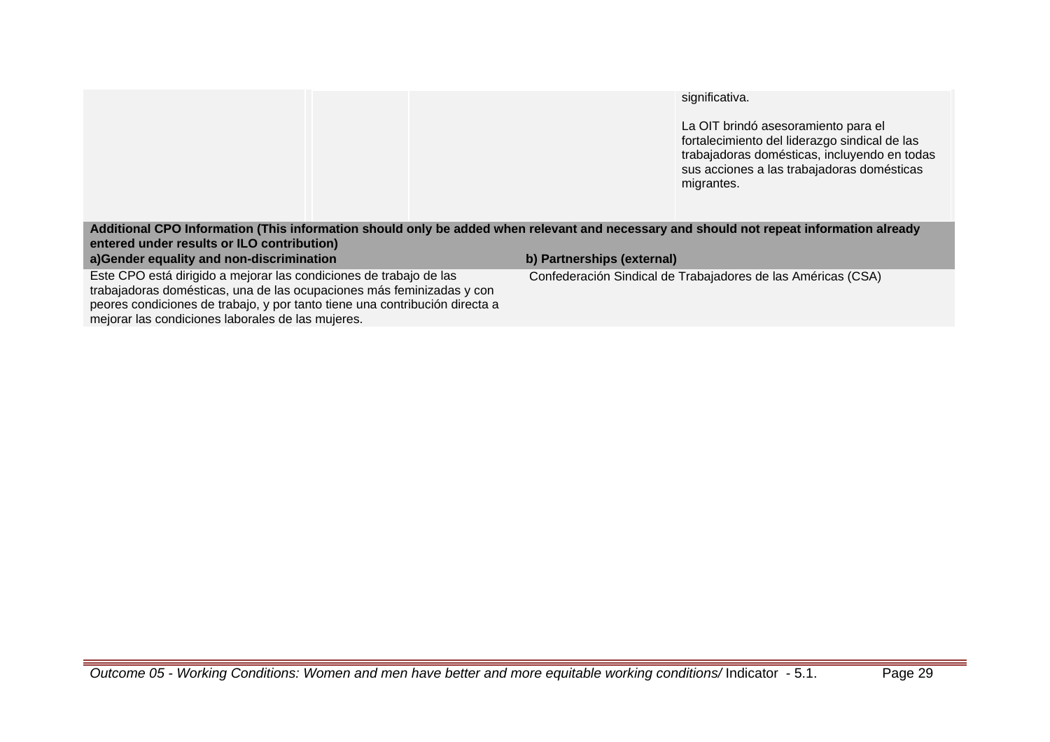| | | | |
|---|---|---|---|
| | | | significativa.<br><br>La OIT brindó asesoramiento para el fortalecimiento del liderazgo sindical de las trabajadoras domésticas, incluyendo en todas sus acciones a las trabajadoras domésticas migrantes. |

| Additional CPO Information (This information should only be added when relevant and necessary and should not repeat information already entered under results or ILO contribution) | |
|---|---|
| **a)Gender equality and non-discrimination** | **b) Partnerships (external)** |
| Este CPO está dirigido a mejorar las condiciones de trabajo de las trabajadoras domésticas, una de las ocupaciones más feminizadas y con peores condiciones de trabajo, y por tanto tiene una contribución directa a mejorar las condiciones laborales de las mujeres. | Confederación Sindical de Trabajadores de las Américas (CSA) |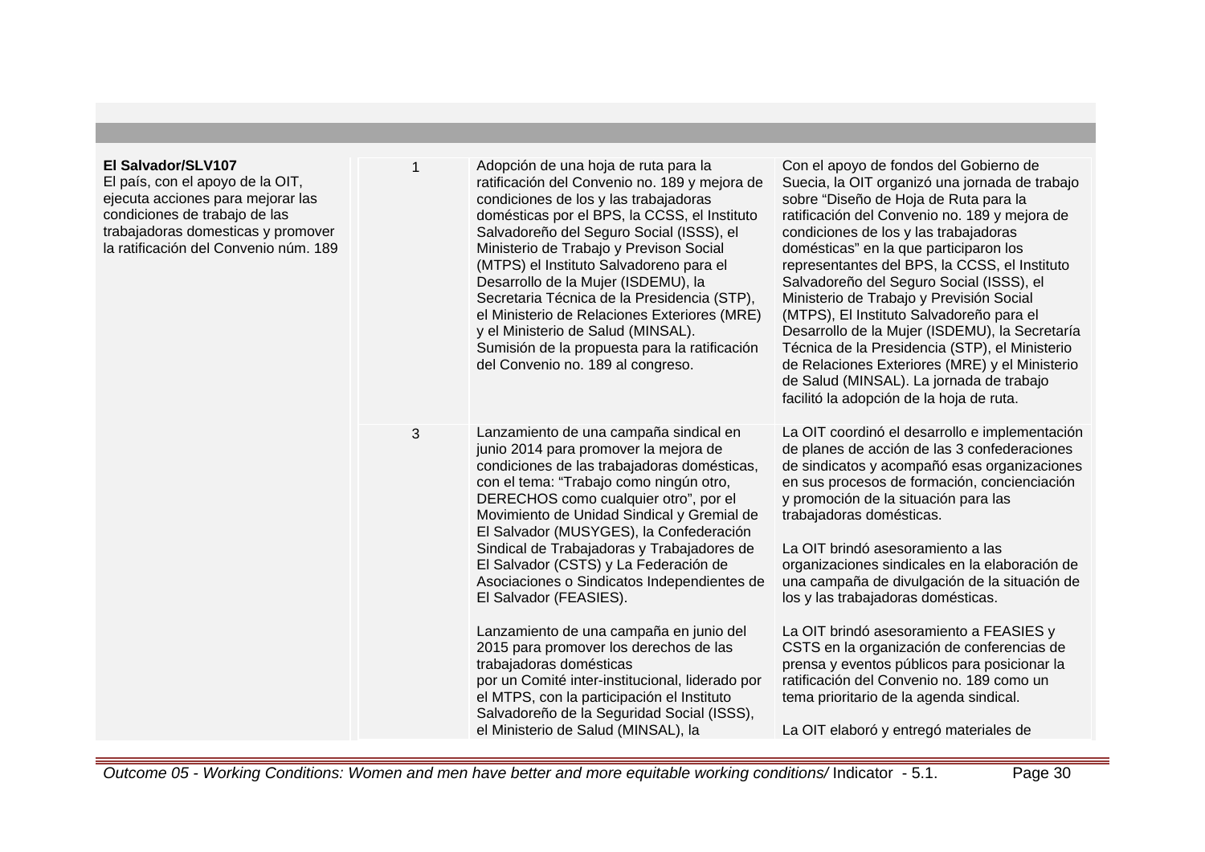| | | | |
|---|---|---|---|
| **El Salvador/SLV107**<br>El país, con el apoyo de la OIT, ejecuta acciones para mejorar las condiciones de trabajo de las trabajadoras domesticas y promover la ratificación del Convenio núm. 189 | 1 | Adopción de una hoja de ruta para la ratificación del Convenio no. 189 y mejora de condiciones de los y las trabajadoras domésticas por el BPS, la CCSS, el Instituto Salvadoreño del Seguro Social (ISSS), el Ministerio de Trabajo y Previson Social (MTPS) el Instituto Salvadoreno para el Desarrollo de la Mujer (ISDEMU), la Secretaria Técnica de la Presidencia (STP), el Ministerio de Relaciones Exteriores (MRE) y el Ministerio de Salud (MINSAL).<br>Sumisión de la propuesta para la ratificación del Convenio no. 189 al congreso. | Con el apoyo de fondos del Gobierno de Suecia, la OIT organizó una jornada de trabajo sobre "Diseño de Hoja de Ruta para la ratificación del Convenio no. 189 y mejora de condiciones de los y las trabajadoras domésticas" en la que participaron los representantes del BPS, la CCSS, el Instituto Salvadoreño del Seguro Social (ISSS), el Ministerio de Trabajo y Previsión Social (MTPS), El Instituto Salvadoreño para el Desarrollo de la Mujer (ISDEMU), la Secretaría Técnica de la Presidencia (STP), el Ministerio de Relaciones Exteriores (MRE) y el Ministerio de Salud (MINSAL). La jornada de trabajo facilitó la adopción de la hoja de ruta. |
| | 3 | Lanzamiento de una campaña sindical en junio 2014 para promover la mejora de condiciones de las trabajadoras domésticas, con el tema: "Trabajo como ningún otro, DERECHOS como cualquier otro", por el Movimiento de Unidad Sindical y Gremial de El Salvador (MUSYGES), la Confederación Sindical de Trabajadoras y Trabajadores de El Salvador (CSTS) y La Federación de Asociaciones o Sindicatos Independientes de El Salvador (FEASIES).<br><br>Lanzamiento de una campaña en junio del 2015 para promover los derechos de las trabajadoras domésticas<br>por un Comité inter-institucional, liderado por el MTPS, con la participación el Instituto Salvadoreño de la Seguridad Social (ISSS), el Ministerio de Salud (MINSAL), la | La OIT coordinó el desarrollo e implementación de planes de acción de las 3 confederaciones de sindicatos y acompañó esas organizaciones en sus procesos de formación, concienciación y promoción de la situación para las trabajadoras domésticas.<br><br>La OIT brindó asesoramiento a las organizaciones sindicales en la elaboración de una campaña de divulgación de la situación de los y las trabajadoras domésticas.<br><br>La OIT brindó asesoramiento a FEASIES y CSTS en la organización de conferencias de prensa y eventos públicos para posicionar la ratificación del Convenio no. 189 como un tema prioritario de la agenda sindical.<br><br>La OIT elaboró y entregó materiales de |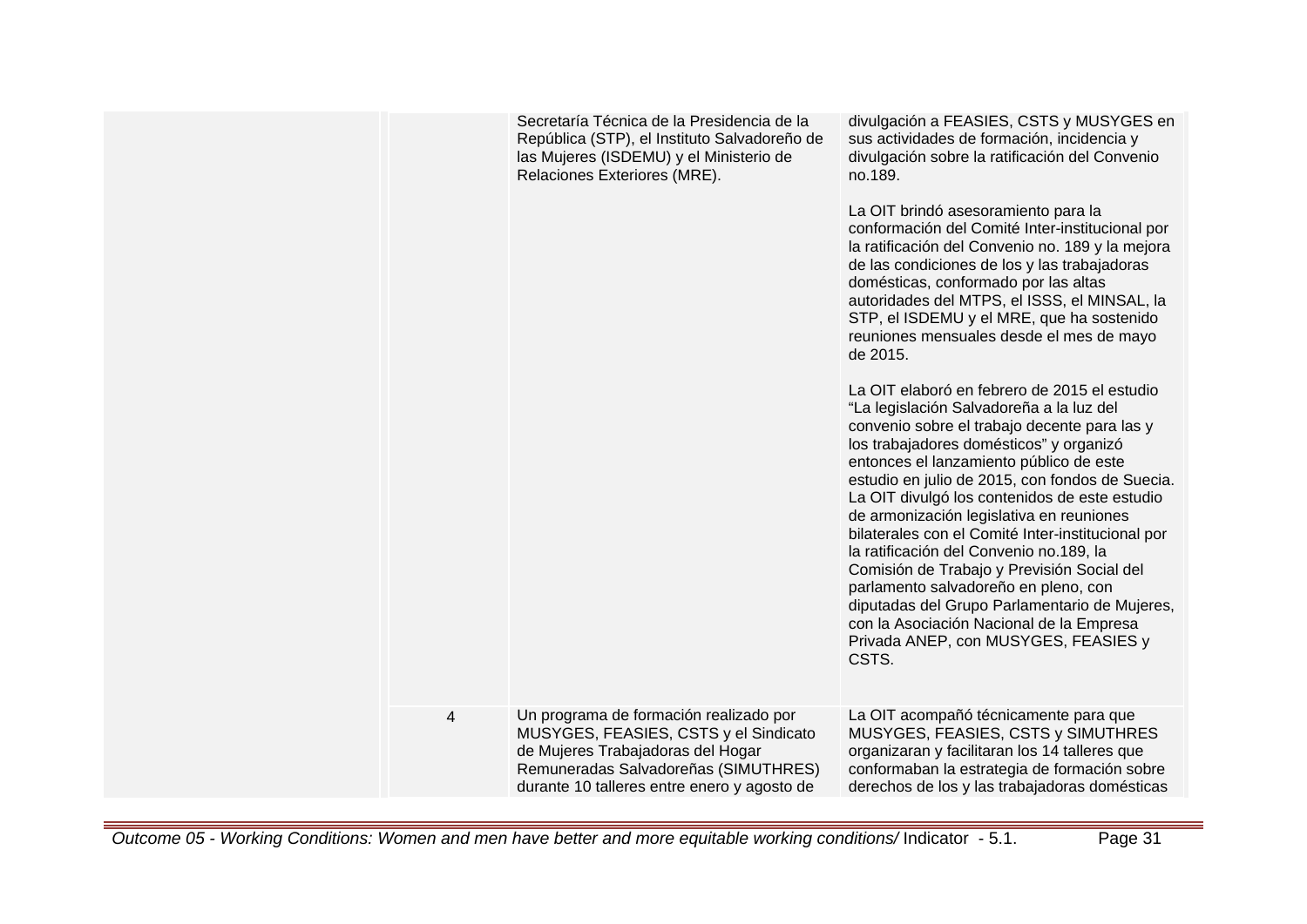| | | | |
|---|---|---|---|
| | | Secretaría Técnica de la Presidencia de la República (STP), el Instituto Salvadoreño de las Mujeres (ISDEMU) y el Ministerio de Relaciones Exteriores (MRE). | divulgación a FEASIES, CSTS y MUSYGES en sus actividades de formación, incidencia y divulgación sobre la ratificación del Convenio no.189.<br><br>La OIT brindó asesoramiento para la conformación del Comité Inter-institucional por la ratificación del Convenio no. 189 y la mejora de las condiciones de los y las trabajadoras domésticas, conformado por las altas autoridades del MTPS, el ISSS, el MINSAL, la STP, el ISDEMU y el MRE, que ha sostenido reuniones mensuales desde el mes de mayo de 2015.<br><br>La OIT elaboró en febrero de 2015 el estudio "La legislación Salvadoreña a la luz del convenio sobre el trabajo decente para las y los trabajadores domésticos" y organizó entonces el lanzamiento público de este estudio en julio de 2015, con fondos de Suecia. La OIT divulgó los contenidos de este estudio de armonización legislativa en reuniones bilaterales con el Comité Inter-institucional por la ratificación del Convenio no.189, la Comisión de Trabajo y Previsión Social del parlamento salvadoreño en pleno, con diputadas del Grupo Parlamentario de Mujeres, con la Asociación Nacional de la Empresa Privada ANEP, con MUSYGES, FEASIES y CSTS. |
| | 4 | Un programa de formación realizado por MUSYGES, FEASIES, CSTS y el Sindicato de Mujeres Trabajadoras del Hogar Remuneradas Salvadoreñas (SIMUTHRES) durante 10 talleres entre enero y agosto de | La OIT acompañó técnicamente para que MUSYGES, FEASIES, CSTS y SIMUTHRES organizaran y facilitaran los 14 talleres que conformaban la estrategia de formación sobre derechos de los y las trabajadoras domésticas |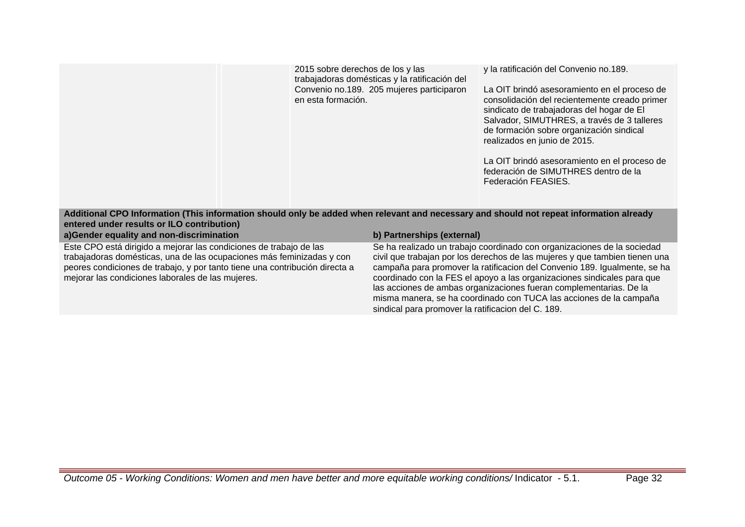| | | | |
|---|---|---|---|
| | | 2015 sobre derechos de los y las trabajadoras domésticas y la ratificación del Convenio no.189. 205 mujeres participaron en esta formación. | y la ratificación del Convenio no.189.<br><br>La OIT brindó asesoramiento en el proceso de consolidación del recientemente creado primer sindicato de trabajadoras del hogar de El Salvador, SIMUTHRES, a través de 3 talleres de formación sobre organización sindical realizados en junio de 2015.<br><br>La OIT brindó asesoramiento en el proceso de federación de SIMUTHRES dentro de la Federación FEASIES. |

**Additional CPO Information (This information should only be added when relevant and necessary and should not repeat information already entered under results or ILO contribution)**

| a)Gender equality and non-discrimination | b) Partnerships (external) |
|---|---|
| Este CPO está dirigido a mejorar las condiciones de trabajo de las trabajadoras domésticas, una de las ocupaciones más feminizadas y con peores condiciones de trabajo, y por tanto tiene una contribución directa a mejorar las condiciones laborales de las mujeres. | Se ha realizado un trabajo coordinado con organizaciones de la sociedad civil que trabajan por los derechos de las mujeres y que tambien tienen una campaña para promover la ratificacion del Convenio 189. Igualmente, se ha coordinado con la FES el apoyo a las organizaciones sindicales para que las acciones de ambas organizaciones fueran complementarias. De la misma manera, se ha coordinado con TUCA las acciones de la campaña sindical para promover la ratificacion del C. 189. |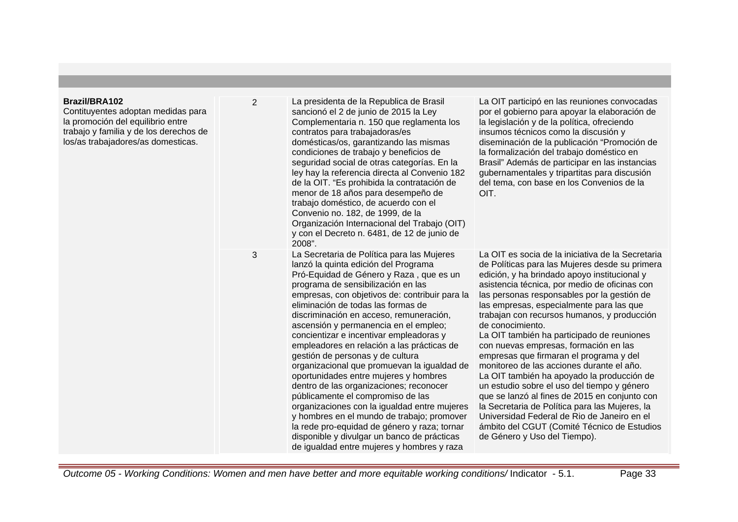| | | | |
|---|---|---|---|
| **Brazil/BRA102**<br>Contituyentes adoptan medidas para la promoción del equilibrio entre trabajo y familia y de los derechos de los/as trabajadores/as domesticas. | 2 | La presidenta de la Republica de Brasil sancionó el 2 de junio de 2015 la Ley Complementaria n. 150 que reglamenta los contratos para trabajadoras/es domésticas/os, garantizando las mismas condiciones de trabajo y beneficios de seguridad social de otras categorías. En la ley hay la referencia directa al Convenio 182 de la OIT. "Es prohibida la contratación de menor de 18 años para desempeño de trabajo doméstico, de acuerdo con el Convenio no. 182, de 1999, de la Organización Internacional del Trabajo (OIT) y con el Decreto n. 6481, de 12 de junio de 2008". | La OIT participó en las reuniones convocadas por el gobierno para apoyar la elaboración de la legislación y de la política, ofreciendo insumos técnicos como la discusión y diseminación de la publicación "Promoción de la formalización del trabajo doméstico en Brasil" Además de participar en las instancias gubernamentales y tripartitas para discusión del tema, con base en los Convenios de la OIT. |
| | 3 | La Secretaria de Política para las Mujeres lanzó la quinta edición del Programa Pró-Equidad de Género y Raza , que es un programa de sensibilización en las empresas, con objetivos de: contribuir para la eliminación de todas las formas de discriminación en acceso, remuneración, ascensión y permanencia en el empleo; concientizar e incentivar empleadoras y empleadores en relación a las prácticas de gestión de personas y de cultura organizacional que promuevan la igualdad de oportunidades entre mujeres y hombres dentro de las organizaciones; reconocer públicamente el compromiso de las organizaciones con la igualdad entre mujeres y hombres en el mundo de trabajo; promover la rede pro-equidad de género y raza; tornar disponible y divulgar un banco de prácticas de igualdad entre mujeres y hombres y raza | La OIT es socia de la iniciativa de la Secretaria de Políticas para las Mujeres desde su primera edición, y ha brindado apoyo institucional y asistencia técnica, por medio de oficinas con las personas responsables por la gestión de las empresas, especialmente para las que trabajan con recursos humanos, y producción de conocimiento.<br>La OIT también ha participado de reuniones con nuevas empresas, formación en las empresas que firmaran el programa y del monitoreo de las acciones durante el año.<br>La OIT también ha apoyado la producción de un estudio sobre el uso del tiempo y género que se lanzó al fines de 2015 en conjunto con la Secretaria de Política para las Mujeres, la Universidad Federal de Rio de Janeiro en el ámbito del CGUT (Comité Técnico de Estudios de Género y Uso del Tiempo). |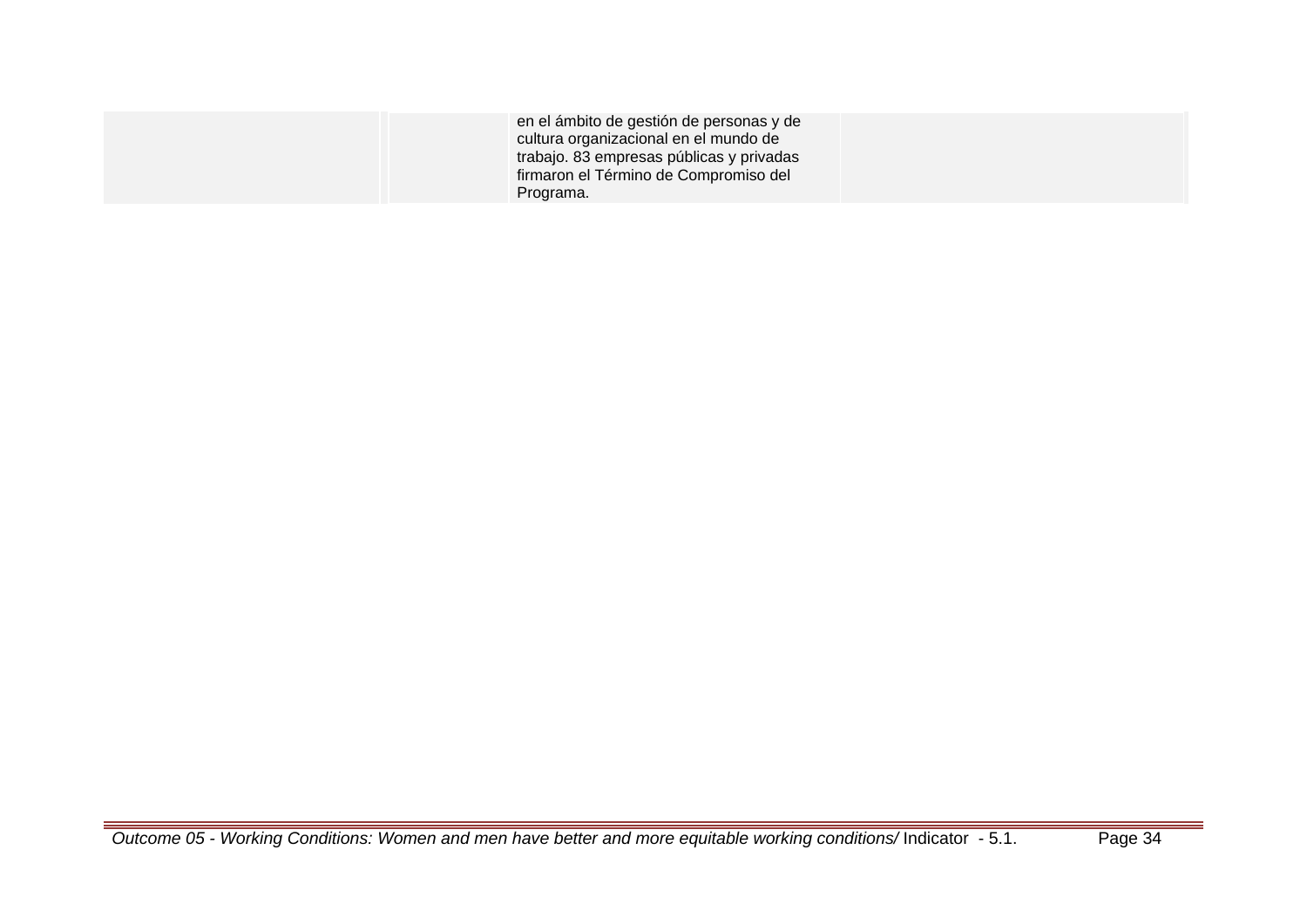| | | | |
|---|---|---|---|
| | | en el ámbito de gestión de personas y de cultura organizacional en el mundo de trabajo. 83 empresas públicas y privadas firmaron el Término de Compromiso del Programa. | |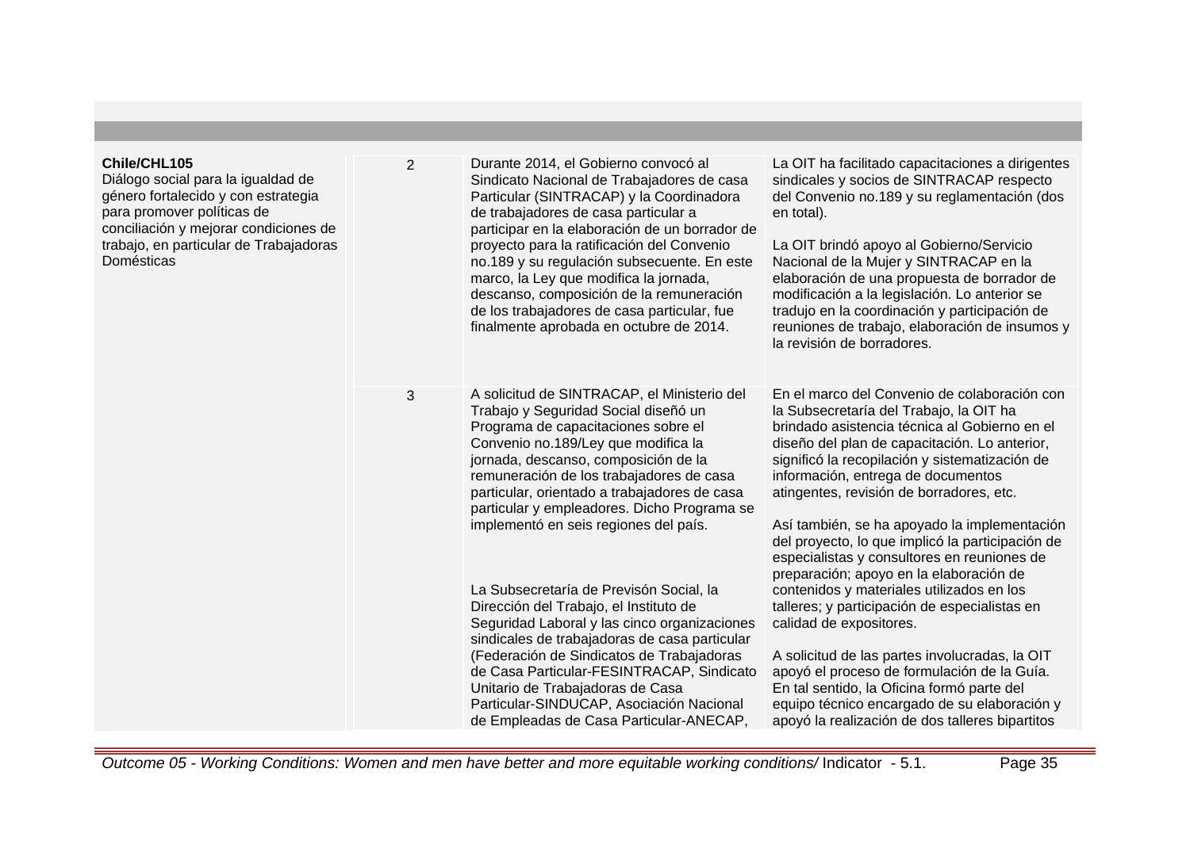| | | | |
|---|---|---|---|
| **Chile/CHL105**<br>Diálogo social para la igualdad de género fortalecido y con estrategia para promover políticas de conciliación y mejorar condiciones de trabajo, en particular de Trabajadoras Domésticas | 2 | Durante 2014, el Gobierno convocó al Sindicato Nacional de Trabajadores de casa Particular (SINTRACAP) y la Coordinadora de trabajadores de casa particular a participar en la elaboración de un borrador de proyecto para la ratificación del Convenio no.189 y su regulación subsecuente. En este marco, la Ley que modifica la jornada, descanso, composición de la remuneración de los trabajadores de casa particular, fue finalmente aprobada en octubre de 2014. | La OIT ha facilitado capacitaciones a dirigentes sindicales y socios de SINTRACAP respecto del Convenio no.189 y su reglamentación (dos en total).<br><br>La OIT brindó apoyo al Gobierno/Servicio Nacional de la Mujer y SINTRACAP en la elaboración de una propuesta de borrador de modificación a la legislación. Lo anterior se tradujo en la coordinación y participación de reuniones de trabajo, elaboración de insumos y la revisión de borradores. |
| | 3 | A solicitud de SINTRACAP, el Ministerio del Trabajo y Seguridad Social diseñó un Programa de capacitaciones sobre el Convenio no.189/Ley que modifica la jornada, descanso, composición de la remuneración de los trabajadores de casa particular, orientado a trabajadores de casa particular y empleadores. Dicho Programa se implementó en seis regiones del país.<br><br>La Subsecretaría de Previsón Social, la Dirección del Trabajo, el Instituto de Seguridad Laboral y las cinco organizaciones sindicales de trabajadoras de casa particular (Federación de Sindicatos de Trabajadoras de Casa Particular-FESINTRACAP, Sindicato Unitario de Trabajadoras de Casa Particular-SINDUCAP, Asociación Nacional de Empleadas de Casa Particular-ANECAP, | En el marco del Convenio de colaboración con la Subsecretaría del Trabajo, la OIT ha brindado asistencia técnica al Gobierno en el diseño del plan de capacitación. Lo anterior, significó la recopilación y sistematización de información, entrega de documentos atingentes, revisión de borradores, etc.<br><br>Así también, se ha apoyado la implementación del proyecto, lo que implicó la participación de especialistas y consultores en reuniones de preparación; apoyo en la elaboración de contenidos y materiales utilizados en los talleres; y participación de especialistas en calidad de expositores.<br><br>A solicitud de las partes involucradas, la OIT apoyó el proceso de formulación de la Guía. En tal sentido, la Oficina formó parte del equipo técnico encargado de su elaboración y apoyó la realización de dos talleres bipartitos |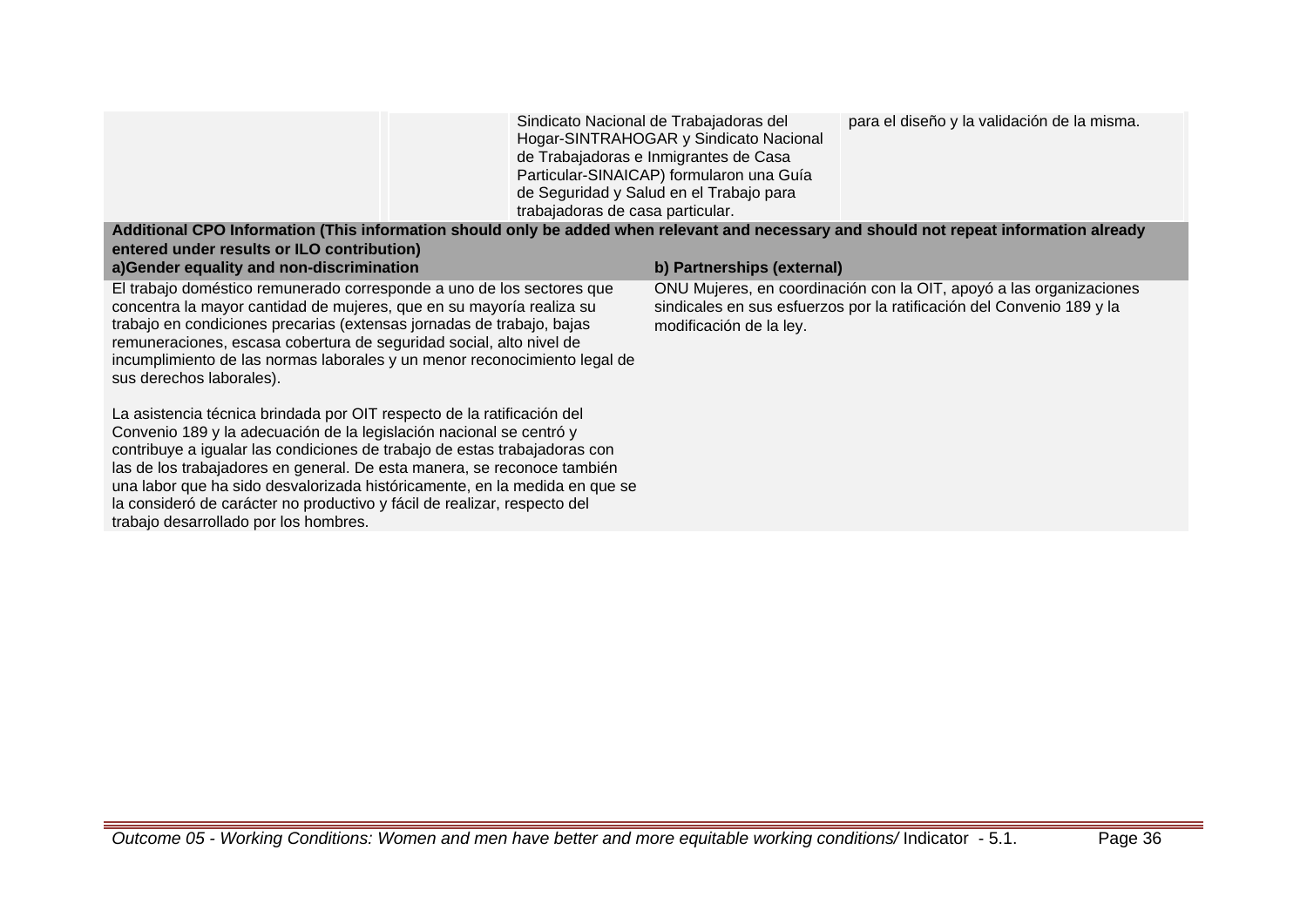| | | Sindicato Nacional de Trabajadoras del Hogar-SINTRAHOGAR y Sindicato Nacional de Trabajadoras e Inmigrantes de Casa Particular-SINAICAP) formularon una Guía de Seguridad y Salud en el Trabajo para trabajadoras de casa particular. | para el diseño y la validación de la misma. |
|---|---|---|---|

**Additional CPO Information (This information should only be added when relevant and necessary and should not repeat information already entered under results or ILO contribution)**

| a)Gender equality and non-discrimination | b) Partnerships (external) |
|---|---|
| El trabajo doméstico remunerado corresponde a uno de los sectores que concentra la mayor cantidad de mujeres, que en su mayoría realiza su trabajo en condiciones precarias (extensas jornadas de trabajo, bajas remuneraciones, escasa cobertura de seguridad social, alto nivel de incumplimiento de las normas laborales y un menor reconocimiento legal de sus derechos laborales).<br><br>La asistencia técnica brindada por OIT respecto de la ratificación del Convenio 189 y la adecuación de la legislación nacional se centró y contribuye a igualar las condiciones de trabajo de estas trabajadoras con las de los trabajadores en general. De esta manera, se reconoce también una labor que ha sido desvalorizada históricamente, en la medida en que se la consideró de carácter no productivo y fácil de realizar, respecto del trabajo desarrollado por los hombres. | ONU Mujeres, en coordinación con la OIT, apoyó a las organizaciones sindicales en sus esfuerzos por la ratificación del Convenio 189 y la modificación de la ley. |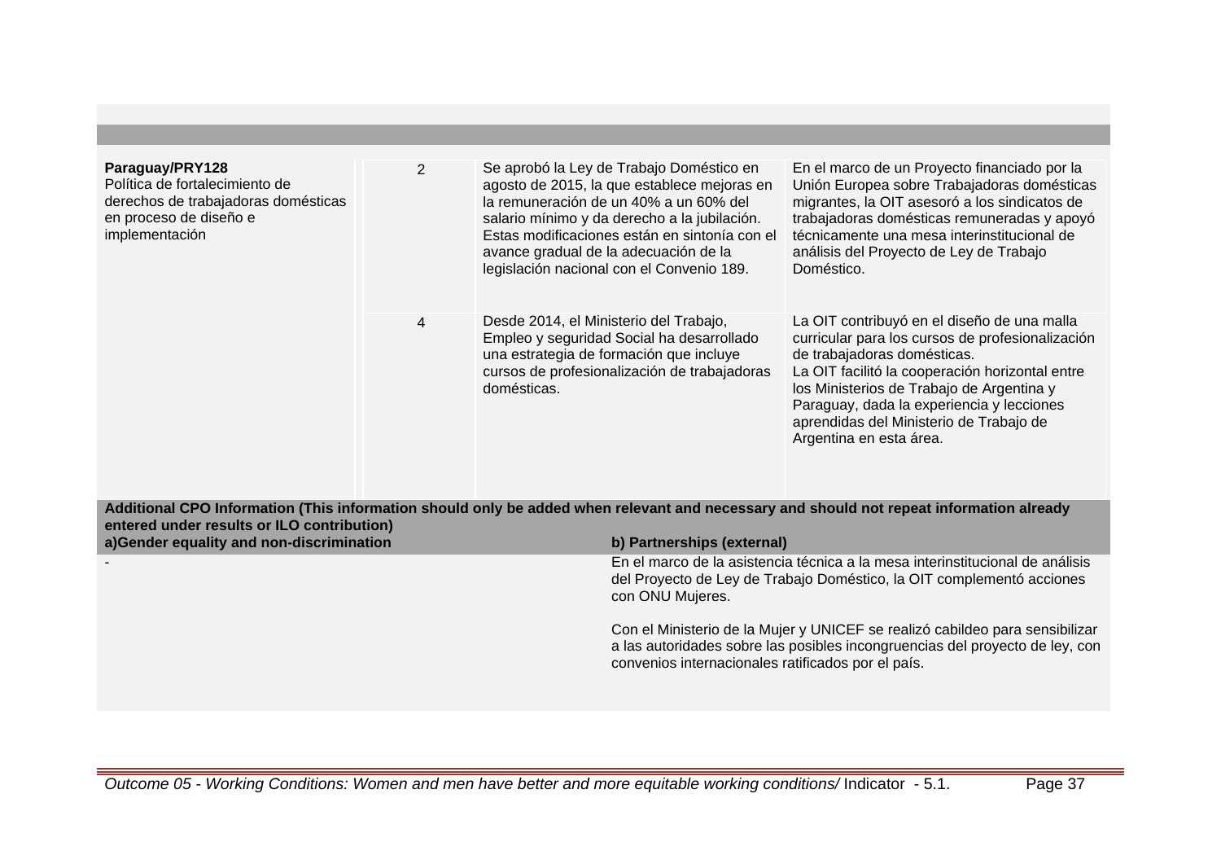| | | | |
|---|---|---|---|
| **Paraguay/PRY128**<br>Política de fortalecimiento de derechos de trabajadoras domésticas en proceso de diseño e implementación | 2 | Se aprobó la Ley de Trabajo Doméstico en agosto de 2015, la que establece mejoras en la remuneración de un 40% a un 60% del salario mínimo y da derecho a la jubilación. Estas modificaciones están en sintonía con el avance gradual de la adecuación de la legislación nacional con el Convenio 189. | En el marco de un Proyecto financiado por la Unión Europea sobre Trabajadoras domésticas migrantes, la OIT asesoró a los sindicatos de trabajadoras domésticas remuneradas y apoyó técnicamente una mesa interinstitucional de análisis del Proyecto de Ley de Trabajo Doméstico. |
| | 4 | Desde 2014, el Ministerio del Trabajo, Empleo y seguridad Social ha desarrollado una estrategia de formación que incluye cursos de profesionalización de trabajadoras domésticas. | La OIT contribuyó en el diseño de una malla curricular para los cursos de profesionalización de trabajadoras domésticas.<br>La OIT facilitó la cooperación horizontal entre los Ministerios de Trabajo de Argentina y Paraguay, dada la experiencia y lecciones aprendidas del Ministerio de Trabajo de Argentina en esta área. |

**Additional CPO Information (This information should only be added when relevant and necessary and should not repeat information already entered under results or ILO contribution)**

| a)Gender equality and non-discrimination | b) Partnerships (external) |
|---|---|
| - | En el marco de la asistencia técnica a la mesa interinstitucional de análisis del Proyecto de Ley de Trabajo Doméstico, la OIT complementó acciones con ONU Mujeres.<br><br>Con el Ministerio de la Mujer y UNICEF se realizó cabildeo para sensibilizar a las autoridades sobre las posibles incongruencias del proyecto de ley, con convenios internacionales ratificados por el país. |

*Outcome 05 - Working Conditions: Women and men have better and more equitable working conditions/* Indicator - 5.1.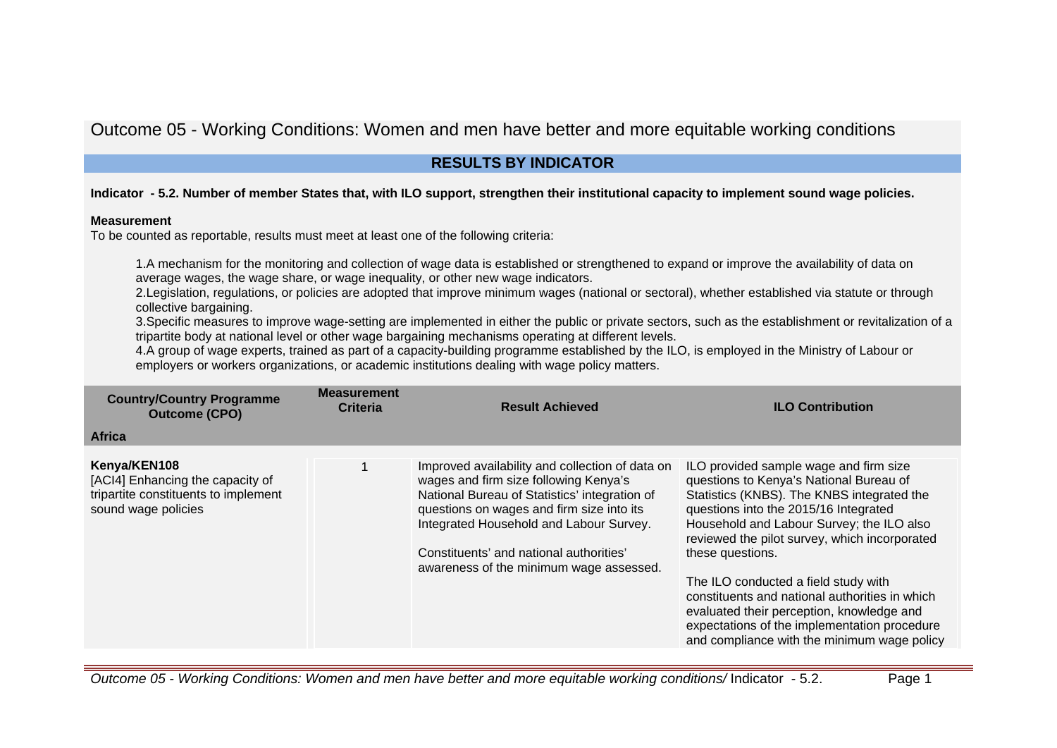# Outcome 05 - Working Conditions: Women and men have better and more equitable working conditions

## RESULTS BY INDICATOR

**Indicator - 5.2. Number of member States that, with ILO support, strengthen their institutional capacity to implement sound wage policies.**

**Measurement**

To be counted as reportable, results must meet at least one of the following criteria:

1. A mechanism for the monitoring and collection of wage data is established or strengthened to expand or improve the availability of data on average wages, the wage share, or wage inequality, or other new wage indicators.
2. Legislation, regulations, or policies are adopted that improve minimum wages (national or sectoral), whether established via statute or through collective bargaining.
3. Specific measures to improve wage-setting are implemented in either the public or private sectors, such as the establishment or revitalization of a tripartite body at national level or other wage bargaining mechanisms operating at different levels.
4. A group of wage experts, trained as part of a capacity-building programme established by the ILO, is employed in the Ministry of Labour or employers or workers organizations, or academic institutions dealing with wage policy matters.

| Country/Country Programme Outcome (CPO) | Measurement Criteria | Result Achieved | ILO Contribution |
|---|---|---|---|
| **Africa** | | | |
| **Kenya/KEN108**<br>[ACI4] Enhancing the capacity of tripartite constituents to implement sound wage policies | 1 | Improved availability and collection of data on wages and firm size following Kenya's National Bureau of Statistics' integration of questions on wages and firm size into its Integrated Household and Labour Survey.<br><br>Constituents' and national authorities' awareness of the minimum wage assessed. | ILO provided sample wage and firm size questions to Kenya's National Bureau of Statistics (KNBS). The KNBS integrated the questions into the 2015/16 Integrated Household and Labour Survey; the ILO also reviewed the pilot survey, which incorporated these questions.<br><br>The ILO conducted a field study with constituents and national authorities in which evaluated their perception, knowledge and expectations of the implementation procedure and compliance with the minimum wage policy |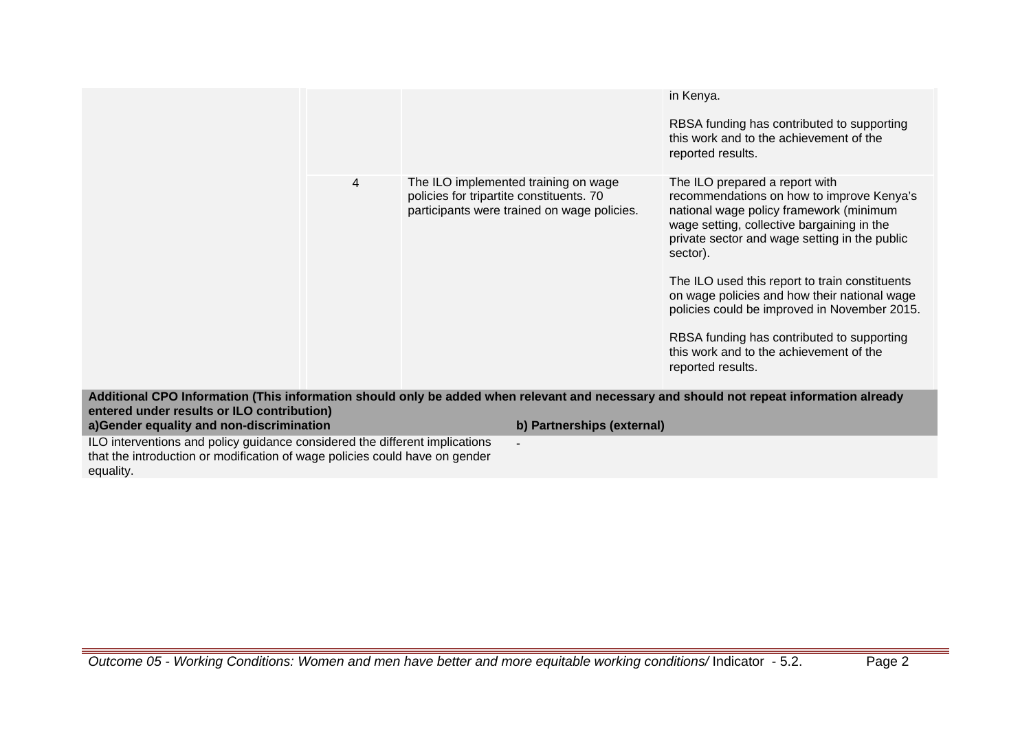| | | | |
|---|---|---|---|
| | | | in Kenya.<br><br>RBSA funding has contributed to supporting this work and to the achievement of the reported results. |
| | 4 | The ILO implemented training on wage policies for tripartite constituents. 70 participants were trained on wage policies. | The ILO prepared a report with recommendations on how to improve Kenya's national wage policy framework (minimum wage setting, collective bargaining in the private sector and wage setting in the public sector).<br><br>The ILO used this report to train constituents on wage policies and how their national wage policies could be improved in November 2015.<br><br>RBSA funding has contributed to supporting this work and to the achievement of the reported results. |

**Additional CPO Information (This information should only be added when relevant and necessary and should not repeat information already entered under results or ILO contribution)**

| a)Gender equality and non-discrimination | b) Partnerships (external) |
|---|---|
| ILO interventions and policy guidance considered the different implications that the introduction or modification of wage policies could have on gender equality. | - |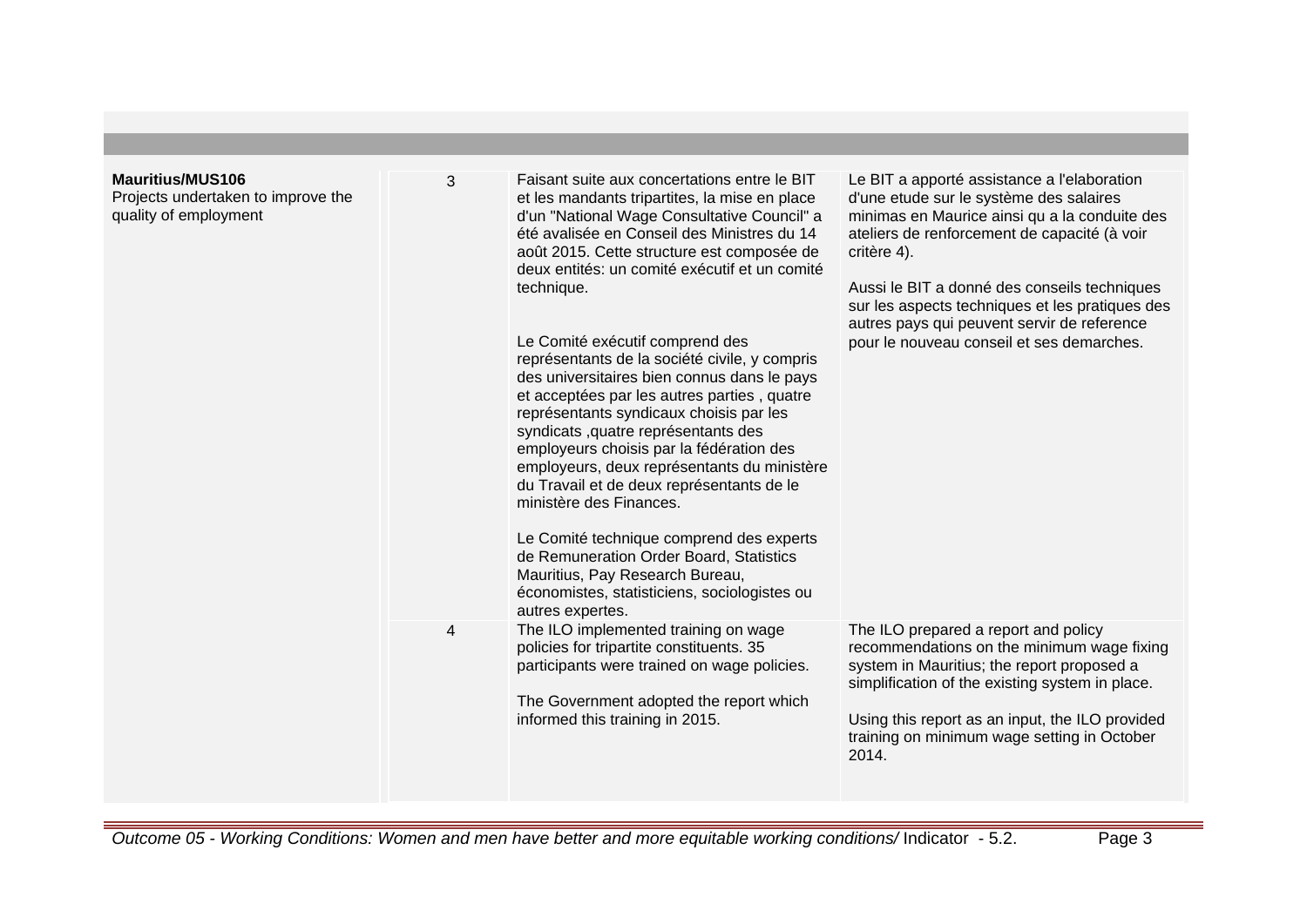| | | | |
|---|---|---|---|
| **Mauritius/MUS106**<br>Projects undertaken to improve the quality of employment | 3 | Faisant suite aux concertations entre le BIT et les mandants tripartites, la mise en place d'un "National Wage Consultative Council" a été avalisée en Conseil des Ministres du 14 août 2015. Cette structure est composée de deux entités: un comité exécutif et un comité technique.<br><br>Le Comité exécutif comprend des représentants de la société civile, y compris des universitaires bien connus dans le pays et acceptées par les autres parties , quatre représentants syndicaux choisis par les syndicats ,quatre représentants des employeurs choisis par la fédération des employeurs, deux représentants du ministère du Travail et de deux représentants de le ministère des Finances.<br><br>Le Comité technique comprend des experts de Remuneration Order Board, Statistics Mauritius, Pay Research Bureau, économistes, statisticiens, sociologistes ou autres expertes. | Le BIT a apporté assistance a l'elaboration d'une etude sur le système des salaires minimas en Maurice ainsi qu a la conduite des ateliers de renforcement de capacité (à voir critère 4).<br><br>Aussi le BIT a donné des conseils techniques sur les aspects techniques et les pratiques des autres pays qui peuvent servir de reference pour le nouveau conseil et ses demarches. |
| | 4 | The ILO implemented training on wage policies for tripartite constituents. 35 participants were trained on wage policies.<br><br>The Government adopted the report which informed this training in 2015. | The ILO prepared a report and policy recommendations on the minimum wage fixing system in Mauritius; the report proposed a simplification of the existing system in place.<br><br>Using this report as an input, the ILO provided training on minimum wage setting in October 2014. |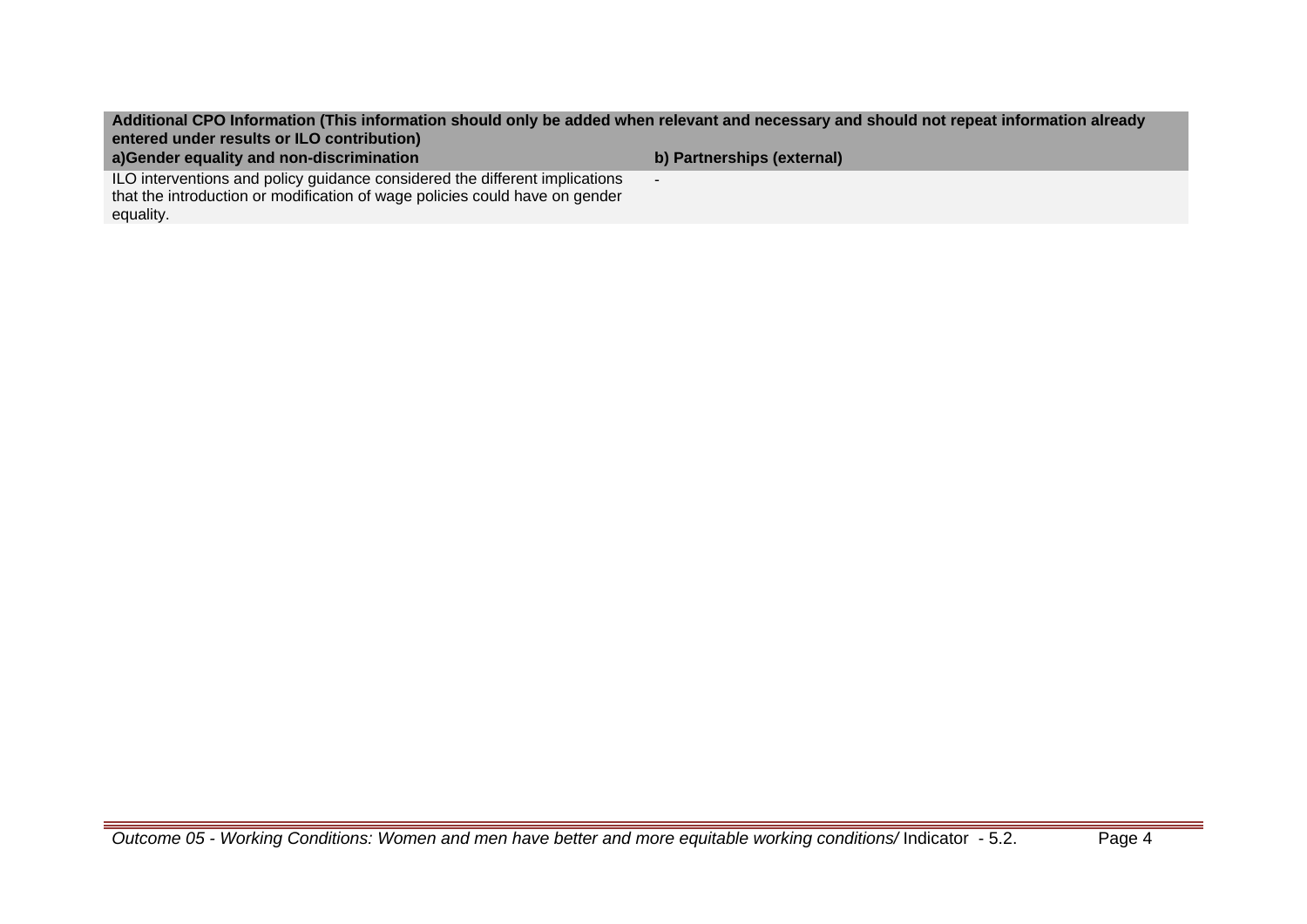| Additional CPO Information (This information should only be added when relevant and necessary and should not repeat information already entered under results or ILO contribution) | |
|---|---|
| **a)Gender equality and non-discrimination** | **b) Partnerships (external)** |
| ILO interventions and policy guidance considered the different implications that the introduction or modification of wage policies could have on gender equality. | - |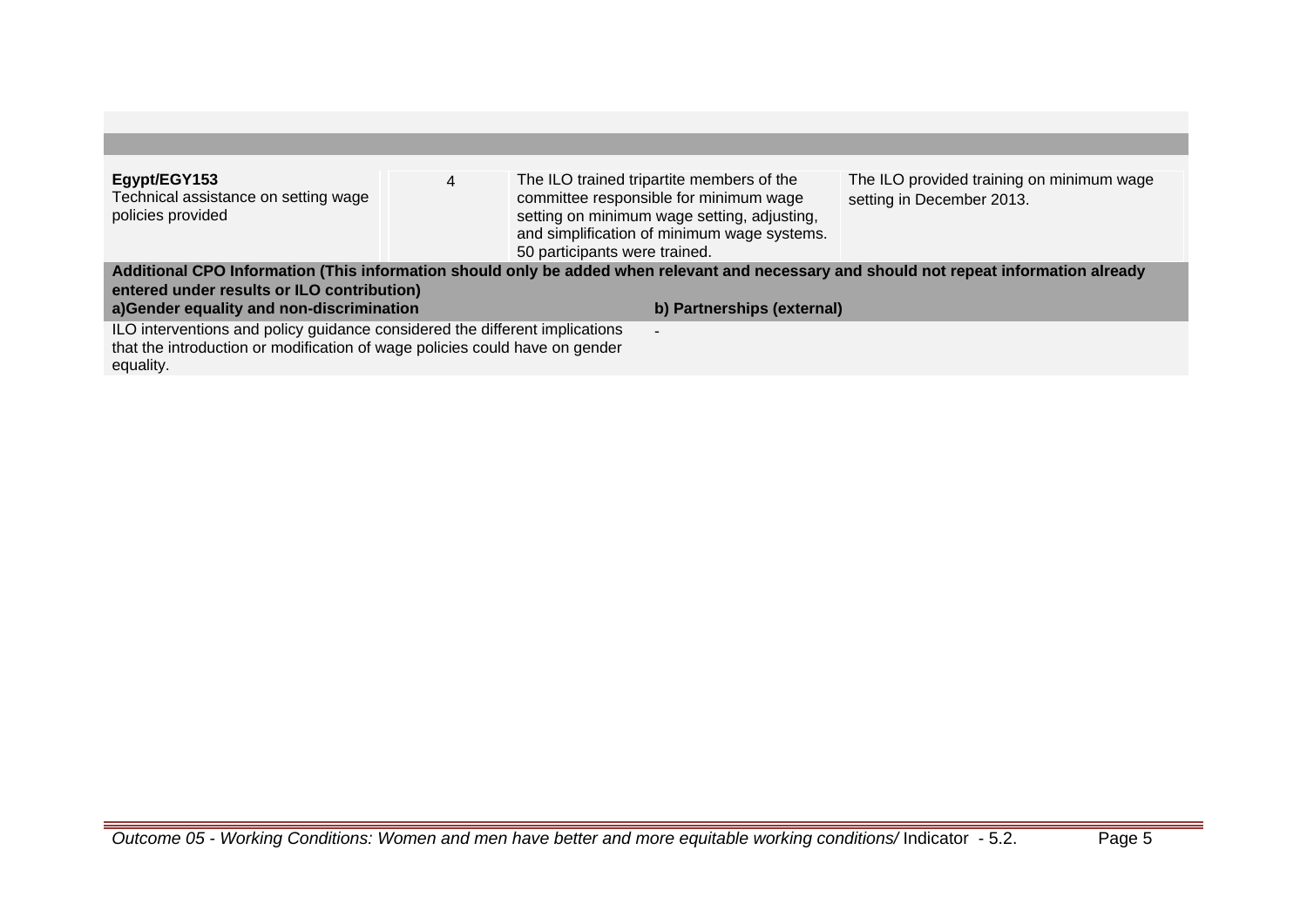| | | | |
|---|---|---|---|
| **Egypt/EGY153**<br>Technical assistance on setting wage policies provided | 4 | The ILO trained tripartite members of the committee responsible for minimum wage setting on minimum wage setting, adjusting, and simplification of minimum wage systems. 50 participants were trained. | The ILO provided training on minimum wage setting in December 2013. |

**Additional CPO Information (This information should only be added when relevant and necessary and should not repeat information already entered under results or ILO contribution)**

| a)Gender equality and non-discrimination | b) Partnerships (external) |
|---|---|
| ILO interventions and policy guidance considered the different implications that the introduction or modification of wage policies could have on gender equality. | - |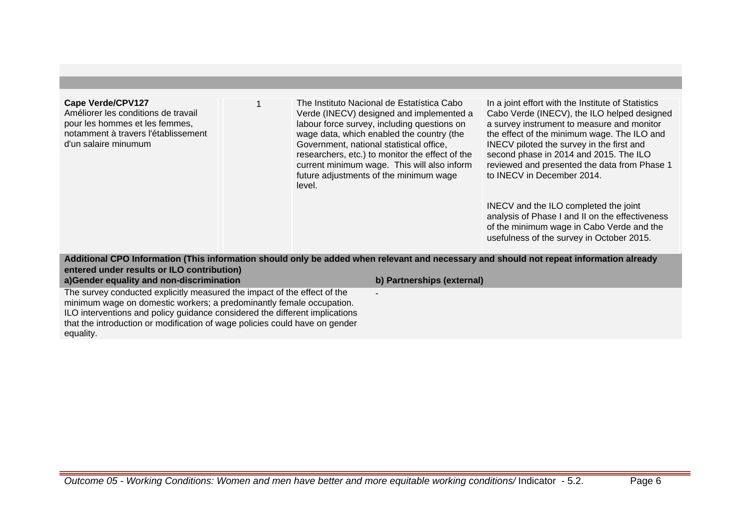| | | | |
|---|---|---|---|
| **Cape Verde/CPV127**<br>Améliorer les conditions de travail pour les hommes et les femmes, notamment à travers l'établissement d'un salaire minumum | 1 | The Instituto Nacional de Estatística Cabo Verde (INECV) designed and implemented a labour force survey, including questions on wage data, which enabled the country (the Government, national statistical office, researchers, etc.) to monitor the effect of the current minimum wage. This will also inform future adjustments of the minimum wage level. | In a joint effort with the Institute of Statistics Cabo Verde (INECV), the ILO helped designed a survey instrument to measure and monitor the effect of the minimum wage. The ILO and INECV piloted the survey in the first and second phase in 2014 and 2015. The ILO reviewed and presented the data from Phase 1 to INECV in December 2014.<br><br>INECV and the ILO completed the joint analysis of Phase I and II on the effectiveness of the minimum wage in Cabo Verde and the usefulness of the survey in October 2015. |

**Additional CPO Information (This information should only be added when relevant and necessary and should not repeat information already entered under results or ILO contribution)**

| a)Gender equality and non-discrimination | b) Partnerships (external) |
|---|---|
| The survey conducted explicitly measured the impact of the effect of the minimum wage on domestic workers; a predominantly female occupation. ILO interventions and policy guidance considered the different implications that the introduction or modification of wage policies could have on gender equality. | - |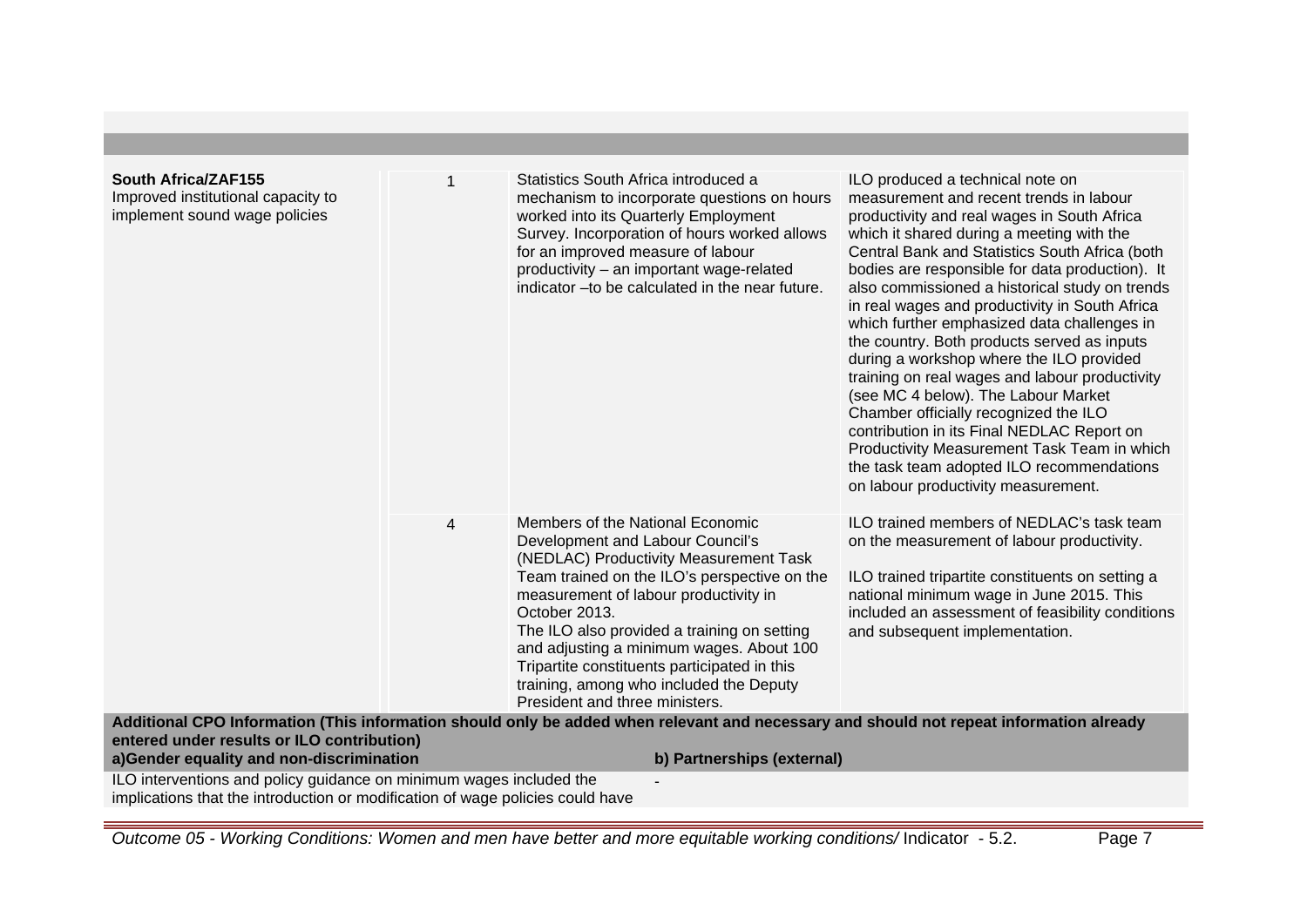| | | | |
|---|---|---|---|
| **South Africa/ZAF155**<br>Improved institutional capacity to implement sound wage policies | 1 | Statistics South Africa introduced a mechanism to incorporate questions on hours worked into its Quarterly Employment Survey. Incorporation of hours worked allows for an improved measure of labour productivity – an important wage-related indicator –to be calculated in the near future. | ILO produced a technical note on measurement and recent trends in labour productivity and real wages in South Africa which it shared during a meeting with the Central Bank and Statistics South Africa (both bodies are responsible for data production). It also commissioned a historical study on trends in real wages and productivity in South Africa which further emphasized data challenges in the country. Both products served as inputs during a workshop where the ILO provided training on real wages and labour productivity (see MC 4 below). The Labour Market Chamber officially recognized the ILO contribution in its Final NEDLAC Report on Productivity Measurement Task Team in which the task team adopted ILO recommendations on labour productivity measurement. |
| | 4 | Members of the National Economic Development and Labour Council's (NEDLAC) Productivity Measurement Task Team trained on the ILO's perspective on the measurement of labour productivity in October 2013.<br>The ILO also provided a training on setting and adjusting a minimum wages. About 100 Tripartite constituents participated in this training, among who included the Deputy President and three ministers. | ILO trained members of NEDLAC's task team on the measurement of labour productivity.<br><br>ILO trained tripartite constituents on setting a national minimum wage in June 2015. This included an assessment of feasibility conditions and subsequent implementation. |

**Additional CPO Information (This information should only be added when relevant and necessary and should not repeat information already entered under results or ILO contribution)**

| a)Gender equality and non-discrimination | b) Partnerships (external) |
|---|---|
| ILO interventions and policy guidance on minimum wages included the implications that the introduction or modification of wage policies could have | - |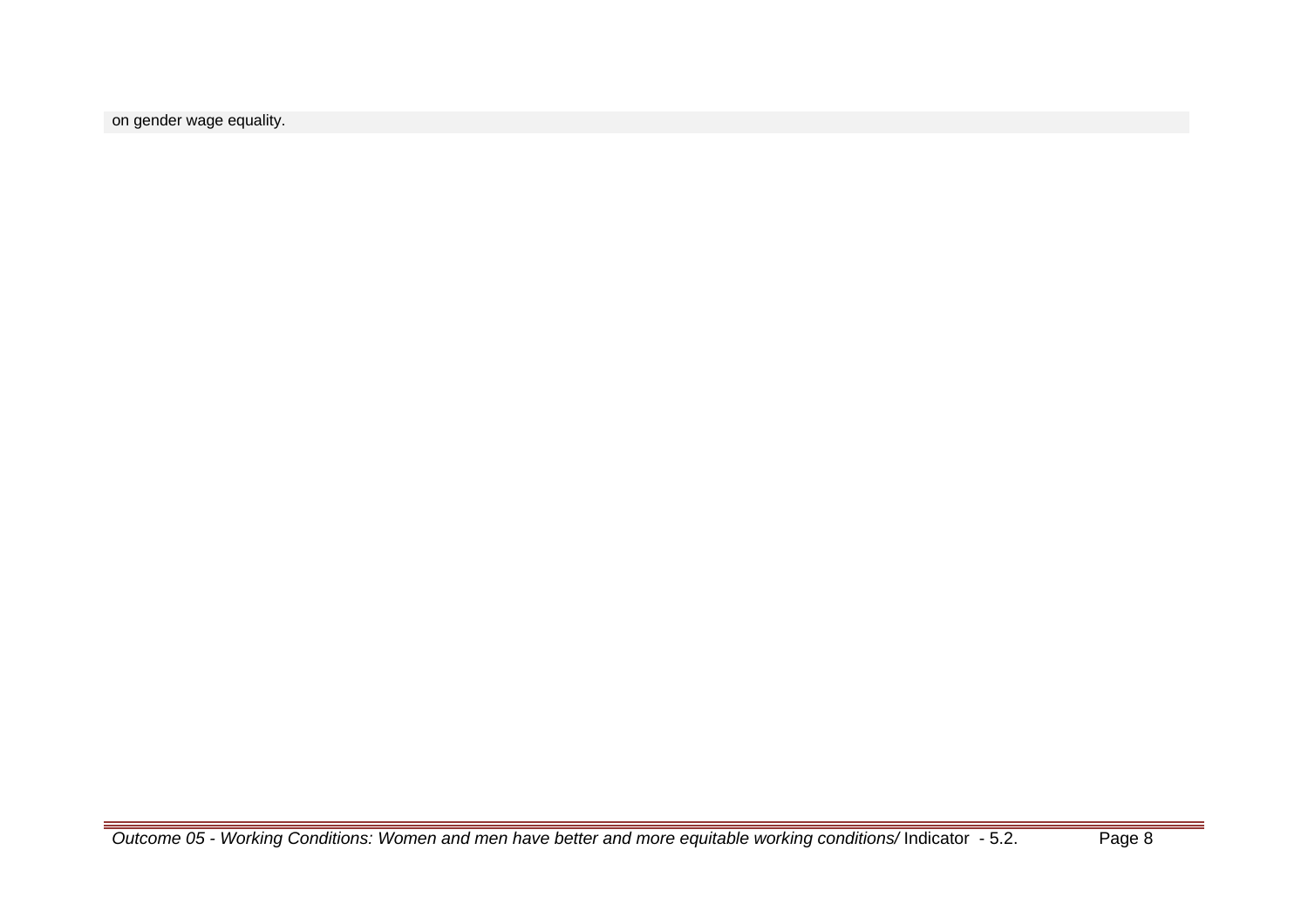on gender wage equality.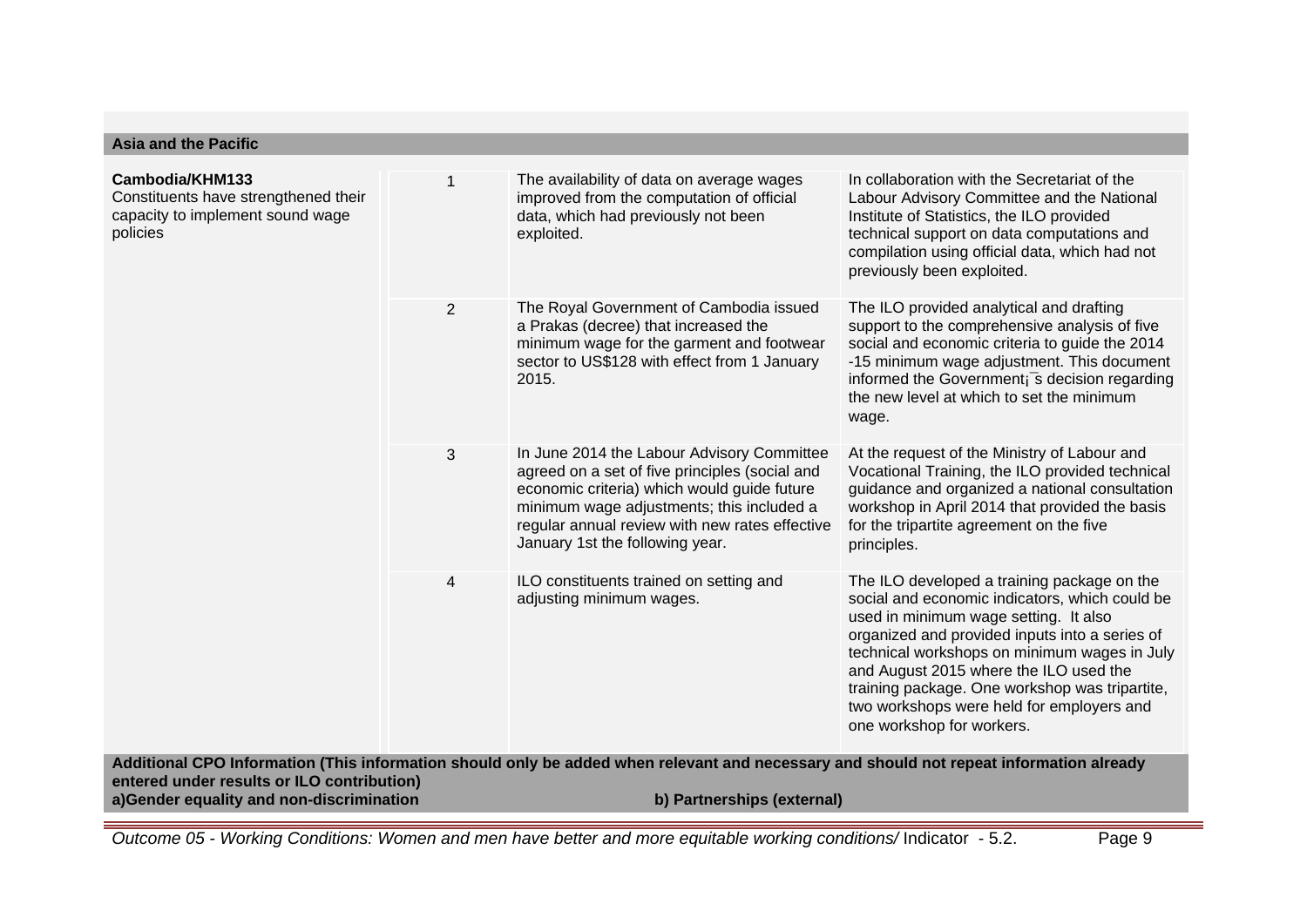## Asia and the Pacific

| | | | |
|---|---|---|---|
| **Cambodia/KHM133**<br>Constituents have strengthened their capacity to implement sound wage policies | 1 | The availability of data on average wages improved from the computation of official data, which had previously not been exploited. | In collaboration with the Secretariat of the Labour Advisory Committee and the National Institute of Statistics, the ILO provided technical support on data computations and compilation using official data, which had not previously been exploited. |
| | 2 | The Royal Government of Cambodia issued a Prakas (decree) that increased the minimum wage for the garment and footwear sector to US$128 with effect from 1 January 2015. | The ILO provided analytical and drafting support to the comprehensive analysis of five social and economic criteria to guide the 2014 -15 minimum wage adjustment. This document informed the Government¡¯s decision regarding the new level at which to set the minimum wage. |
| | 3 | In June 2014 the Labour Advisory Committee agreed on a set of five principles (social and economic criteria) which would guide future minimum wage adjustments; this included a regular annual review with new rates effective January 1st the following year. | At the request of the Ministry of Labour and Vocational Training, the ILO provided technical guidance and organized a national consultation workshop in April 2014 that provided the basis for the tripartite agreement on the five principles. |
| | 4 | ILO constituents trained on setting and adjusting minimum wages. | The ILO developed a training package on the social and economic indicators, which could be used in minimum wage setting. It also organized and provided inputs into a series of technical workshops on minimum wages in July and August 2015 where the ILO used the training package. One workshop was tripartite, two workshops were held for employers and one workshop for workers. |

**Additional CPO Information (This information should only be added when relevant and necessary and should not repeat information already entered under results or ILO contribution)**

| **a)Gender equality and non-discrimination** | **b) Partnerships (external)** |
|---|---|

*Outcome 05 - Working Conditions: Women and men have better and more equitable working conditions/* Indicator - 5.2.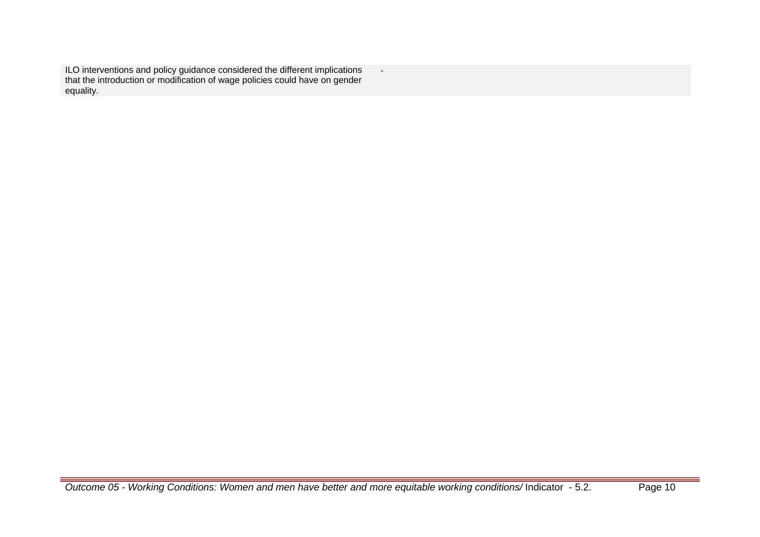| | |
|---|---|
| ILO interventions and policy guidance considered the different implications that the introduction or modification of wage policies could have on gender equality. | - |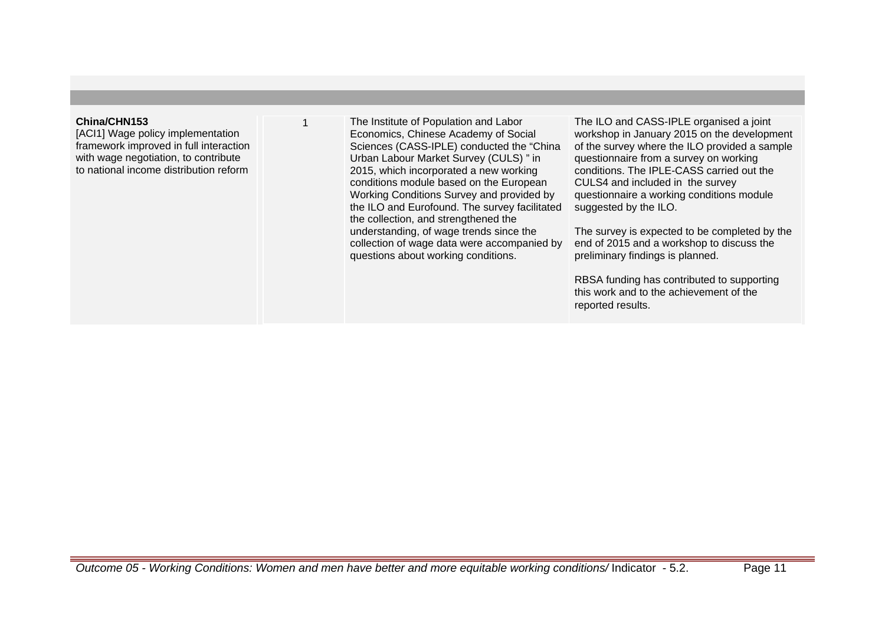| | | | |
|---|---|---|---|
| **China/CHN153**<br>[ACI1] Wage policy implementation framework improved in full interaction with wage negotiation, to contribute to national income distribution reform | 1 | The Institute of Population and Labor Economics, Chinese Academy of Social Sciences (CASS-IPLE) conducted the "China Urban Labour Market Survey (CULS) " in 2015, which incorporated a new working conditions module based on the European Working Conditions Survey and provided by the ILO and Eurofound. The survey facilitated the collection, and strengthened the understanding, of wage trends since the collection of wage data were accompanied by questions about working conditions. | The ILO and CASS-IPLE organised a joint workshop in January 2015 on the development of the survey where the ILO provided a sample questionnaire from a survey on working conditions. The IPLE-CASS carried out the CULS4 and included in the survey questionnaire a working conditions module suggested by the ILO.<br><br>The survey is expected to be completed by the end of 2015 and a workshop to discuss the preliminary findings is planned.<br><br>RBSA funding has contributed to supporting this work and to the achievement of the reported results. |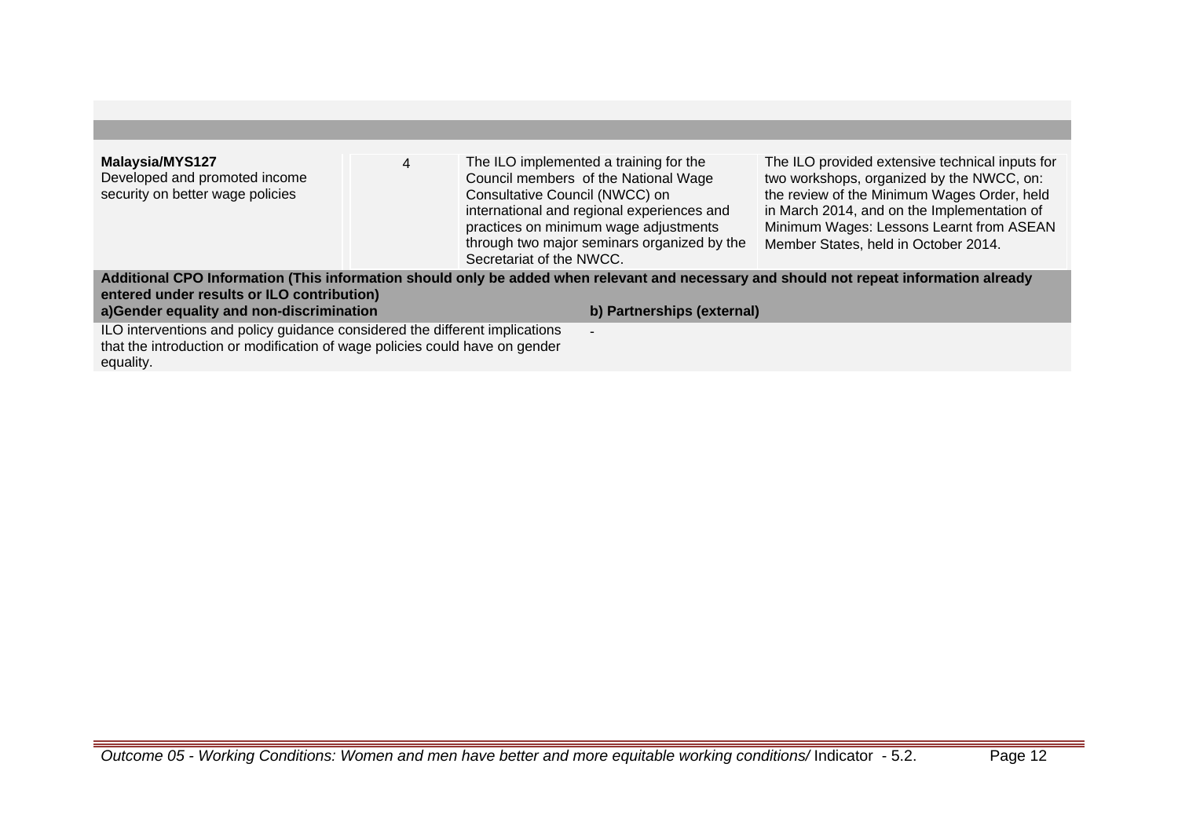| | | | |
|---|---|---|---|
| **Malaysia/MYS127**<br>Developed and promoted income security on better wage policies | 4 | The ILO implemented a training for the Council members of the National Wage Consultative Council (NWCC) on international and regional experiences and practices on minimum wage adjustments through two major seminars organized by the Secretariat of the NWCC. | The ILO provided extensive technical inputs for two workshops, organized by the NWCC, on: the review of the Minimum Wages Order, held in March 2014, and on the Implementation of Minimum Wages: Lessons Learnt from ASEAN Member States, held in October 2014. |

**Additional CPO Information (This information should only be added when relevant and necessary and should not repeat information already entered under results or ILO contribution)**

| a)Gender equality and non-discrimination | b) Partnerships (external) |
|---|---|
| ILO interventions and policy guidance considered the different implications that the introduction or modification of wage policies could have on gender equality. | - |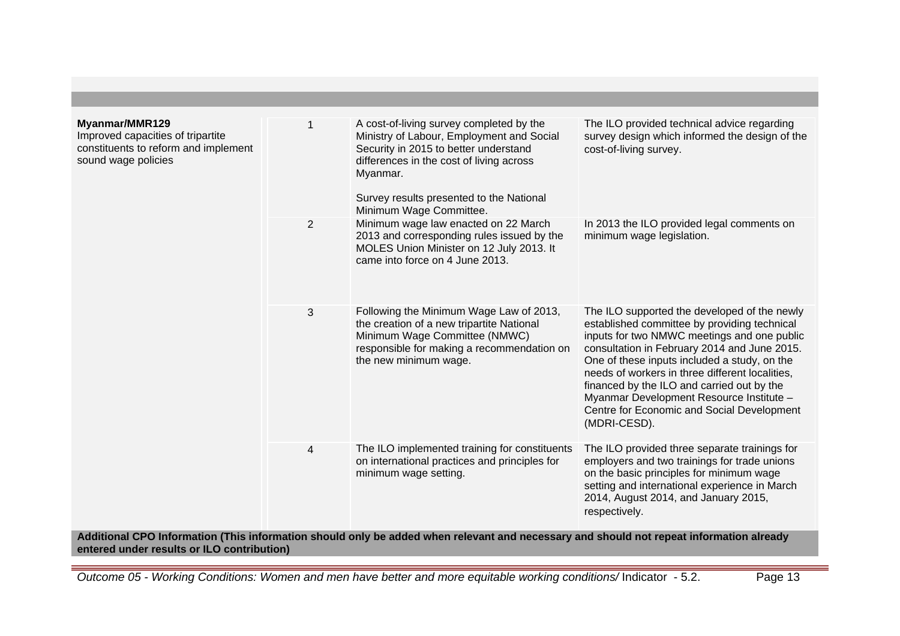| | | | |
|---|---|---|---|
| **Myanmar/MMR129**<br>Improved capacities of tripartite constituents to reform and implement sound wage policies | 1 | A cost-of-living survey completed by the Ministry of Labour, Employment and Social Security in 2015 to better understand differences in the cost of living across Myanmar.<br><br>Survey results presented to the National Minimum Wage Committee. | The ILO provided technical advice regarding survey design which informed the design of the cost-of-living survey. |
| | 2 | Minimum wage law enacted on 22 March 2013 and corresponding rules issued by the MOLES Union Minister on 12 July 2013. It came into force on 4 June 2013. | In 2013 the ILO provided legal comments on minimum wage legislation. |
| | 3 | Following the Minimum Wage Law of 2013, the creation of a new tripartite National Minimum Wage Committee (NMWC) responsible for making a recommendation on the new minimum wage. | The ILO supported the developed of the newly established committee by providing technical inputs for two NMWC meetings and one public consultation in February 2014 and June 2015. One of these inputs included a study, on the needs of workers in three different localities, financed by the ILO and carried out by the Myanmar Development Resource Institute – Centre for Economic and Social Development (MDRI-CESD). |
| | 4 | The ILO implemented training for constituents on international practices and principles for minimum wage setting. | The ILO provided three separate trainings for employers and two trainings for trade unions on the basic principles for minimum wage setting and international experience in March 2014, August 2014, and January 2015, respectively. |

**Additional CPO Information (This information should only be added when relevant and necessary and should not repeat information already entered under results or ILO contribution)**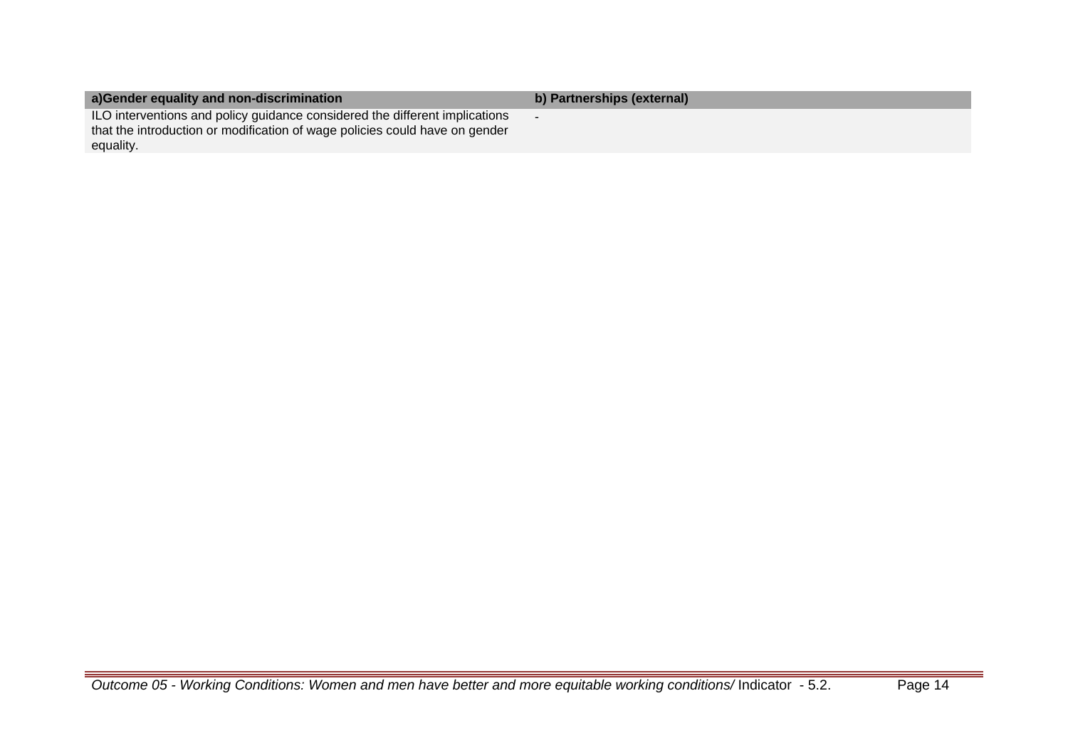| a)Gender equality and non-discrimination | b) Partnerships (external) |
| --- | --- |
| ILO interventions and policy guidance considered the different implications that the introduction or modification of wage policies could have on gender equality. | - |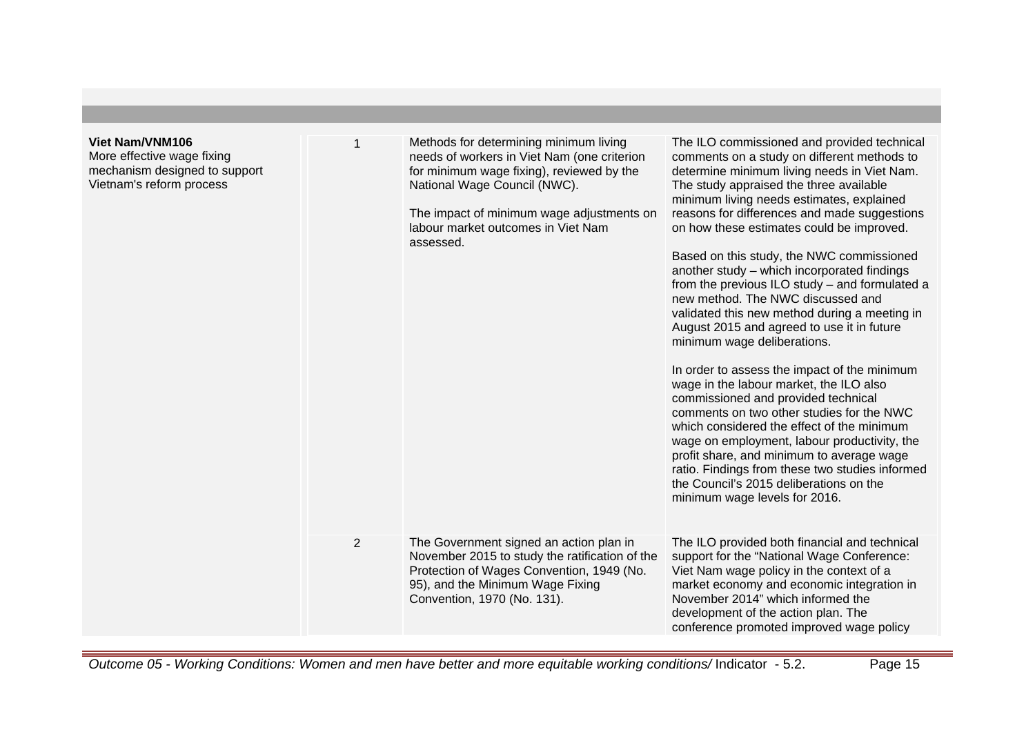| | | | |
|---|---|---|---|
| **Viet Nam/VNM106**<br>More effective wage fixing mechanism designed to support Vietnam's reform process | 1 | Methods for determining minimum living needs of workers in Viet Nam (one criterion for minimum wage fixing), reviewed by the National Wage Council (NWC).<br><br>The impact of minimum wage adjustments on labour market outcomes in Viet Nam assessed. | The ILO commissioned and provided technical comments on a study on different methods to determine minimum living needs in Viet Nam. The study appraised the three available minimum living needs estimates, explained reasons for differences and made suggestions on how these estimates could be improved.<br><br>Based on this study, the NWC commissioned another study – which incorporated findings from the previous ILO study – and formulated a new method. The NWC discussed and validated this new method during a meeting in August 2015 and agreed to use it in future minimum wage deliberations.<br><br>In order to assess the impact of the minimum wage in the labour market, the ILO also commissioned and provided technical comments on two other studies for the NWC which considered the effect of the minimum wage on employment, labour productivity, the profit share, and minimum to average wage ratio. Findings from these two studies informed the Council's 2015 deliberations on the minimum wage levels for 2016. |
| | 2 | The Government signed an action plan in November 2015 to study the ratification of the Protection of Wages Convention, 1949 (No. 95), and the Minimum Wage Fixing Convention, 1970 (No. 131). | The ILO provided both financial and technical support for the "National Wage Conference: Viet Nam wage policy in the context of a market economy and economic integration in November 2014" which informed the development of the action plan. The conference promoted improved wage policy |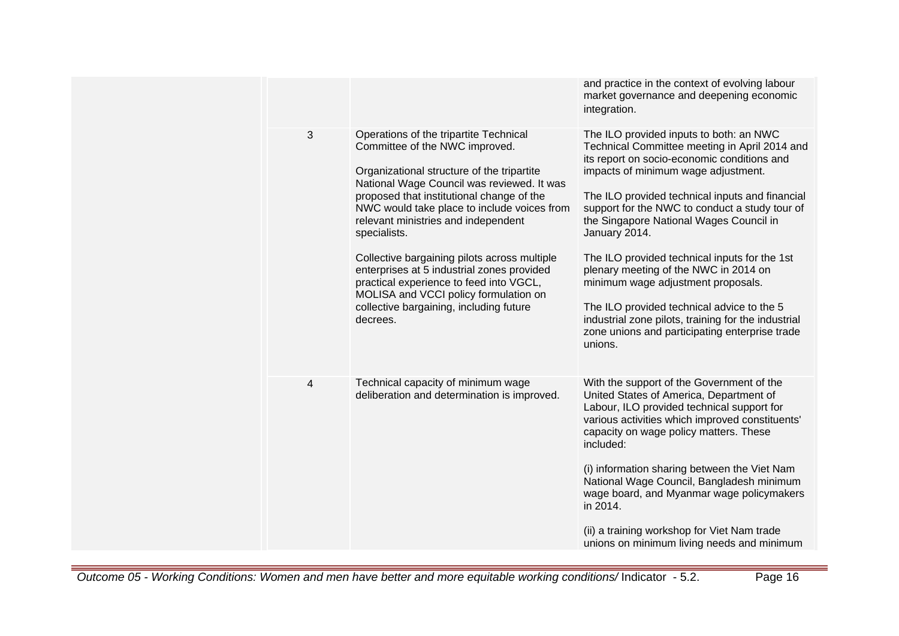| | | | |
|---|---|---|---|
| | | | and practice in the context of evolving labour market governance and deepening economic integration. |
| | 3 | Operations of the tripartite Technical Committee of the NWC improved.<br><br>Organizational structure of the tripartite National Wage Council was reviewed. It was proposed that institutional change of the NWC would take place to include voices from relevant ministries and independent specialists.<br><br>Collective bargaining pilots across multiple enterprises at 5 industrial zones provided practical experience to feed into VGCL, MOLISA and VCCI policy formulation on collective bargaining, including future decrees. | The ILO provided inputs to both: an NWC Technical Committee meeting in April 2014 and its report on socio-economic conditions and impacts of minimum wage adjustment.<br><br>The ILO provided technical inputs and financial support for the NWC to conduct a study tour of the Singapore National Wages Council in January 2014.<br><br>The ILO provided technical inputs for the 1st plenary meeting of the NWC in 2014 on minimum wage adjustment proposals.<br><br>The ILO provided technical advice to the 5 industrial zone pilots, training for the industrial zone unions and participating enterprise trade unions. |
| | 4 | Technical capacity of minimum wage deliberation and determination is improved. | With the support of the Government of the United States of America, Department of Labour, ILO provided technical support for various activities which improved constituents' capacity on wage policy matters. These included:<br><br>(i) information sharing between the Viet Nam National Wage Council, Bangladesh minimum wage board, and Myanmar wage policymakers in 2014.<br><br>(ii) a training workshop for Viet Nam trade unions on minimum living needs and minimum |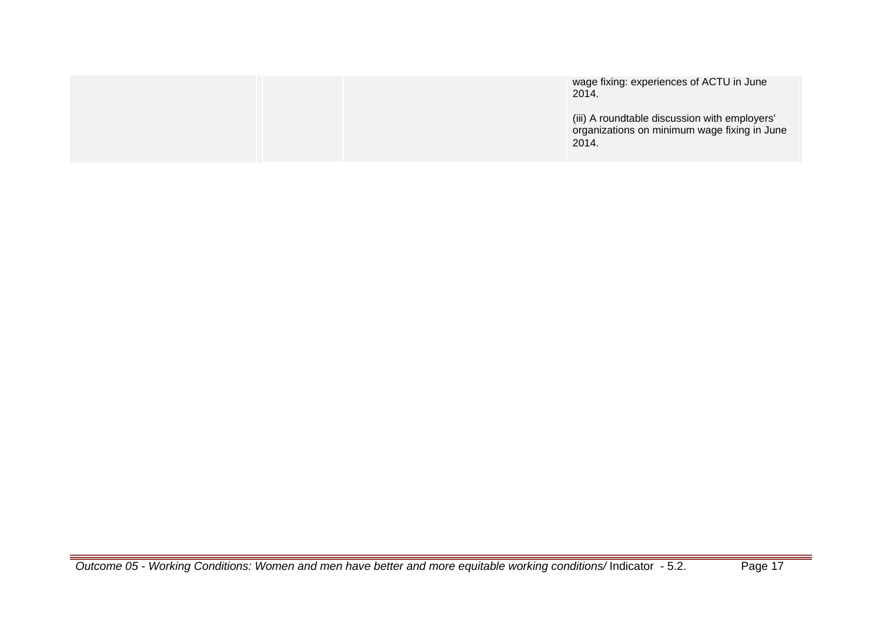| | | | |
|---|---|---|---|
| | | | wage fixing: experiences of ACTU in June 2014.<br><br>(iii) A roundtable discussion with employers' organizations on minimum wage fixing in June 2014. |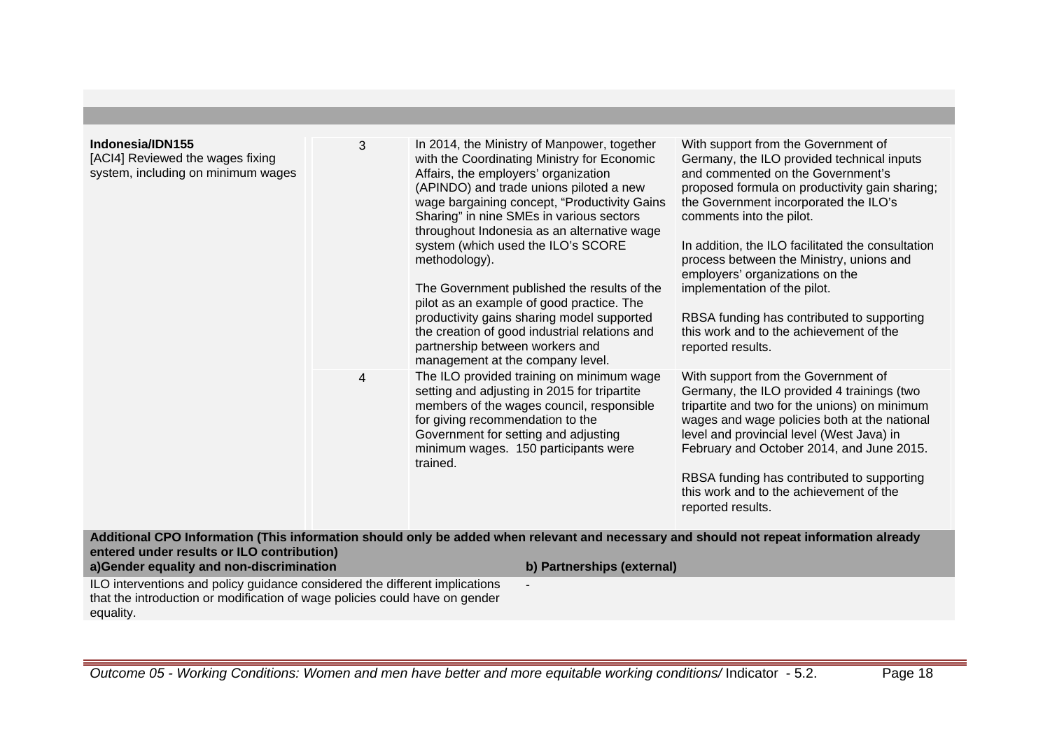| | | | |
|---|---|---|---|
| **Indonesia/IDN155**<br>[ACI4] Reviewed the wages fixing system, including on minimum wages | 3 | In 2014, the Ministry of Manpower, together with the Coordinating Ministry for Economic Affairs, the employers' organization (APINDO) and trade unions piloted a new wage bargaining concept, "Productivity Gains Sharing" in nine SMEs in various sectors throughout Indonesia as an alternative wage system (which used the ILO's SCORE methodology).<br><br>The Government published the results of the pilot as an example of good practice. The productivity gains sharing model supported the creation of good industrial relations and partnership between workers and management at the company level. | With support from the Government of Germany, the ILO provided technical inputs and commented on the Government's proposed formula on productivity gain sharing; the Government incorporated the ILO's comments into the pilot.<br><br>In addition, the ILO facilitated the consultation process between the Ministry, unions and employers' organizations on the implementation of the pilot.<br><br>RBSA funding has contributed to supporting this work and to the achievement of the reported results. |
| | 4 | The ILO provided training on minimum wage setting and adjusting in 2015 for tripartite members of the wages council, responsible for giving recommendation to the Government for setting and adjusting minimum wages. 150 participants were trained. | With support from the Government of Germany, the ILO provided 4 trainings (two tripartite and two for the unions) on minimum wages and wage policies both at the national level and provincial level (West Java) in February and October 2014, and June 2015.<br><br>RBSA funding has contributed to supporting this work and to the achievement of the reported results. |

**Additional CPO Information (This information should only be added when relevant and necessary and should not repeat information already entered under results or ILO contribution)**

| a)Gender equality and non-discrimination | b) Partnerships (external) |
|---|---|
| ILO interventions and policy guidance considered the different implications that the introduction or modification of wage policies could have on gender equality. | - |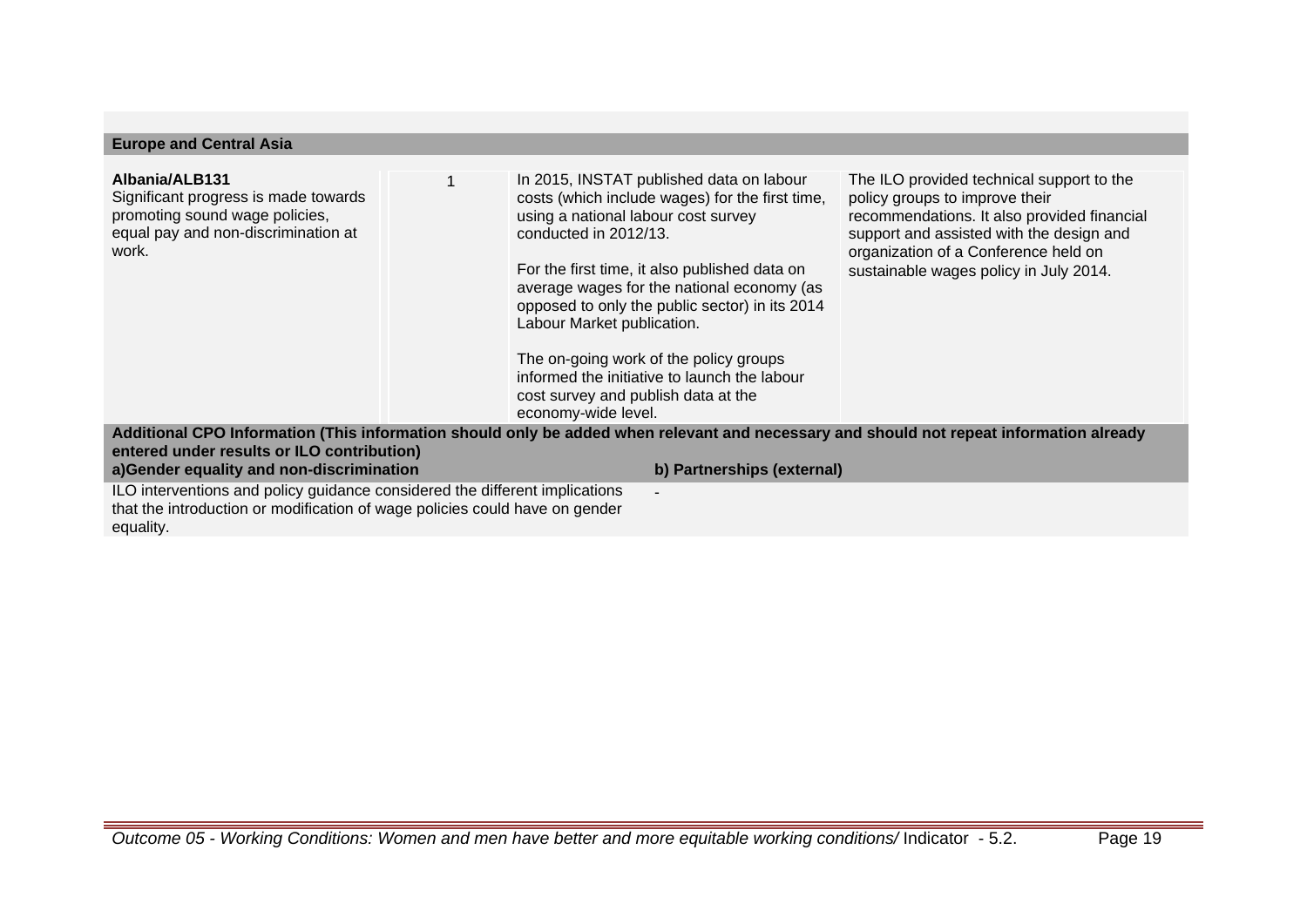## Europe and Central Asia

| | | | |
|---|---|---|---|
| **Albania/ALB131**<br>Significant progress is made towards promoting sound wage policies, equal pay and non-discrimination at work. | 1 | In 2015, INSTAT published data on labour costs (which include wages) for the first time, using a national labour cost survey conducted in 2012/13.<br><br>For the first time, it also published data on average wages for the national economy (as opposed to only the public sector) in its 2014 Labour Market publication.<br><br>The on-going work of the policy groups informed the initiative to launch the labour cost survey and publish data at the economy-wide level. | The ILO provided technical support to the policy groups to improve their recommendations. It also provided financial support and assisted with the design and organization of a Conference held on sustainable wages policy in July 2014. |

**Additional CPO Information (This information should only be added when relevant and necessary and should not repeat information already entered under results or ILO contribution)**

| a)Gender equality and non-discrimination | b) Partnerships (external) |
|---|---|
| ILO interventions and policy guidance considered the different implications that the introduction or modification of wage policies could have on gender equality. | - |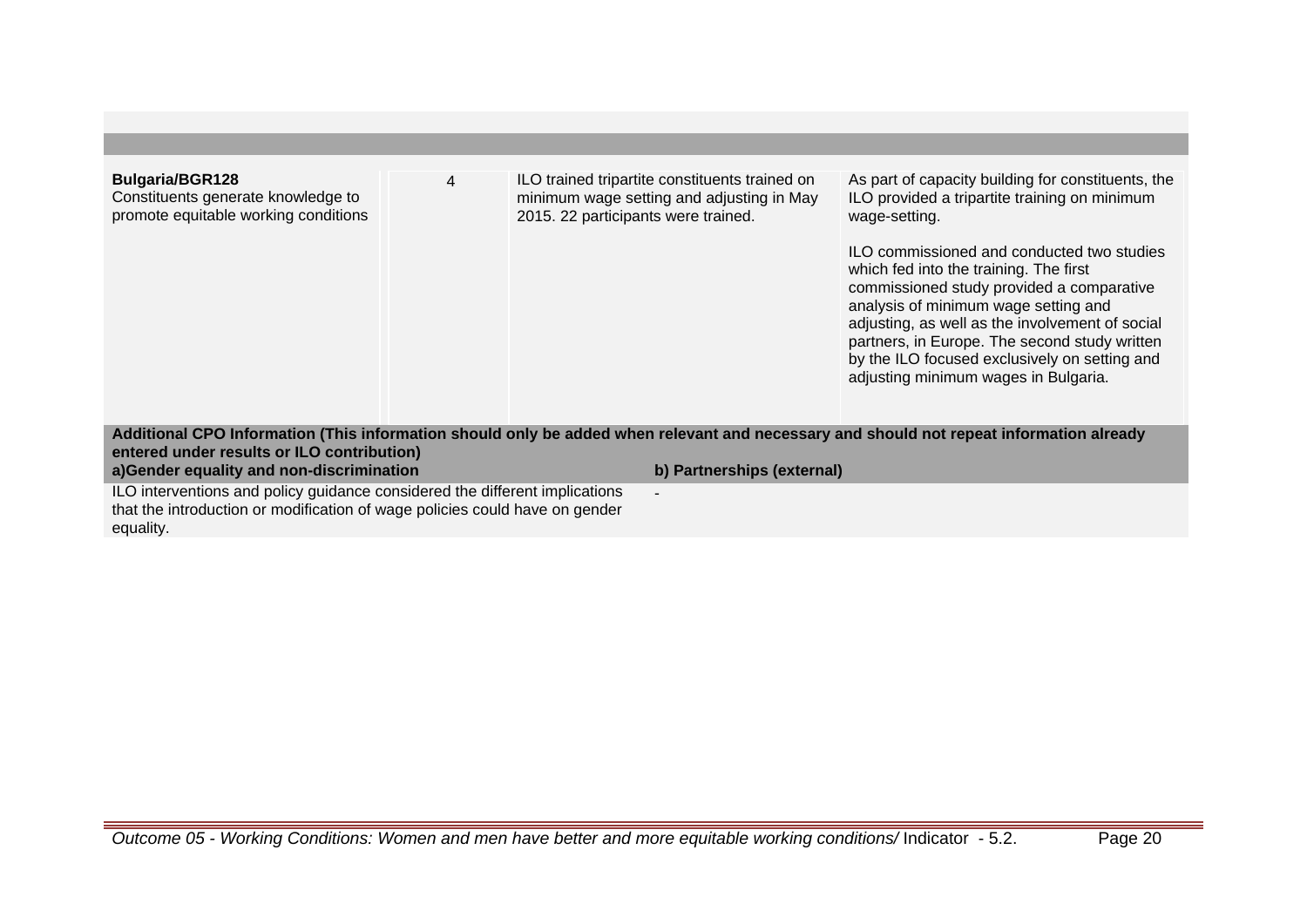| | | | |
|---|---|---|---|
| **Bulgaria/BGR128**<br>Constituents generate knowledge to promote equitable working conditions | 4 | ILO trained tripartite constituents trained on minimum wage setting and adjusting in May 2015. 22 participants were trained. | As part of capacity building for constituents, the ILO provided a tripartite training on minimum wage-setting.<br><br>ILO commissioned and conducted two studies which fed into the training. The first commissioned study provided a comparative analysis of minimum wage setting and adjusting, as well as the involvement of social partners, in Europe. The second study written by the ILO focused exclusively on setting and adjusting minimum wages in Bulgaria. |

**Additional CPO Information (This information should only be added when relevant and necessary and should not repeat information already entered under results or ILO contribution)**

| a)Gender equality and non-discrimination | b) Partnerships (external) |
|---|---|
| ILO interventions and policy guidance considered the different implications that the introduction or modification of wage policies could have on gender equality. | - |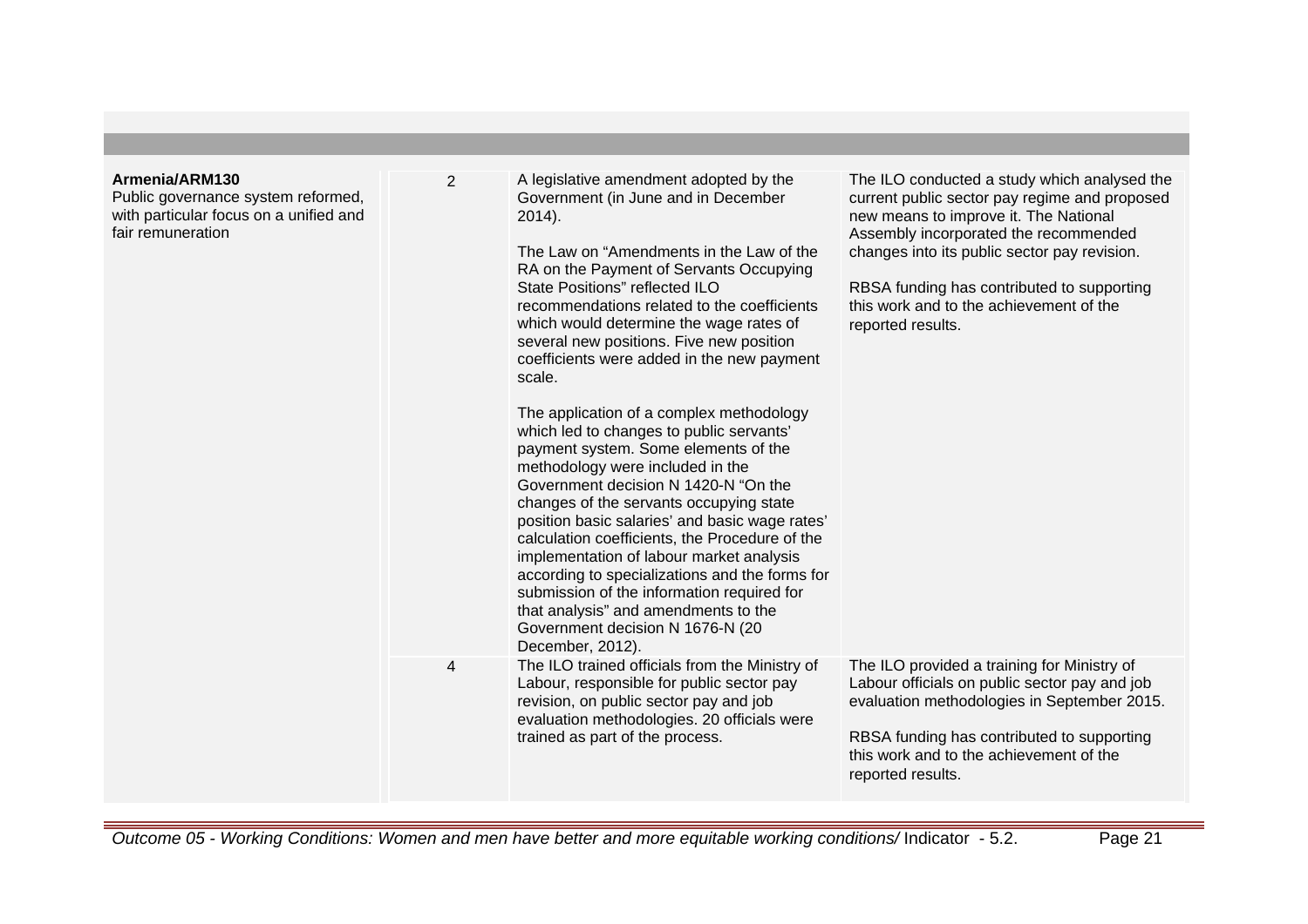| | | | |
|---|---|---|---|
| **Armenia/ARM130**<br>Public governance system reformed, with particular focus on a unified and fair remuneration | 2 | A legislative amendment adopted by the Government (in June and in December 2014).<br><br>The Law on "Amendments in the Law of the RA on the Payment of Servants Occupying State Positions" reflected ILO recommendations related to the coefficients which would determine the wage rates of several new positions. Five new position coefficients were added in the new payment scale.<br><br>The application of a complex methodology which led to changes to public servants' payment system. Some elements of the methodology were included in the Government decision N 1420-N "On the changes of the servants occupying state position basic salaries' and basic wage rates' calculation coefficients, the Procedure of the implementation of labour market analysis according to specializations and the forms for submission of the information required for that analysis" and amendments to the Government decision N 1676-N (20 December, 2012). | The ILO conducted a study which analysed the current public sector pay regime and proposed new means to improve it. The National Assembly incorporated the recommended changes into its public sector pay revision.<br><br>RBSA funding has contributed to supporting this work and to the achievement of the reported results. |
| | 4 | The ILO trained officials from the Ministry of Labour, responsible for public sector pay revision, on public sector pay and job evaluation methodologies. 20 officials were trained as part of the process. | The ILO provided a training for Ministry of Labour officials on public sector pay and job evaluation methodologies in September 2015.<br><br>RBSA funding has contributed to supporting this work and to the achievement of the reported results. |

*Outcome 05 - Working Conditions: Women and men have better and more equitable working conditions/* Indicator - 5.2.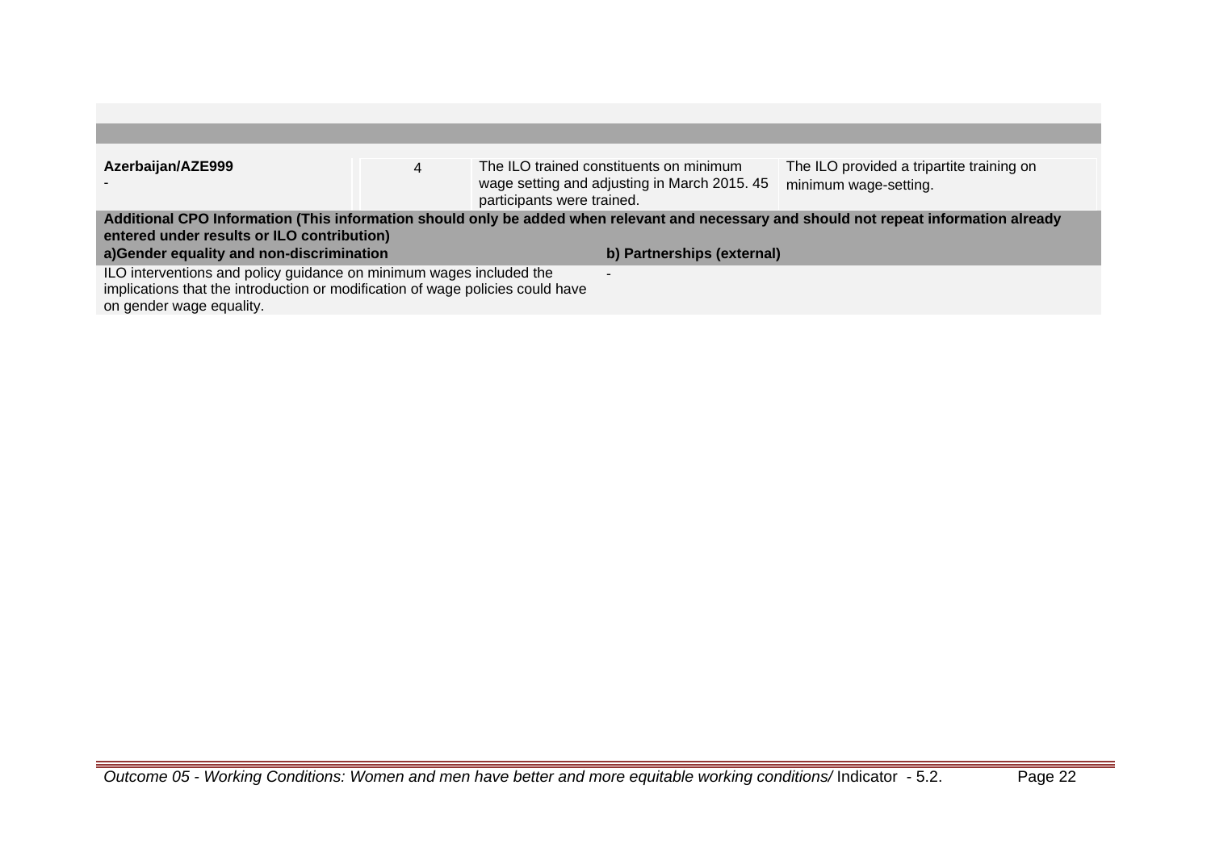| | | | |
|---|---|---|---|
| **Azerbaijan/AZE999**<br>- | 4 | The ILO trained constituents on minimum wage setting and adjusting in March 2015. 45 participants were trained. | The ILO provided a tripartite training on minimum wage-setting. |

**Additional CPO Information (This information should only be added when relevant and necessary and should not repeat information already entered under results or ILO contribution)**

| a)Gender equality and non-discrimination | b) Partnerships (external) |
|---|---|
| ILO interventions and policy guidance on minimum wages included the implications that the introduction or modification of wage policies could have on gender wage equality. | - |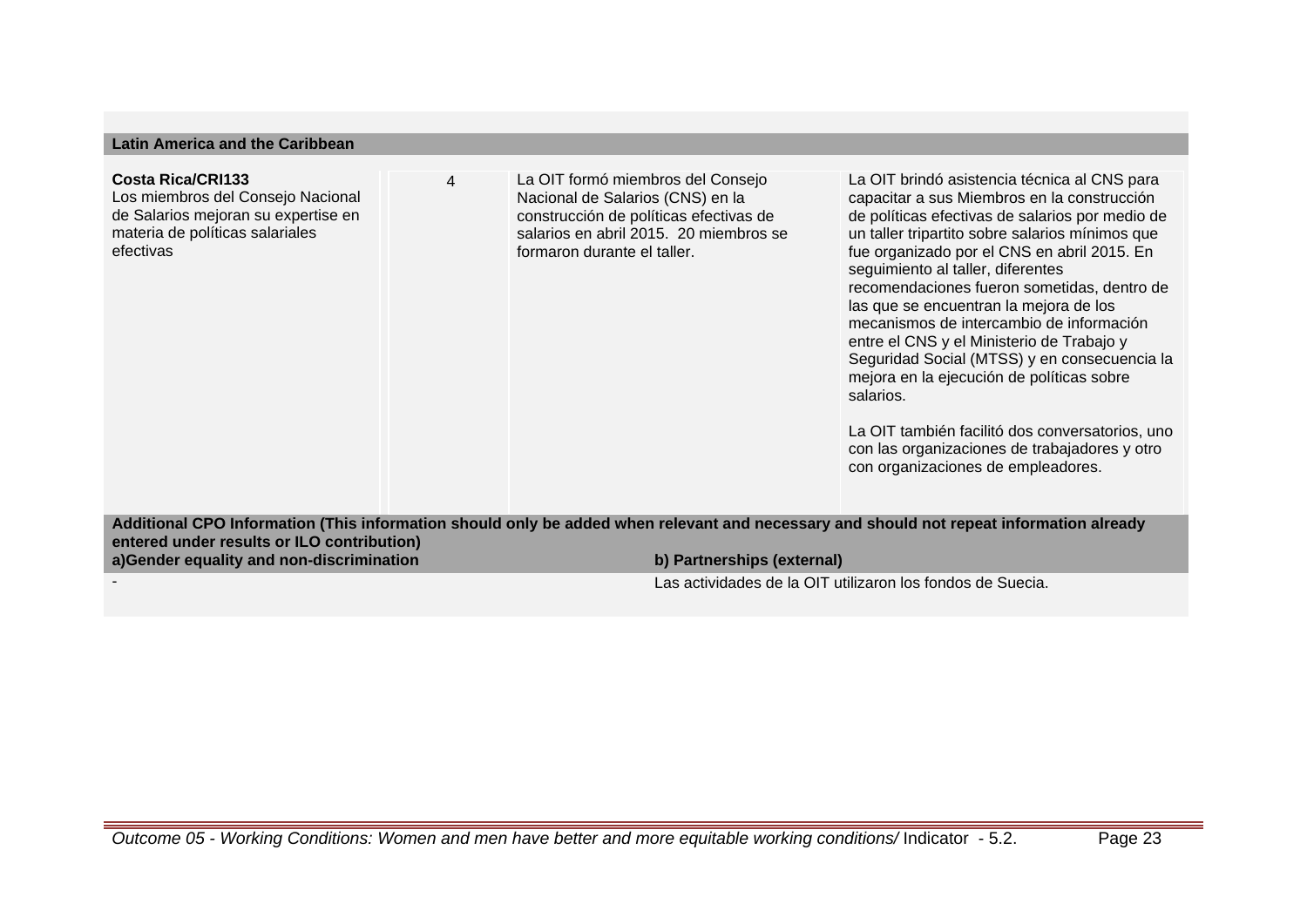## Latin America and the Caribbean

| | | | |
|---|---|---|---|
| **Costa Rica/CRI133**<br>Los miembros del Consejo Nacional de Salarios mejoran su expertise en materia de políticas salariales efectivas | 4 | La OIT formó miembros del Consejo Nacional de Salarios (CNS) en la construcción de políticas efectivas de salarios en abril 2015. 20 miembros se formaron durante el taller. | La OIT brindó asistencia técnica al CNS para capacitar a sus Miembros en la construcción de políticas efectivas de salarios por medio de un taller tripartito sobre salarios mínimos que fue organizado por el CNS en abril 2015. En seguimiento al taller, diferentes recomendaciones fueron sometidas, dentro de las que se encuentran la mejora de los mecanismos de intercambio de información entre el CNS y el Ministerio de Trabajo y Seguridad Social (MTSS) y en consecuencia la mejora en la ejecución de políticas sobre salarios.<br><br>La OIT también facilitó dos conversatorios, uno con las organizaciones de trabajadores y otro con organizaciones de empleadores. |

**Additional CPO Information (This information should only be added when relevant and necessary and should not repeat information already entered under results or ILO contribution)**

| a)Gender equality and non-discrimination | b) Partnerships (external) |
|---|---|
| - | Las actividades de la OIT utilizaron los fondos de Suecia. |